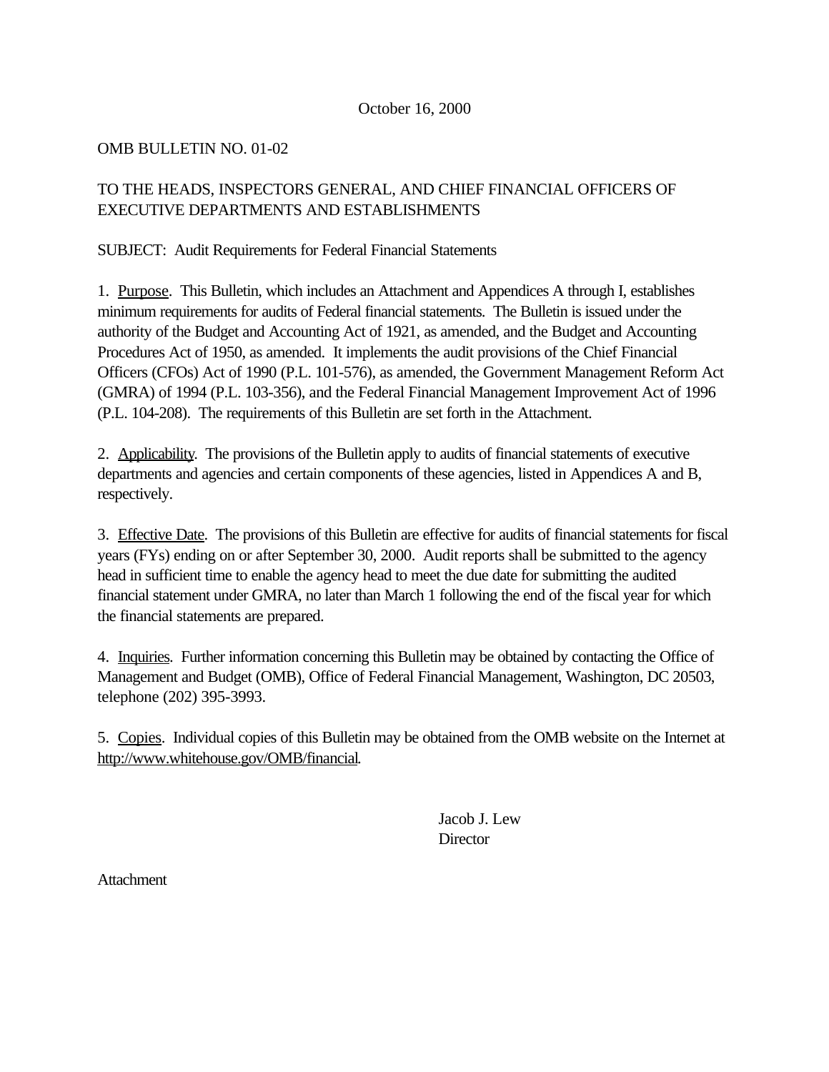October 16, 2000

OMB BULLETIN NO. 01-02

TO THE HEADS, INSPECTORS GENERAL, AND CHIEF FINANCIAL OFFICERS OF EXECUTIVE DEPARTMENTS AND ESTABLISHMENTS

SUBJECT: Audit Requirements for Federal Financial Statements

1. Purpose. This Bulletin, which includes an Attachment and Appendices A through I, establishes minimum requirements for audits of Federal financial statements. The Bulletin is issued under the authority of the Budget and Accounting Act of 1921, as amended, and the Budget and Accounting Procedures Act of 1950, as amended. It implements the audit provisions of the Chief Financial Officers (CFOs) Act of 1990 (P.L. 101-576), as amended, the Government Management Reform Act (GMRA) of 1994 (P.L. 103-356), and the Federal Financial Management Improvement Act of 1996 (P.L. 104-208). The requirements of this Bulletin are set forth in the Attachment.

2. Applicability. The provisions of the Bulletin apply to audits of financial statements of executive departments and agencies and certain components of these agencies, listed in Appendices A and B, respectively.

3. Effective Date. The provisions of this Bulletin are effective for audits of financial statements for fiscal years (FYs) ending on or after September 30, 2000. Audit reports shall be submitted to the agency head in sufficient time to enable the agency head to meet the due date for submitting the audited financial statement under GMRA, no later than March 1 following the end of the fiscal year for which the financial statements are prepared.

4. Inquiries. Further information concerning this Bulletin may be obtained by contacting the Office of Management and Budget (OMB), Office of Federal Financial Management, Washington, DC 20503, telephone (202) 395-3993.

5. Copies. Individual copies of this Bulletin may be obtained from the OMB website on the Internet at http://www.whitehouse.gov/OMB/financial.

Jacob J. Lew
Director

Attachment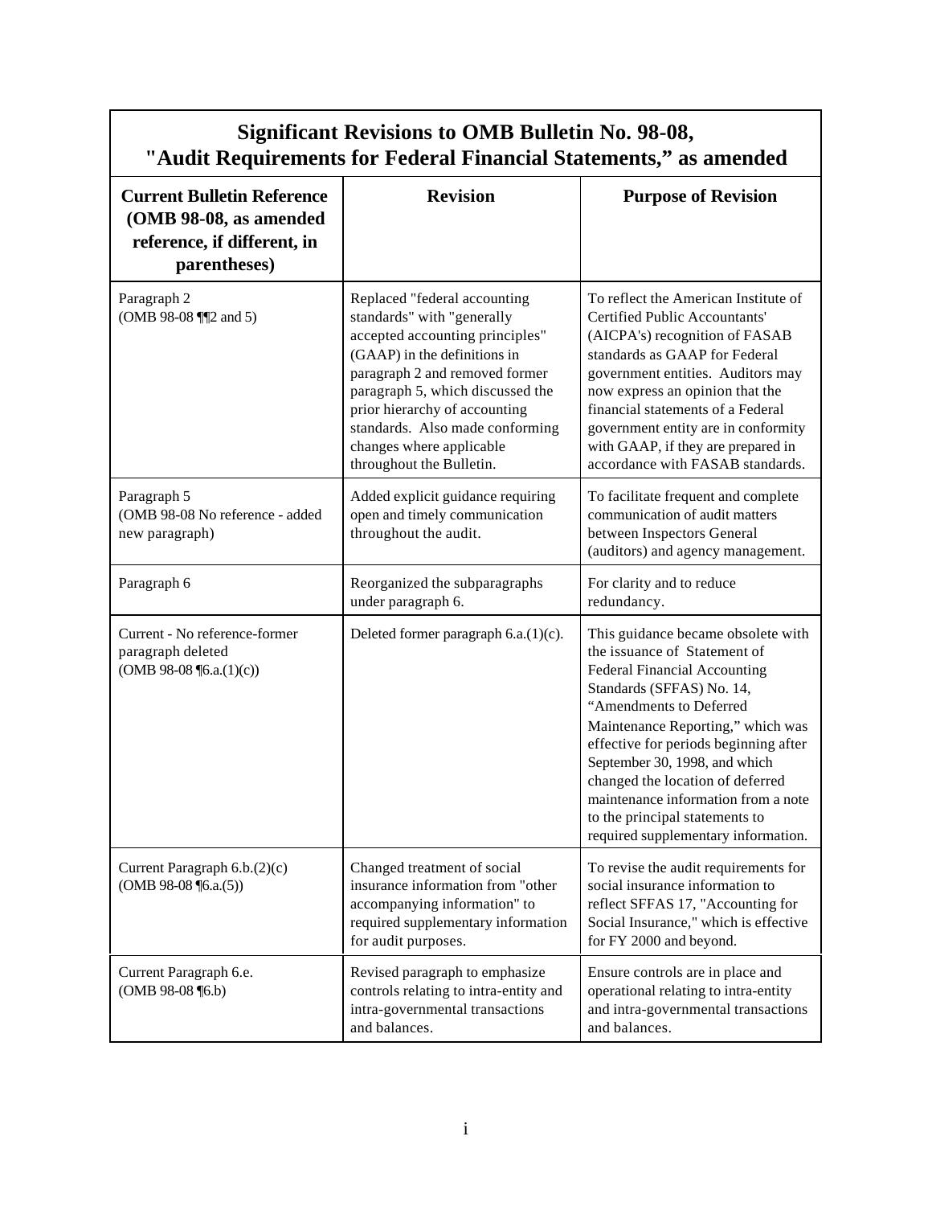## Significant Revisions to OMB Bulletin No. 98-08, "Audit Requirements for Federal Financial Statements," as amended

| Current Bulletin Reference (OMB 98-08, as amended reference, if different, in parentheses) | Revision | Purpose of Revision |
|---|---|---|
| Paragraph 2 (OMB 98-08 ¶¶2 and 5) | Replaced "federal accounting standards" with "generally accepted accounting principles" (GAAP) in the definitions in paragraph 2 and removed former paragraph 5, which discussed the prior hierarchy of accounting standards. Also made conforming changes where applicable throughout the Bulletin. | To reflect the American Institute of Certified Public Accountants' (AICPA's) recognition of FASAB standards as GAAP for Federal government entities. Auditors may now express an opinion that the financial statements of a Federal government entity are in conformity with GAAP, if they are prepared in accordance with FASAB standards. |
| Paragraph 5 (OMB 98-08 No reference - added new paragraph) | Added explicit guidance requiring open and timely communication throughout the audit. | To facilitate frequent and complete communication of audit matters between Inspectors General (auditors) and agency management. |
| Paragraph 6 | Reorganized the subparagraphs under paragraph 6. | For clarity and to reduce redundancy. |
| Current - No reference-former paragraph deleted (OMB 98-08 ¶6.a.(1)(c)) | Deleted former paragraph 6.a.(1)(c). | This guidance became obsolete with the issuance of Statement of Federal Financial Accounting Standards (SFFAS) No. 14, "Amendments to Deferred Maintenance Reporting," which was effective for periods beginning after September 30, 1998, and which changed the location of deferred maintenance information from a note to the principal statements to required supplementary information. |
| Current Paragraph 6.b.(2)(c) (OMB 98-08 ¶6.a.(5)) | Changed treatment of social insurance information from "other accompanying information" to required supplementary information for audit purposes. | To revise the audit requirements for social insurance information to reflect SFFAS 17, "Accounting for Social Insurance," which is effective for FY 2000 and beyond. |
| Current Paragraph 6.e. (OMB 98-08 ¶6.b) | Revised paragraph to emphasize controls relating to intra-entity and intra-governmental transactions and balances. | Ensure controls are in place and operational relating to intra-entity and intra-governmental transactions and balances. |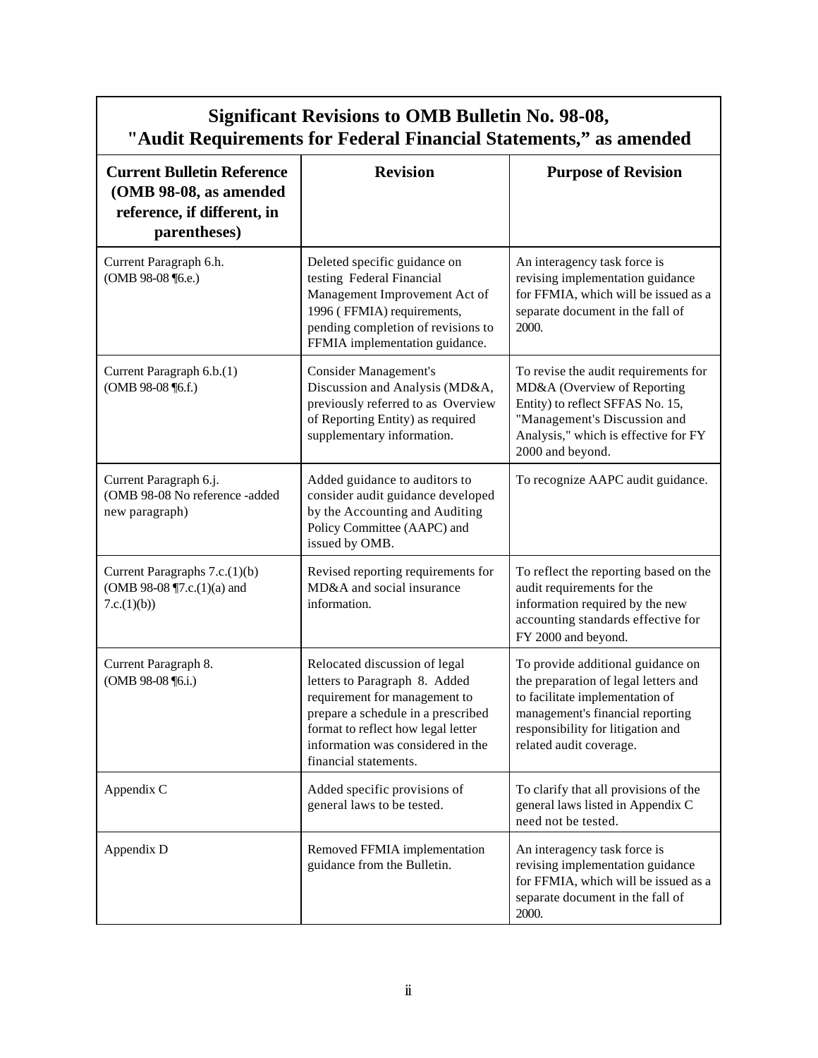## Significant Revisions to OMB Bulletin No. 98-08, "Audit Requirements for Federal Financial Statements," as amended

| Current Bulletin Reference (OMB 98-08, as amended reference, if different, in parentheses) | Revision | Purpose of Revision |
|---|---|---|
| Current Paragraph 6.h. (OMB 98-08 ¶6.e.) | Deleted specific guidance on testing Federal Financial Management Improvement Act of 1996 ( FFMIA) requirements, pending completion of revisions to FFMIA implementation guidance. | An interagency task force is revising implementation guidance for FFMIA, which will be issued as a separate document in the fall of 2000. |
| Current Paragraph 6.b.(1) (OMB 98-08 ¶6.f.) | Consider Management's Discussion and Analysis (MD&A, previously referred to as Overview of Reporting Entity) as required supplementary information. | To revise the audit requirements for MD&A (Overview of Reporting Entity) to reflect SFFAS No. 15, "Management's Discussion and Analysis," which is effective for FY 2000 and beyond. |
| Current Paragraph 6.j. (OMB 98-08 No reference -added new paragraph) | Added guidance to auditors to consider audit guidance developed by the Accounting and Auditing Policy Committee (AAPC) and issued by OMB. | To recognize AAPC audit guidance. |
| Current Paragraphs 7.c.(1)(b) (OMB 98-08 ¶7.c.(1)(a) and 7.c.(1)(b)) | Revised reporting requirements for MD&A and social insurance information. | To reflect the reporting based on the audit requirements for the information required by the new accounting standards effective for FY 2000 and beyond. |
| Current Paragraph 8. (OMB 98-08 ¶6.i.) | Relocated discussion of legal letters to Paragraph 8. Added requirement for management to prepare a schedule in a prescribed format to reflect how legal letter information was considered in the financial statements. | To provide additional guidance on the preparation of legal letters and to facilitate implementation of management's financial reporting responsibility for litigation and related audit coverage. |
| Appendix C | Added specific provisions of general laws to be tested. | To clarify that all provisions of the general laws listed in Appendix C need not be tested. |
| Appendix D | Removed FFMIA implementation guidance from the Bulletin. | An interagency task force is revising implementation guidance for FFMIA, which will be issued as a separate document in the fall of 2000. |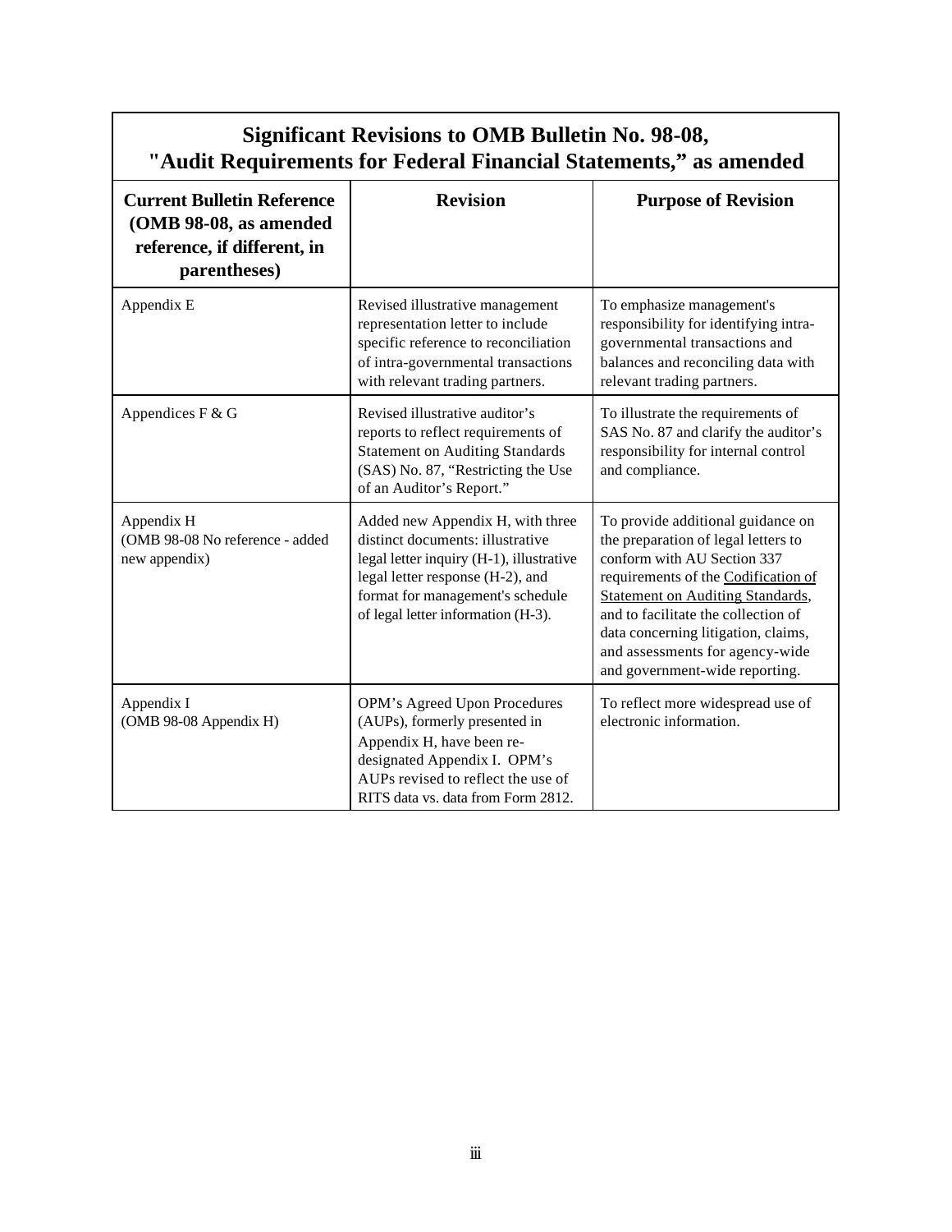| Significant Revisions to OMB Bulletin No. 98-08, "Audit Requirements for Federal Financial Statements," as amended | | |
|---|---|---|
| **Current Bulletin Reference (OMB 98-08, as amended reference, if different, in parentheses)** | **Revision** | **Purpose of Revision** |
| Appendix E | Revised illustrative management representation letter to include specific reference to reconciliation of intra-governmental transactions with relevant trading partners. | To emphasize management's responsibility for identifying intra-governmental transactions and balances and reconciling data with relevant trading partners. |
| Appendices F & G | Revised illustrative auditor's reports to reflect requirements of Statement on Auditing Standards (SAS) No. 87, "Restricting the Use of an Auditor's Report." | To illustrate the requirements of SAS No. 87 and clarify the auditor's responsibility for internal control and compliance. |
| Appendix H (OMB 98-08 No reference - added new appendix) | Added new Appendix H, with three distinct documents: illustrative legal letter inquiry (H-1), illustrative legal letter response (H-2), and format for management's schedule of legal letter information (H-3). | To provide additional guidance on the preparation of legal letters to conform with AU Section 337 requirements of the Codification of Statement on Auditing Standards, and to facilitate the collection of data concerning litigation, claims, and assessments for agency-wide and government-wide reporting. |
| Appendix I (OMB 98-08 Appendix H) | OPM's Agreed Upon Procedures (AUPs), formerly presented in Appendix H, have been re-designated Appendix I. OPM's AUPs revised to reflect the use of RITS data vs. data from Form 2812. | To reflect more widespread use of electronic information. |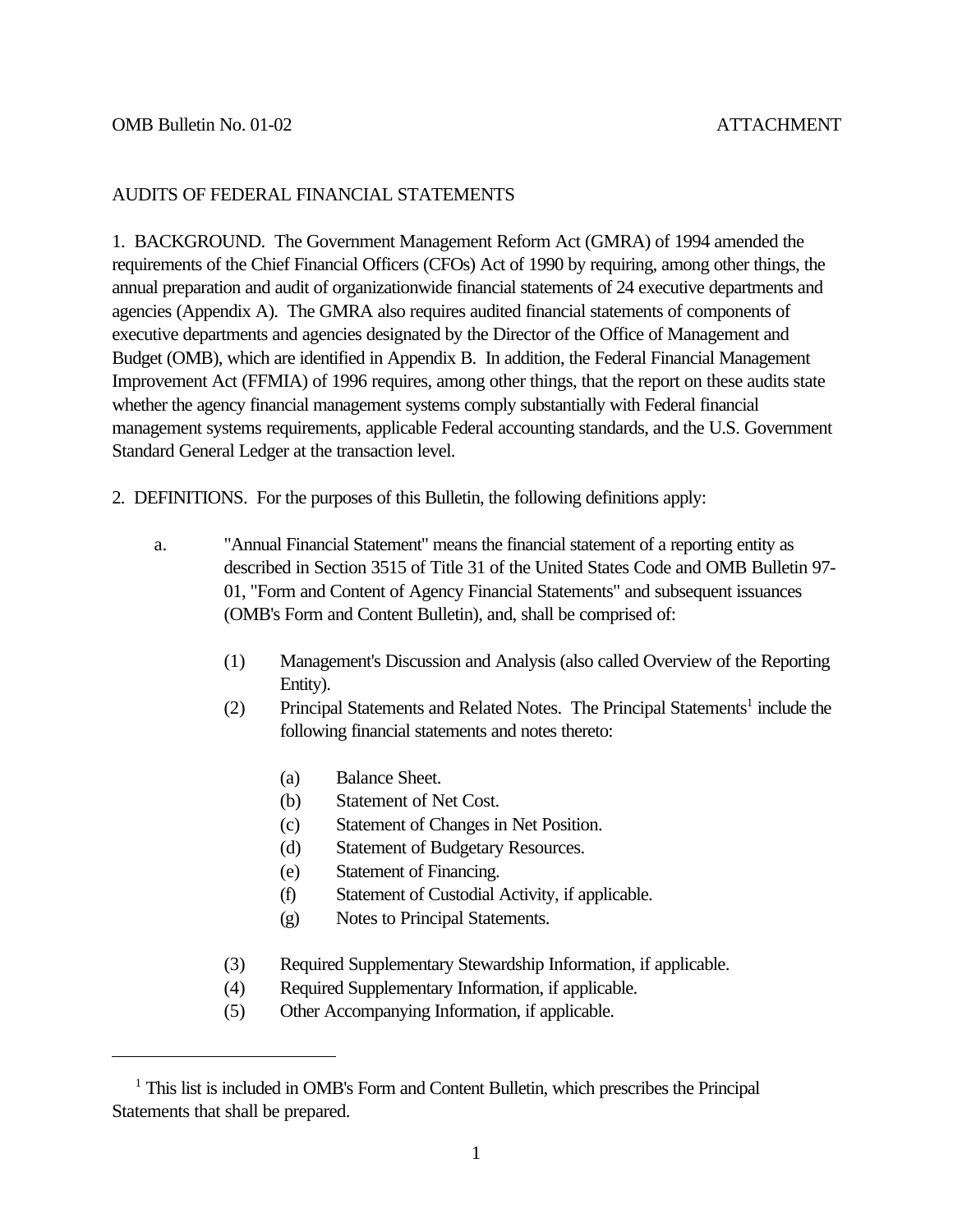OMB Bulletin No. 01-02 ATTACHMENT

# AUDITS OF FEDERAL FINANCIAL STATEMENTS

1. BACKGROUND. The Government Management Reform Act (GMRA) of 1994 amended the requirements of the Chief Financial Officers (CFOs) Act of 1990 by requiring, among other things, the annual preparation and audit of organizationwide financial statements of 24 executive departments and agencies (Appendix A). The GMRA also requires audited financial statements of components of executive departments and agencies designated by the Director of the Office of Management and Budget (OMB), which are identified in Appendix B. In addition, the Federal Financial Management Improvement Act (FFMIA) of 1996 requires, among other things, that the report on these audits state whether the agency financial management systems comply substantially with Federal financial management systems requirements, applicable Federal accounting standards, and the U.S. Government Standard General Ledger at the transaction level.

2. DEFINITIONS. For the purposes of this Bulletin, the following definitions apply:

a. "Annual Financial Statement" means the financial statement of a reporting entity as described in Section 3515 of Title 31 of the United States Code and OMB Bulletin 97-01, "Form and Content of Agency Financial Statements" and subsequent issuances (OMB's Form and Content Bulletin), and, shall be comprised of:

   (1) Management's Discussion and Analysis (also called Overview of the Reporting Entity).

   (2) Principal Statements and Related Notes. The Principal Statements[1] include the following financial statements and notes thereto:

      (a) Balance Sheet.
      (b) Statement of Net Cost.
      (c) Statement of Changes in Net Position.
      (d) Statement of Budgetary Resources.
      (e) Statement of Financing.
      (f) Statement of Custodial Activity, if applicable.
      (g) Notes to Principal Statements.

   (3) Required Supplementary Stewardship Information, if applicable.

   (4) Required Supplementary Information, if applicable.

   (5) Other Accompanying Information, if applicable.

---

[1] This list is included in OMB's Form and Content Bulletin, which prescribes the Principal Statements that shall be prepared.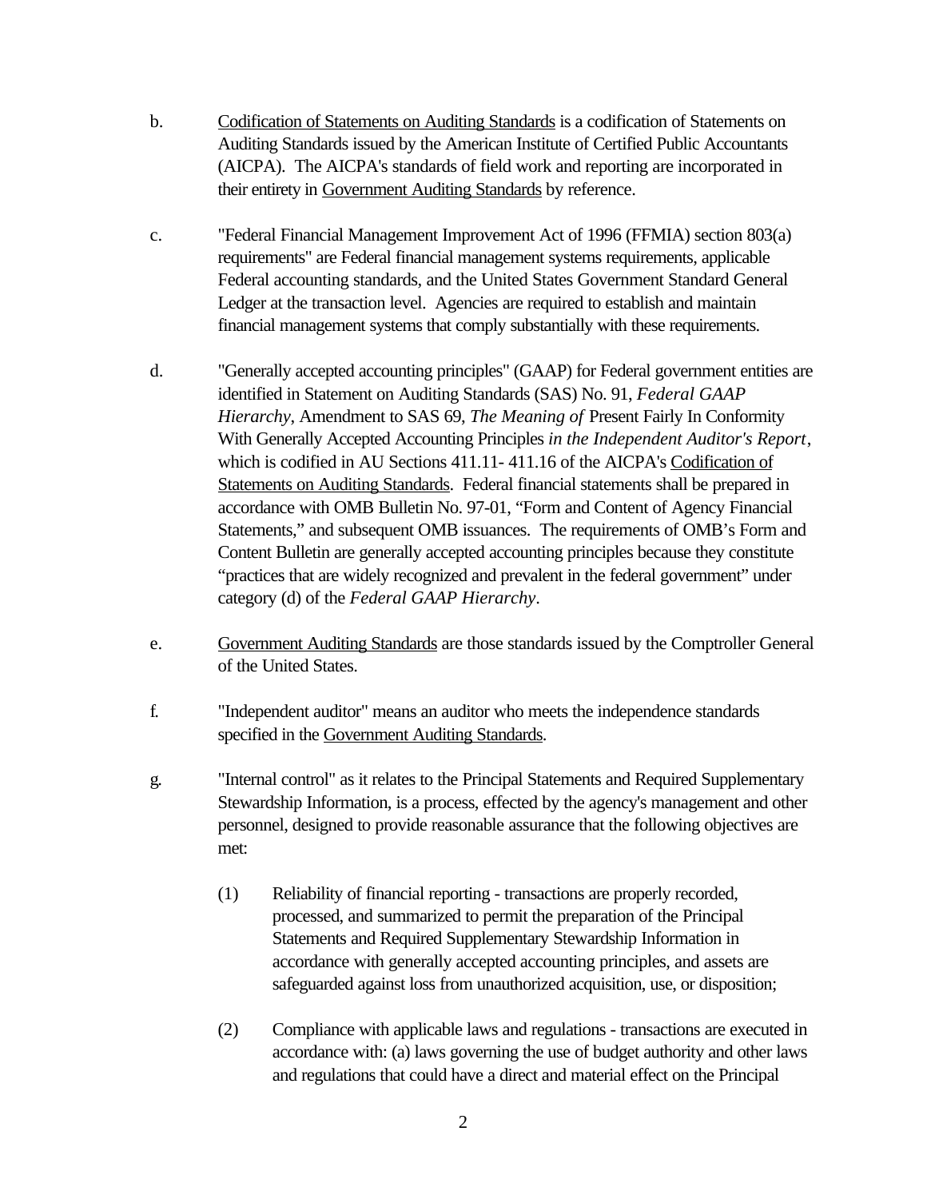b. Codification of Statements on Auditing Standards is a codification of Statements on Auditing Standards issued by the American Institute of Certified Public Accountants (AICPA). The AICPA's standards of field work and reporting are incorporated in their entirety in Government Auditing Standards by reference.

c. "Federal Financial Management Improvement Act of 1996 (FFMIA) section 803(a) requirements" are Federal financial management systems requirements, applicable Federal accounting standards, and the United States Government Standard General Ledger at the transaction level. Agencies are required to establish and maintain financial management systems that comply substantially with these requirements.

d. "Generally accepted accounting principles" (GAAP) for Federal government entities are identified in Statement on Auditing Standards (SAS) No. 91, *Federal GAAP Hierarchy*, Amendment to SAS 69, *The Meaning of* Present Fairly In Conformity With Generally Accepted Accounting Principles *in the Independent Auditor's Report*, which is codified in AU Sections 411.11- 411.16 of the AICPA's Codification of Statements on Auditing Standards. Federal financial statements shall be prepared in accordance with OMB Bulletin No. 97-01, "Form and Content of Agency Financial Statements," and subsequent OMB issuances. The requirements of OMB's Form and Content Bulletin are generally accepted accounting principles because they constitute "practices that are widely recognized and prevalent in the federal government" under category (d) of the *Federal GAAP Hierarchy*.

e. Government Auditing Standards are those standards issued by the Comptroller General of the United States.

f. "Independent auditor" means an auditor who meets the independence standards specified in the Government Auditing Standards.

g. "Internal control" as it relates to the Principal Statements and Required Supplementary Stewardship Information, is a process, effected by the agency's management and other personnel, designed to provide reasonable assurance that the following objectives are met:

   (1) Reliability of financial reporting - transactions are properly recorded, processed, and summarized to permit the preparation of the Principal Statements and Required Supplementary Stewardship Information in accordance with generally accepted accounting principles, and assets are safeguarded against loss from unauthorized acquisition, use, or disposition;

   (2) Compliance with applicable laws and regulations - transactions are executed in accordance with: (a) laws governing the use of budget authority and other laws and regulations that could have a direct and material effect on the Principal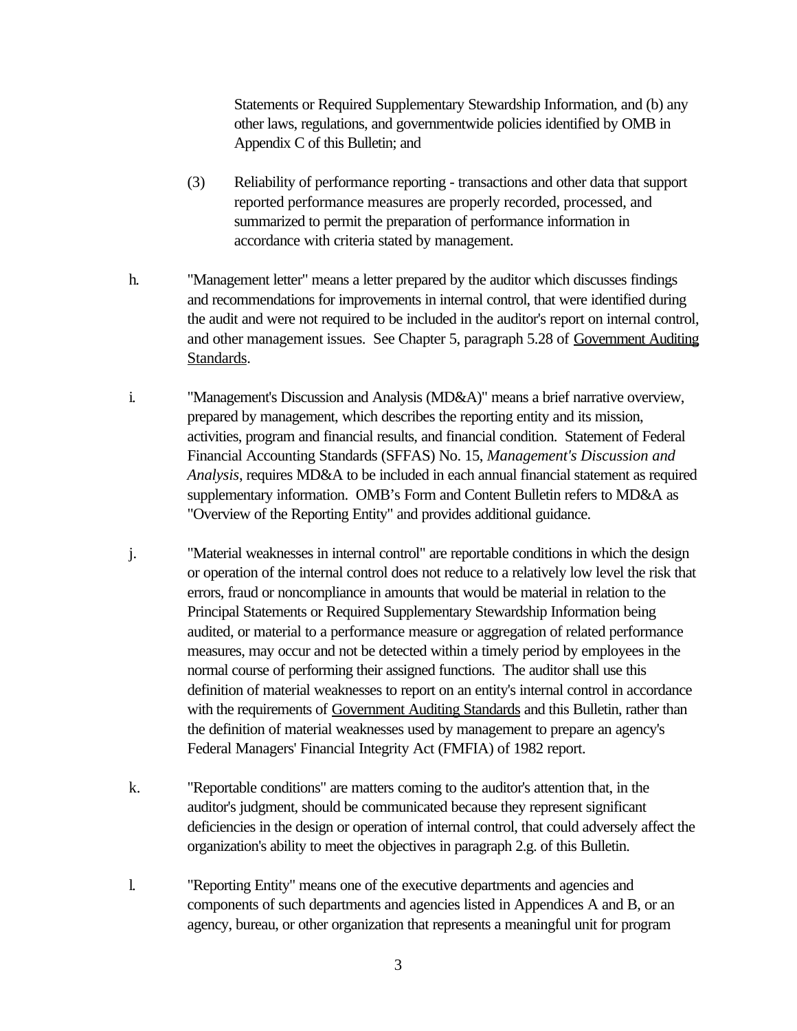Statements or Required Supplementary Stewardship Information, and (b) any other laws, regulations, and governmentwide policies identified by OMB in Appendix C of this Bulletin; and

(3) Reliability of performance reporting - transactions and other data that support reported performance measures are properly recorded, processed, and summarized to permit the preparation of performance information in accordance with criteria stated by management.

h. "Management letter" means a letter prepared by the auditor which discusses findings and recommendations for improvements in internal control, that were identified during the audit and were not required to be included in the auditor's report on internal control, and other management issues. See Chapter 5, paragraph 5.28 of Government Auditing Standards.

i. "Management's Discussion and Analysis (MD&A)" means a brief narrative overview, prepared by management, which describes the reporting entity and its mission, activities, program and financial results, and financial condition. Statement of Federal Financial Accounting Standards (SFFAS) No. 15, *Management's Discussion and Analysis*, requires MD&A to be included in each annual financial statement as required supplementary information. OMB's Form and Content Bulletin refers to MD&A as "Overview of the Reporting Entity" and provides additional guidance.

j. "Material weaknesses in internal control" are reportable conditions in which the design or operation of the internal control does not reduce to a relatively low level the risk that errors, fraud or noncompliance in amounts that would be material in relation to the Principal Statements or Required Supplementary Stewardship Information being audited, or material to a performance measure or aggregation of related performance measures, may occur and not be detected within a timely period by employees in the normal course of performing their assigned functions. The auditor shall use this definition of material weaknesses to report on an entity's internal control in accordance with the requirements of Government Auditing Standards and this Bulletin, rather than the definition of material weaknesses used by management to prepare an agency's Federal Managers' Financial Integrity Act (FMFIA) of 1982 report.

k. "Reportable conditions" are matters coming to the auditor's attention that, in the auditor's judgment, should be communicated because they represent significant deficiencies in the design or operation of internal control, that could adversely affect the organization's ability to meet the objectives in paragraph 2.g. of this Bulletin.

l. "Reporting Entity" means one of the executive departments and agencies and components of such departments and agencies listed in Appendices A and B, or an agency, bureau, or other organization that represents a meaningful unit for program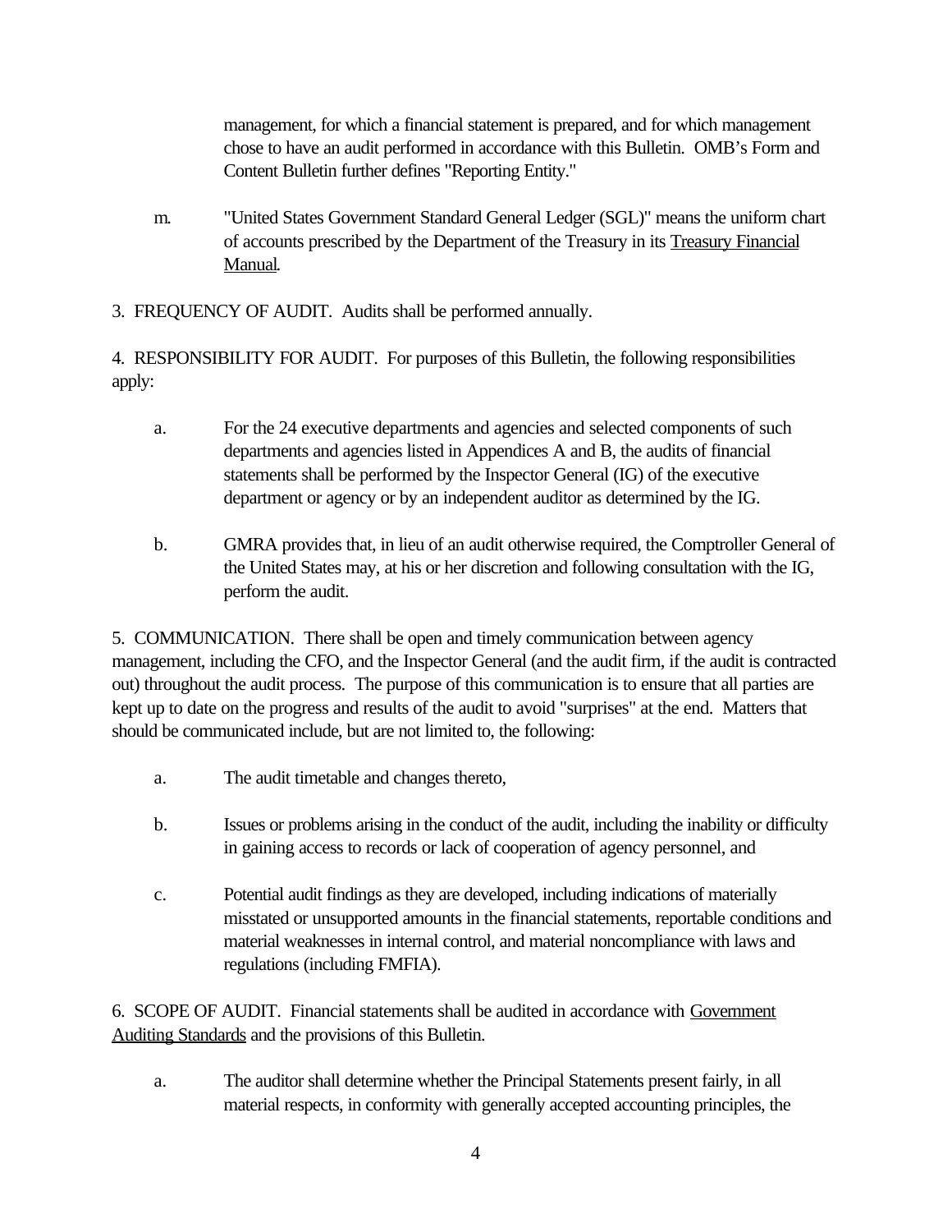management, for which a financial statement is prepared, and for which management chose to have an audit performed in accordance with this Bulletin. OMB's Form and Content Bulletin further defines "Reporting Entity."

m. "United States Government Standard General Ledger (SGL)" means the uniform chart of accounts prescribed by the Department of the Treasury in its Treasury Financial Manual.

3. FREQUENCY OF AUDIT. Audits shall be performed annually.

4. RESPONSIBILITY FOR AUDIT. For purposes of this Bulletin, the following responsibilities apply:

a. For the 24 executive departments and agencies and selected components of such departments and agencies listed in Appendices A and B, the audits of financial statements shall be performed by the Inspector General (IG) of the executive department or agency or by an independent auditor as determined by the IG.

b. GMRA provides that, in lieu of an audit otherwise required, the Comptroller General of the United States may, at his or her discretion and following consultation with the IG, perform the audit.

5. COMMUNICATION. There shall be open and timely communication between agency management, including the CFO, and the Inspector General (and the audit firm, if the audit is contracted out) throughout the audit process. The purpose of this communication is to ensure that all parties are kept up to date on the progress and results of the audit to avoid "surprises" at the end. Matters that should be communicated include, but are not limited to, the following:

a. The audit timetable and changes thereto,

b. Issues or problems arising in the conduct of the audit, including the inability or difficulty in gaining access to records or lack of cooperation of agency personnel, and

c. Potential audit findings as they are developed, including indications of materially misstated or unsupported amounts in the financial statements, reportable conditions and material weaknesses in internal control, and material noncompliance with laws and regulations (including FMFIA).

6. SCOPE OF AUDIT. Financial statements shall be audited in accordance with Government Auditing Standards and the provisions of this Bulletin.

a. The auditor shall determine whether the Principal Statements present fairly, in all material respects, in conformity with generally accepted accounting principles, the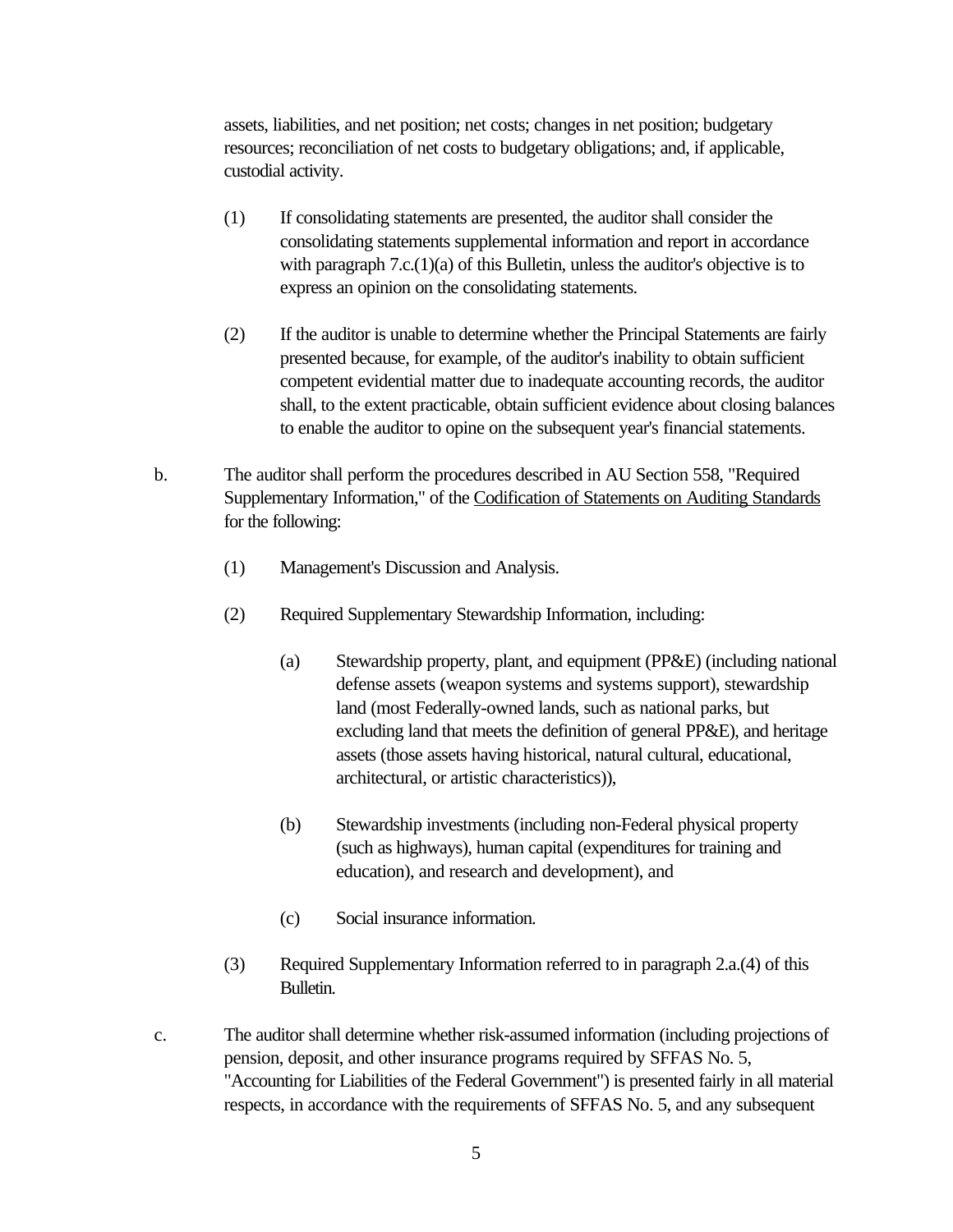assets, liabilities, and net position; net costs; changes in net position; budgetary resources; reconciliation of net costs to budgetary obligations; and, if applicable, custodial activity.

(1) If consolidating statements are presented, the auditor shall consider the consolidating statements supplemental information and report in accordance with paragraph 7.c.(1)(a) of this Bulletin, unless the auditor's objective is to express an opinion on the consolidating statements.

(2) If the auditor is unable to determine whether the Principal Statements are fairly presented because, for example, of the auditor's inability to obtain sufficient competent evidential matter due to inadequate accounting records, the auditor shall, to the extent practicable, obtain sufficient evidence about closing balances to enable the auditor to opine on the subsequent year's financial statements.

b. The auditor shall perform the procedures described in AU Section 558, "Required Supplementary Information," of the Codification of Statements on Auditing Standards for the following:

(1) Management's Discussion and Analysis.

(2) Required Supplementary Stewardship Information, including:

(a) Stewardship property, plant, and equipment (PP&E) (including national defense assets (weapon systems and systems support), stewardship land (most Federally-owned lands, such as national parks, but excluding land that meets the definition of general PP&E), and heritage assets (those assets having historical, natural cultural, educational, architectural, or artistic characteristics)),

(b) Stewardship investments (including non-Federal physical property (such as highways), human capital (expenditures for training and education), and research and development), and

(c) Social insurance information.

(3) Required Supplementary Information referred to in paragraph 2.a.(4) of this Bulletin.

c. The auditor shall determine whether risk-assumed information (including projections of pension, deposit, and other insurance programs required by SFFAS No. 5, "Accounting for Liabilities of the Federal Government") is presented fairly in all material respects, in accordance with the requirements of SFFAS No. 5, and any subsequent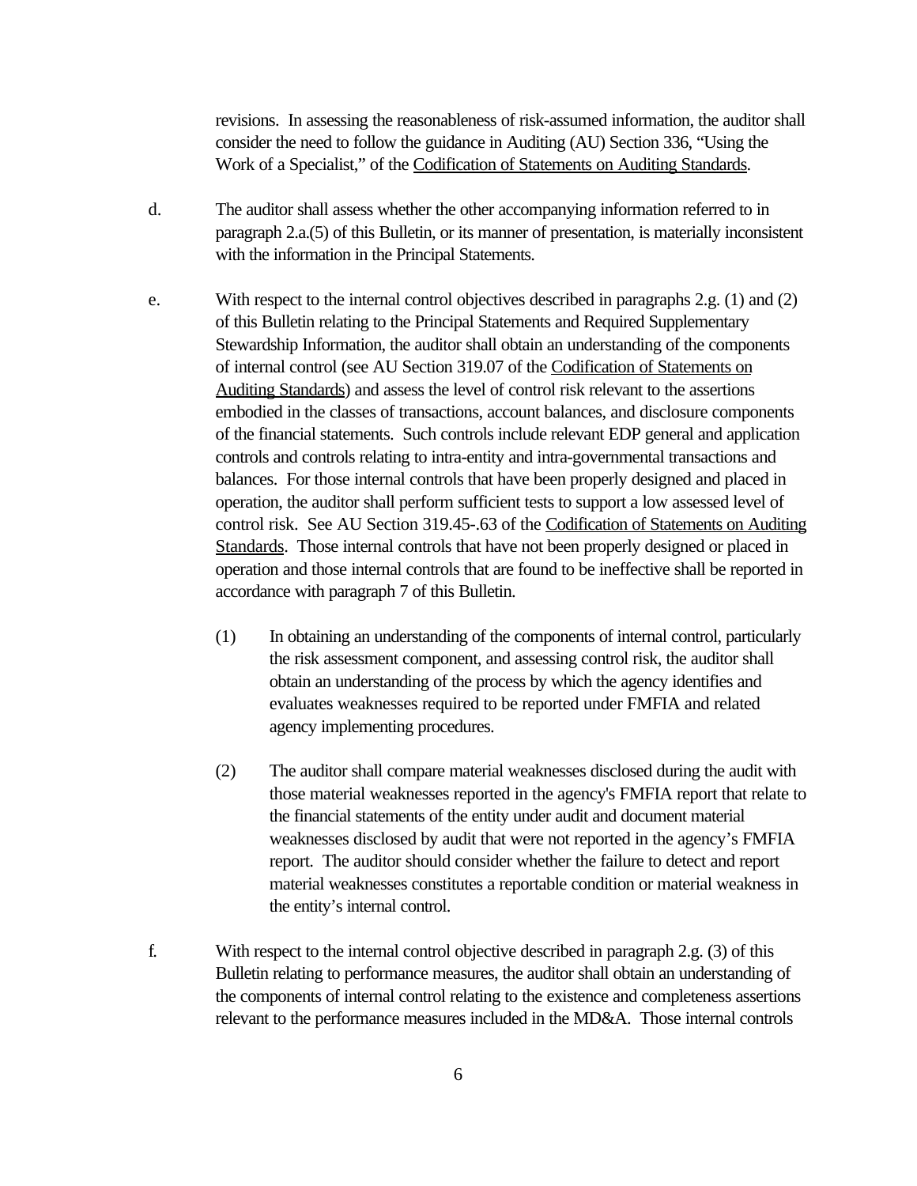revisions. In assessing the reasonableness of risk-assumed information, the auditor shall consider the need to follow the guidance in Auditing (AU) Section 336, "Using the Work of a Specialist," of the Codification of Statements on Auditing Standards.

d. The auditor shall assess whether the other accompanying information referred to in paragraph 2.a.(5) of this Bulletin, or its manner of presentation, is materially inconsistent with the information in the Principal Statements.

e. With respect to the internal control objectives described in paragraphs 2.g. (1) and (2) of this Bulletin relating to the Principal Statements and Required Supplementary Stewardship Information, the auditor shall obtain an understanding of the components of internal control (see AU Section 319.07 of the Codification of Statements on Auditing Standards) and assess the level of control risk relevant to the assertions embodied in the classes of transactions, account balances, and disclosure components of the financial statements. Such controls include relevant EDP general and application controls and controls relating to intra-entity and intra-governmental transactions and balances. For those internal controls that have been properly designed and placed in operation, the auditor shall perform sufficient tests to support a low assessed level of control risk. See AU Section 319.45-.63 of the Codification of Statements on Auditing Standards. Those internal controls that have not been properly designed or placed in operation and those internal controls that are found to be ineffective shall be reported in accordance with paragraph 7 of this Bulletin.

   (1) In obtaining an understanding of the components of internal control, particularly the risk assessment component, and assessing control risk, the auditor shall obtain an understanding of the process by which the agency identifies and evaluates weaknesses required to be reported under FMFIA and related agency implementing procedures.

   (2) The auditor shall compare material weaknesses disclosed during the audit with those material weaknesses reported in the agency's FMFIA report that relate to the financial statements of the entity under audit and document material weaknesses disclosed by audit that were not reported in the agency's FMFIA report. The auditor should consider whether the failure to detect and report material weaknesses constitutes a reportable condition or material weakness in the entity's internal control.

f. With respect to the internal control objective described in paragraph 2.g. (3) of this Bulletin relating to performance measures, the auditor shall obtain an understanding of the components of internal control relating to the existence and completeness assertions relevant to the performance measures included in the MD&A. Those internal controls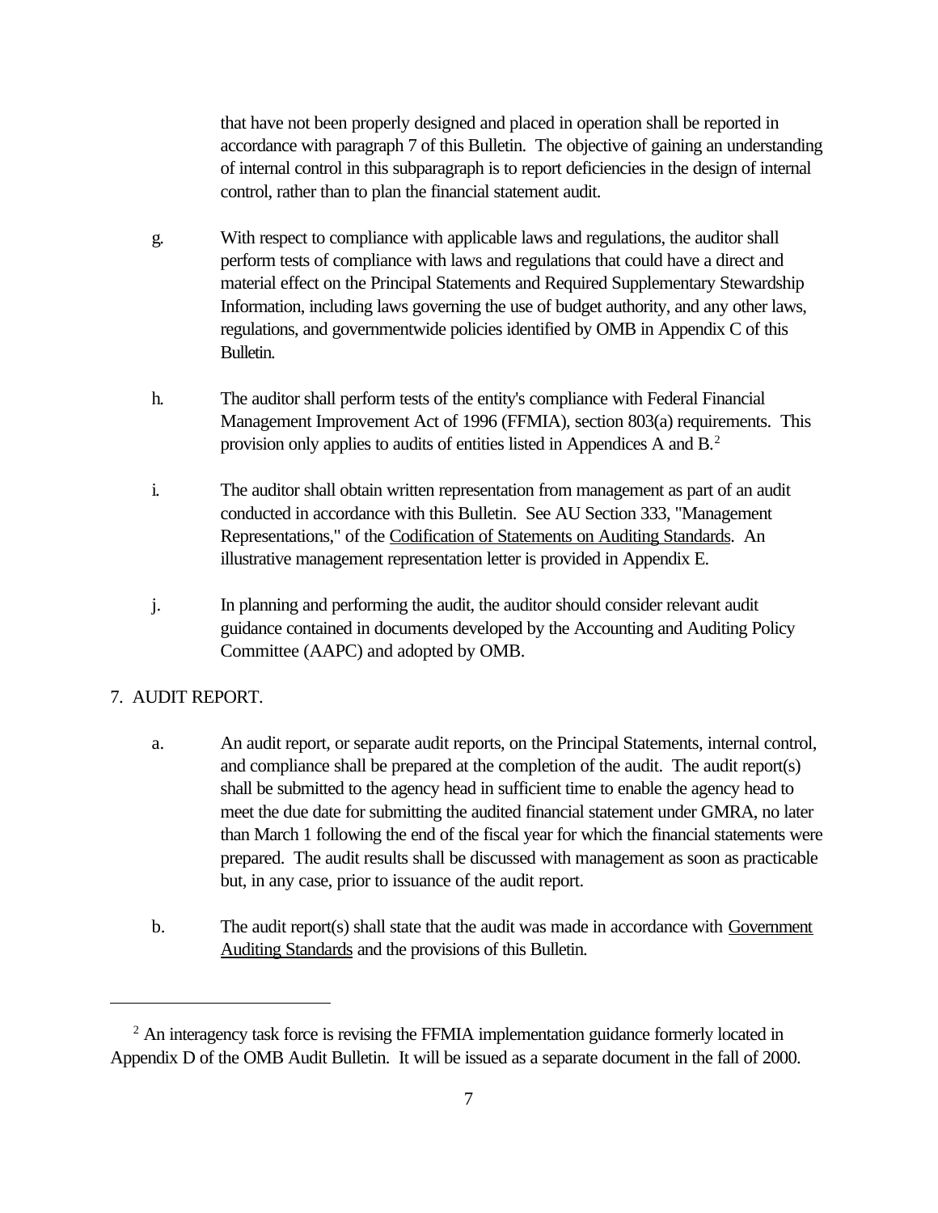that have not been properly designed and placed in operation shall be reported in accordance with paragraph 7 of this Bulletin. The objective of gaining an understanding of internal control in this subparagraph is to report deficiencies in the design of internal control, rather than to plan the financial statement audit.

g. With respect to compliance with applicable laws and regulations, the auditor shall perform tests of compliance with laws and regulations that could have a direct and material effect on the Principal Statements and Required Supplementary Stewardship Information, including laws governing the use of budget authority, and any other laws, regulations, and governmentwide policies identified by OMB in Appendix C of this Bulletin.

h. The auditor shall perform tests of the entity's compliance with Federal Financial Management Improvement Act of 1996 (FFMIA), section 803(a) requirements. This provision only applies to audits of entities listed in Appendices A and B.[2]

i. The auditor shall obtain written representation from management as part of an audit conducted in accordance with this Bulletin. See AU Section 333, "Management Representations," of the Codification of Statements on Auditing Standards. An illustrative management representation letter is provided in Appendix E.

j. In planning and performing the audit, the auditor should consider relevant audit guidance contained in documents developed by the Accounting and Auditing Policy Committee (AAPC) and adopted by OMB.

## 7. AUDIT REPORT.

a. An audit report, or separate audit reports, on the Principal Statements, internal control, and compliance shall be prepared at the completion of the audit. The audit report(s) shall be submitted to the agency head in sufficient time to enable the agency head to meet the due date for submitting the audited financial statement under GMRA, no later than March 1 following the end of the fiscal year for which the financial statements were prepared. The audit results shall be discussed with management as soon as practicable but, in any case, prior to issuance of the audit report.

b. The audit report(s) shall state that the audit was made in accordance with Government Auditing Standards and the provisions of this Bulletin.

---

[2] An interagency task force is revising the FFMIA implementation guidance formerly located in Appendix D of the OMB Audit Bulletin. It will be issued as a separate document in the fall of 2000.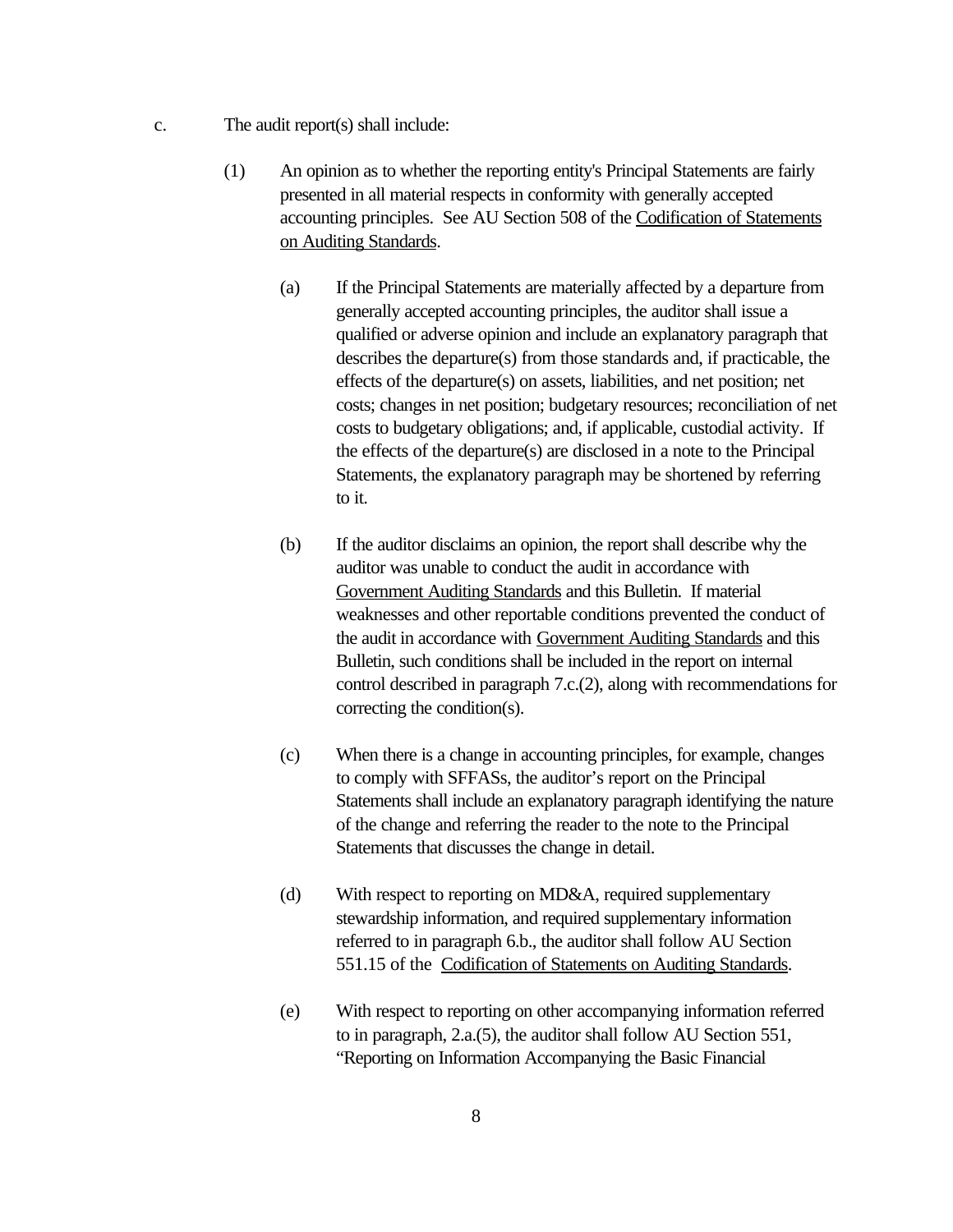c. The audit report(s) shall include:

(1) An opinion as to whether the reporting entity's Principal Statements are fairly presented in all material respects in conformity with generally accepted accounting principles. See AU Section 508 of the Codification of Statements on Auditing Standards.

(a) If the Principal Statements are materially affected by a departure from generally accepted accounting principles, the auditor shall issue a qualified or adverse opinion and include an explanatory paragraph that describes the departure(s) from those standards and, if practicable, the effects of the departure(s) on assets, liabilities, and net position; net costs; changes in net position; budgetary resources; reconciliation of net costs to budgetary obligations; and, if applicable, custodial activity. If the effects of the departure(s) are disclosed in a note to the Principal Statements, the explanatory paragraph may be shortened by referring to it.

(b) If the auditor disclaims an opinion, the report shall describe why the auditor was unable to conduct the audit in accordance with Government Auditing Standards and this Bulletin. If material weaknesses and other reportable conditions prevented the conduct of the audit in accordance with Government Auditing Standards and this Bulletin, such conditions shall be included in the report on internal control described in paragraph 7.c.(2), along with recommendations for correcting the condition(s).

(c) When there is a change in accounting principles, for example, changes to comply with SFFASs, the auditor's report on the Principal Statements shall include an explanatory paragraph identifying the nature of the change and referring the reader to the note to the Principal Statements that discusses the change in detail.

(d) With respect to reporting on MD&A, required supplementary stewardship information, and required supplementary information referred to in paragraph 6.b., the auditor shall follow AU Section 551.15 of the Codification of Statements on Auditing Standards.

(e) With respect to reporting on other accompanying information referred to in paragraph, 2.a.(5), the auditor shall follow AU Section 551, "Reporting on Information Accompanying the Basic Financial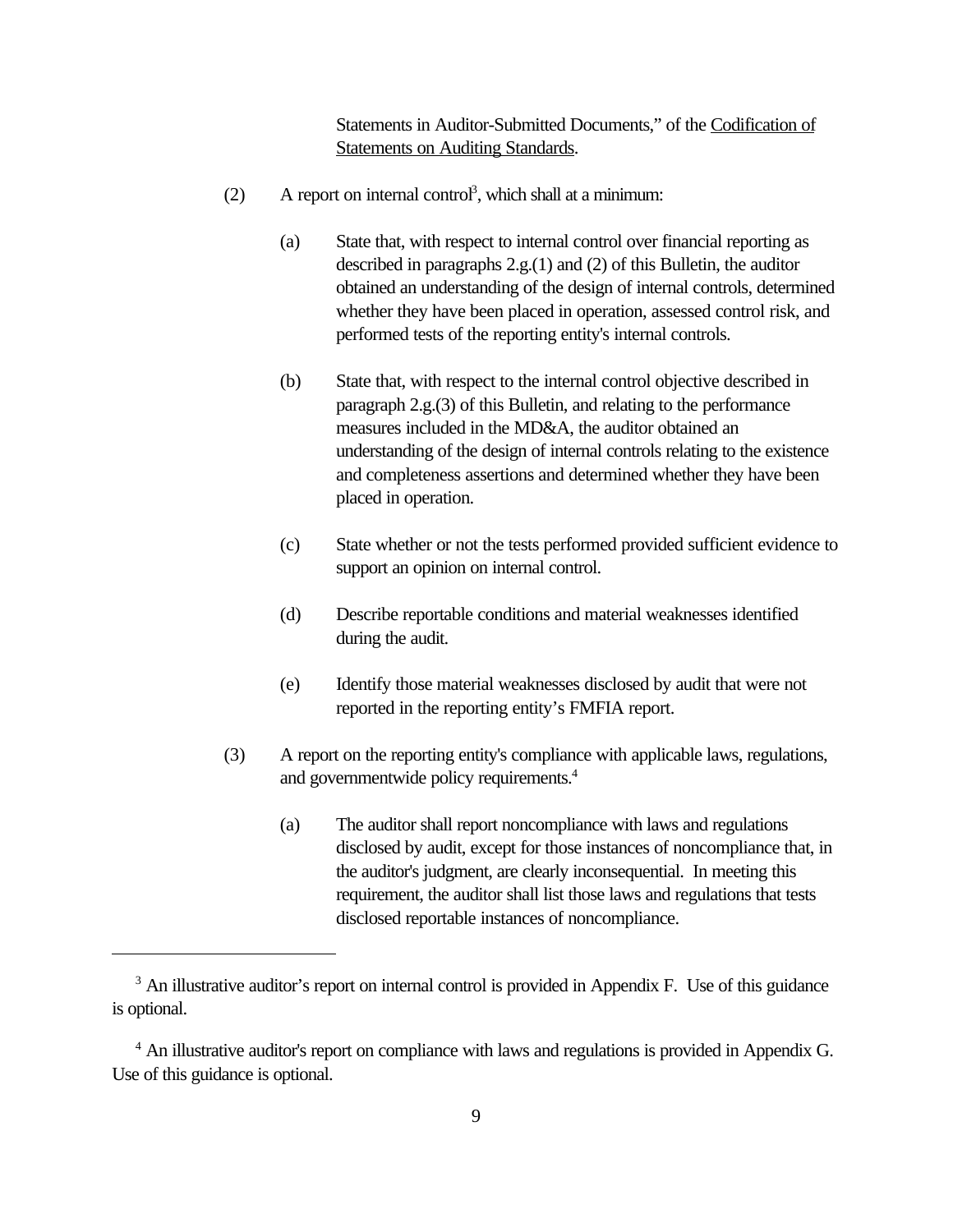Statements in Auditor-Submitted Documents," of the Codification of Statements on Auditing Standards.

(2) A report on internal control[3], which shall at a minimum:

(a) State that, with respect to internal control over financial reporting as described in paragraphs 2.g.(1) and (2) of this Bulletin, the auditor obtained an understanding of the design of internal controls, determined whether they have been placed in operation, assessed control risk, and performed tests of the reporting entity's internal controls.

(b) State that, with respect to the internal control objective described in paragraph 2.g.(3) of this Bulletin, and relating to the performance measures included in the MD&A, the auditor obtained an understanding of the design of internal controls relating to the existence and completeness assertions and determined whether they have been placed in operation.

(c) State whether or not the tests performed provided sufficient evidence to support an opinion on internal control.

(d) Describe reportable conditions and material weaknesses identified during the audit.

(e) Identify those material weaknesses disclosed by audit that were not reported in the reporting entity's FMFIA report.

(3) A report on the reporting entity's compliance with applicable laws, regulations, and governmentwide policy requirements.[4]

(a) The auditor shall report noncompliance with laws and regulations disclosed by audit, except for those instances of noncompliance that, in the auditor's judgment, are clearly inconsequential. In meeting this requirement, the auditor shall list those laws and regulations that tests disclosed reportable instances of noncompliance.

---

[3] An illustrative auditor's report on internal control is provided in Appendix F. Use of this guidance is optional.

[4] An illustrative auditor's report on compliance with laws and regulations is provided in Appendix G. Use of this guidance is optional.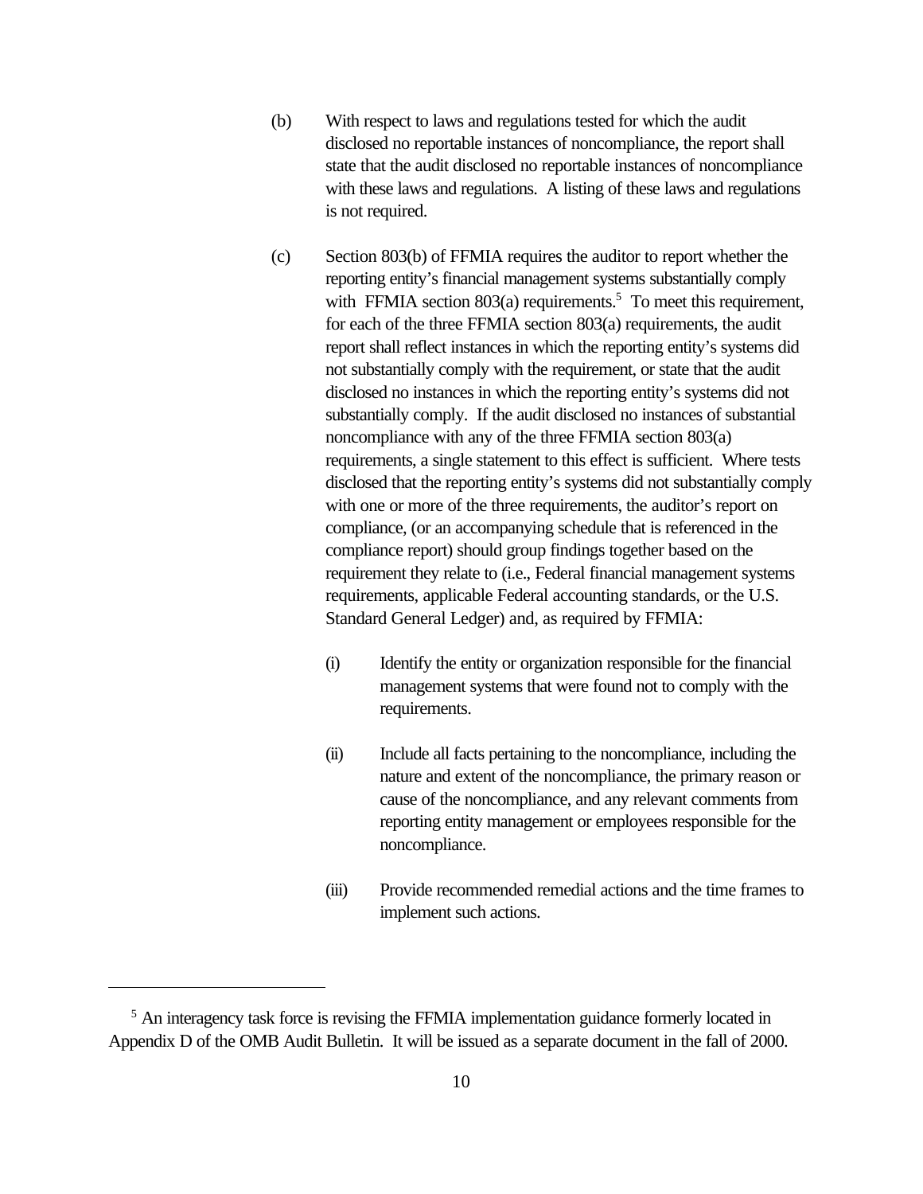(b) With respect to laws and regulations tested for which the audit disclosed no reportable instances of noncompliance, the report shall state that the audit disclosed no reportable instances of noncompliance with these laws and regulations. A listing of these laws and regulations is not required.

(c) Section 803(b) of FFMIA requires the auditor to report whether the reporting entity's financial management systems substantially comply with FFMIA section 803(a) requirements.[5] To meet this requirement, for each of the three FFMIA section 803(a) requirements, the audit report shall reflect instances in which the reporting entity's systems did not substantially comply with the requirement, or state that the audit disclosed no instances in which the reporting entity's systems did not substantially comply. If the audit disclosed no instances of substantial noncompliance with any of the three FFMIA section 803(a) requirements, a single statement to this effect is sufficient. Where tests disclosed that the reporting entity's systems did not substantially comply with one or more of the three requirements, the auditor's report on compliance, (or an accompanying schedule that is referenced in the compliance report) should group findings together based on the requirement they relate to (i.e., Federal financial management systems requirements, applicable Federal accounting standards, or the U.S. Standard General Ledger) and, as required by FFMIA:

(i) Identify the entity or organization responsible for the financial management systems that were found not to comply with the requirements.

(ii) Include all facts pertaining to the noncompliance, including the nature and extent of the noncompliance, the primary reason or cause of the noncompliance, and any relevant comments from reporting entity management or employees responsible for the noncompliance.

(iii) Provide recommended remedial actions and the time frames to implement such actions.

---

[5] An interagency task force is revising the FFMIA implementation guidance formerly located in Appendix D of the OMB Audit Bulletin. It will be issued as a separate document in the fall of 2000.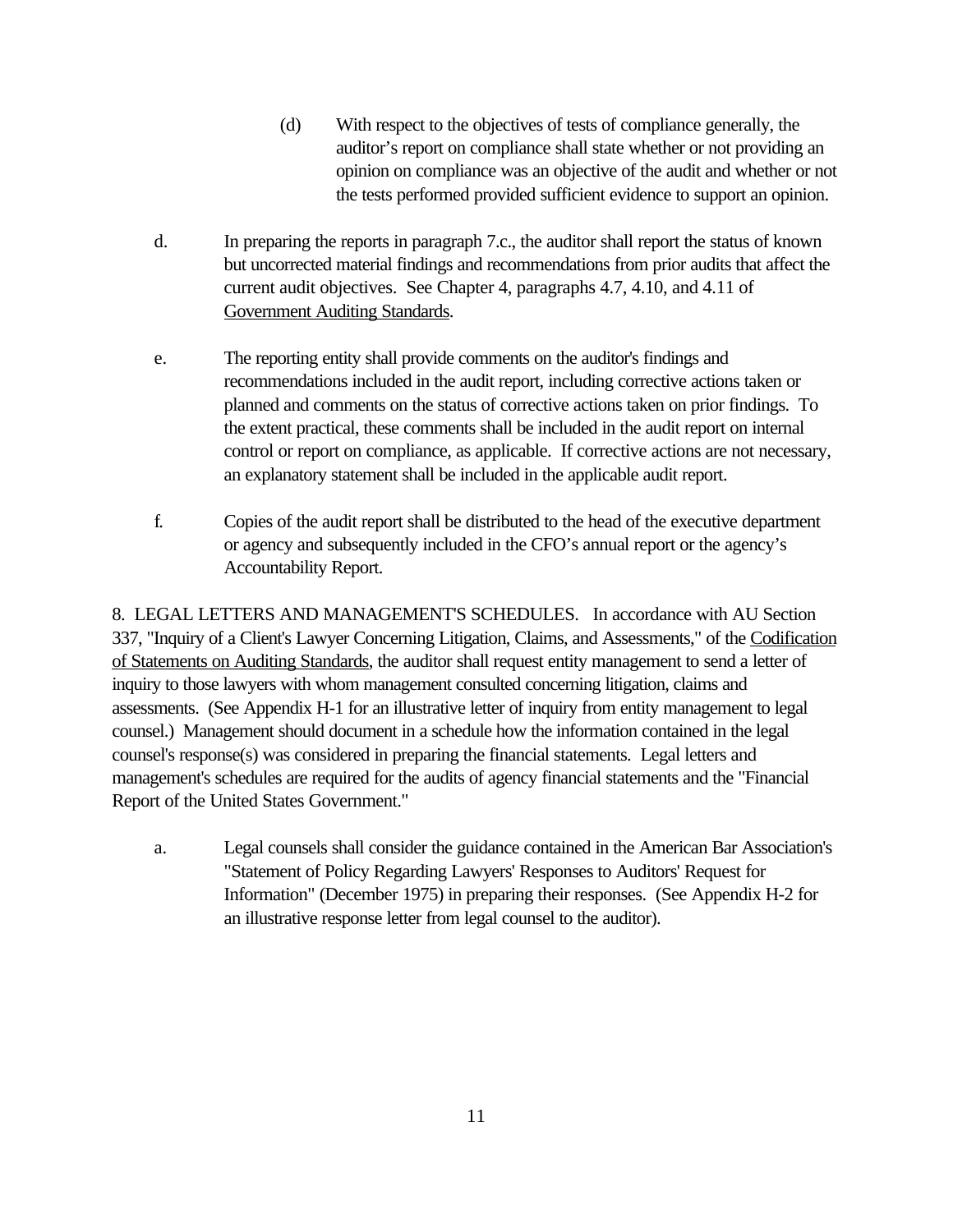(d) With respect to the objectives of tests of compliance generally, the auditor's report on compliance shall state whether or not providing an opinion on compliance was an objective of the audit and whether or not the tests performed provided sufficient evidence to support an opinion.

d. In preparing the reports in paragraph 7.c., the auditor shall report the status of known but uncorrected material findings and recommendations from prior audits that affect the current audit objectives. See Chapter 4, paragraphs 4.7, 4.10, and 4.11 of Government Auditing Standards.

e. The reporting entity shall provide comments on the auditor's findings and recommendations included in the audit report, including corrective actions taken or planned and comments on the status of corrective actions taken on prior findings. To the extent practical, these comments shall be included in the audit report on internal control or report on compliance, as applicable. If corrective actions are not necessary, an explanatory statement shall be included in the applicable audit report.

f. Copies of the audit report shall be distributed to the head of the executive department or agency and subsequently included in the CFO's annual report or the agency's Accountability Report.

8. LEGAL LETTERS AND MANAGEMENT'S SCHEDULES. In accordance with AU Section 337, "Inquiry of a Client's Lawyer Concerning Litigation, Claims, and Assessments," of the Codification of Statements on Auditing Standards, the auditor shall request entity management to send a letter of inquiry to those lawyers with whom management consulted concerning litigation, claims and assessments. (See Appendix H-1 for an illustrative letter of inquiry from entity management to legal counsel.) Management should document in a schedule how the information contained in the legal counsel's response(s) was considered in preparing the financial statements. Legal letters and management's schedules are required for the audits of agency financial statements and the "Financial Report of the United States Government."

a. Legal counsels shall consider the guidance contained in the American Bar Association's "Statement of Policy Regarding Lawyers' Responses to Auditors' Request for Information" (December 1975) in preparing their responses. (See Appendix H-2 for an illustrative response letter from legal counsel to the auditor).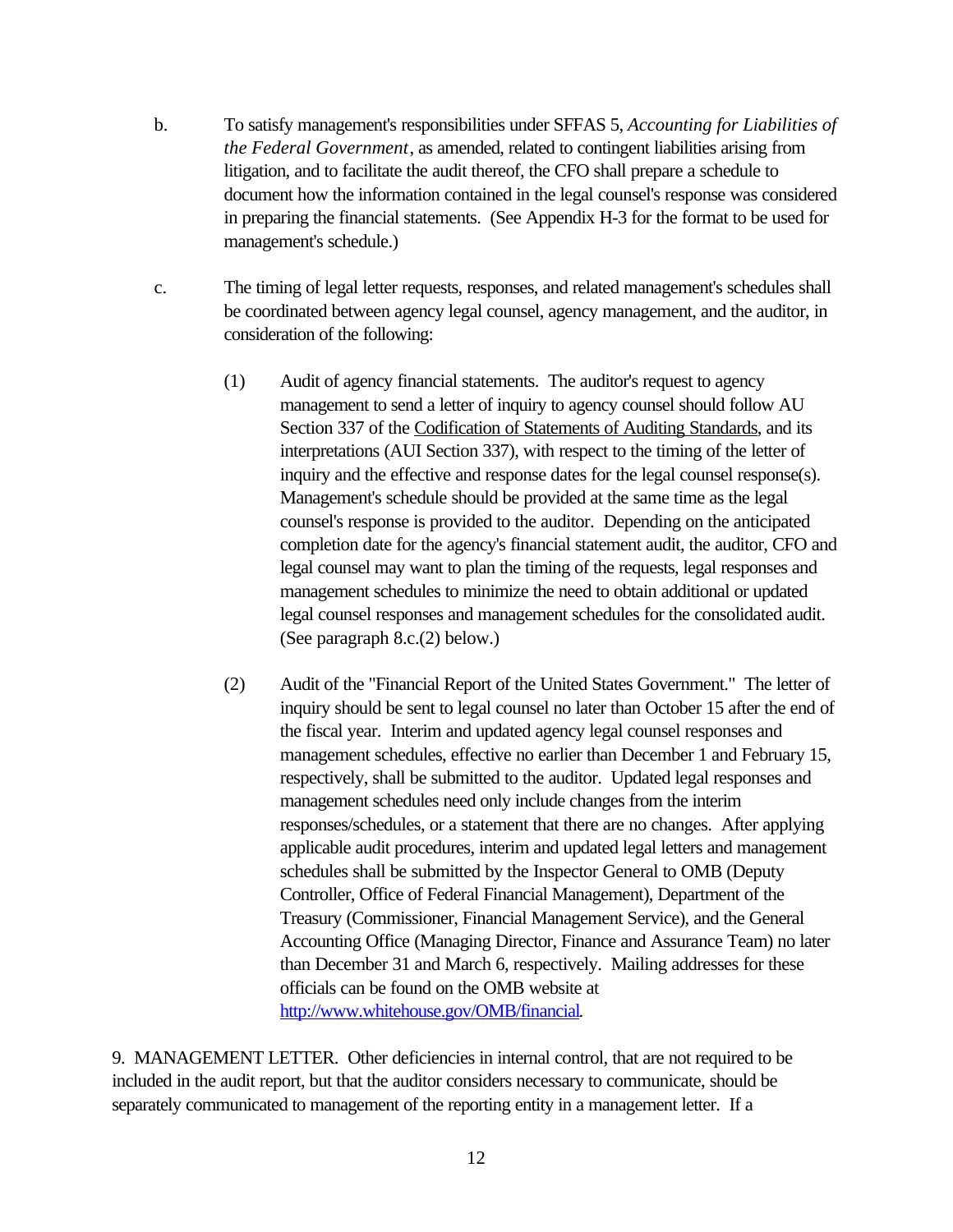b. To satisfy management's responsibilities under SFFAS 5, *Accounting for Liabilities of the Federal Government*, as amended, related to contingent liabilities arising from litigation, and to facilitate the audit thereof, the CFO shall prepare a schedule to document how the information contained in the legal counsel's response was considered in preparing the financial statements. (See Appendix H-3 for the format to be used for management's schedule.)

c. The timing of legal letter requests, responses, and related management's schedules shall be coordinated between agency legal counsel, agency management, and the auditor, in consideration of the following:

   (1) Audit of agency financial statements. The auditor's request to agency management to send a letter of inquiry to agency counsel should follow AU Section 337 of the Codification of Statements of Auditing Standards, and its interpretations (AUI Section 337), with respect to the timing of the letter of inquiry and the effective and response dates for the legal counsel response(s). Management's schedule should be provided at the same time as the legal counsel's response is provided to the auditor. Depending on the anticipated completion date for the agency's financial statement audit, the auditor, CFO and legal counsel may want to plan the timing of the requests, legal responses and management schedules to minimize the need to obtain additional or updated legal counsel responses and management schedules for the consolidated audit. (See paragraph 8.c.(2) below.)

   (2) Audit of the "Financial Report of the United States Government." The letter of inquiry should be sent to legal counsel no later than October 15 after the end of the fiscal year. Interim and updated agency legal counsel responses and management schedules, effective no earlier than December 1 and February 15, respectively, shall be submitted to the auditor. Updated legal responses and management schedules need only include changes from the interim responses/schedules, or a statement that there are no changes. After applying applicable audit procedures, interim and updated legal letters and management schedules shall be submitted by the Inspector General to OMB (Deputy Controller, Office of Federal Financial Management), Department of the Treasury (Commissioner, Financial Management Service), and the General Accounting Office (Managing Director, Finance and Assurance Team) no later than December 31 and March 6, respectively. Mailing addresses for these officials can be found on the OMB website at http://www.whitehouse.gov/OMB/financial.

9. MANAGEMENT LETTER. Other deficiencies in internal control, that are not required to be included in the audit report, but that the auditor considers necessary to communicate, should be separately communicated to management of the reporting entity in a management letter. If a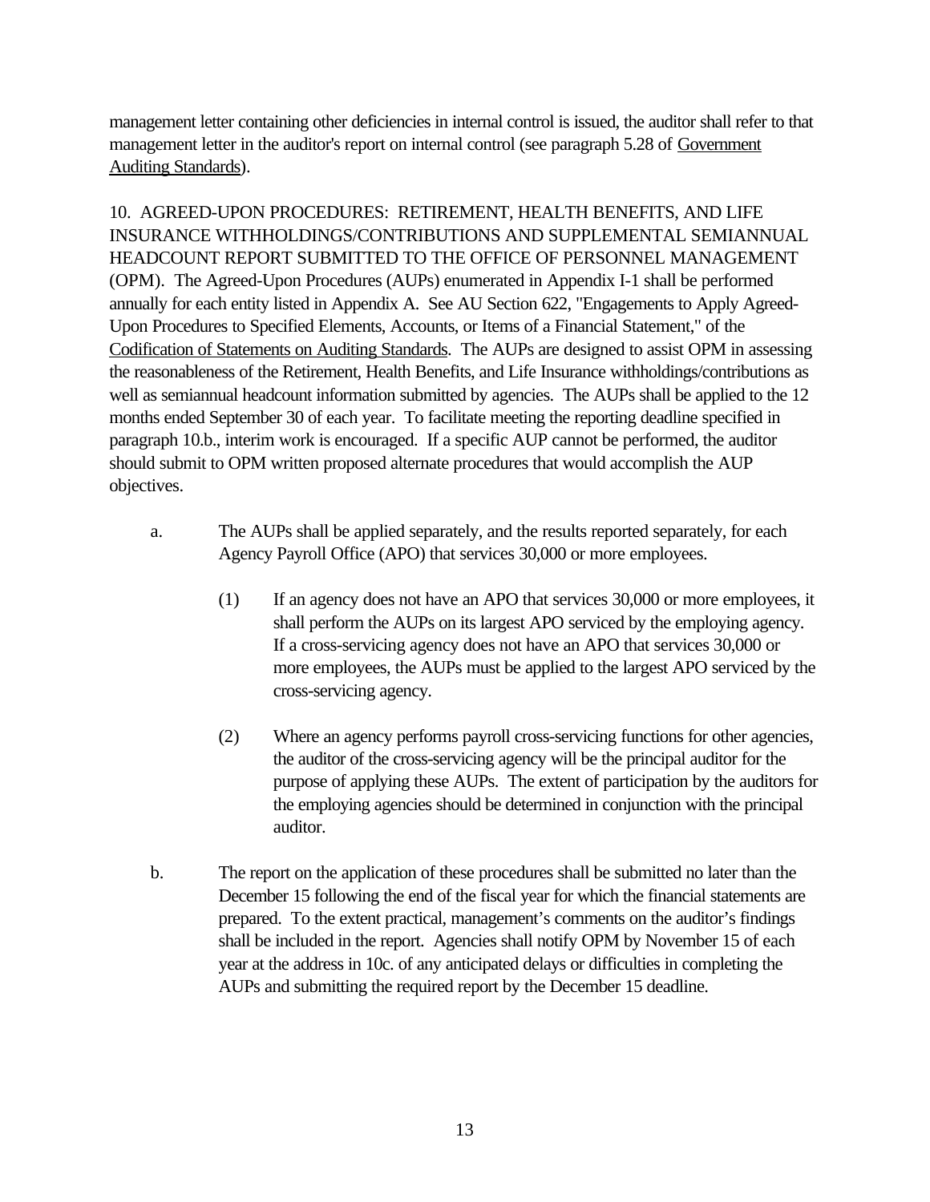management letter containing other deficiencies in internal control is issued, the auditor shall refer to that management letter in the auditor's report on internal control (see paragraph 5.28 of Government Auditing Standards).

10. AGREED-UPON PROCEDURES: RETIREMENT, HEALTH BENEFITS, AND LIFE INSURANCE WITHHOLDINGS/CONTRIBUTIONS AND SUPPLEMENTAL SEMIANNUAL HEADCOUNT REPORT SUBMITTED TO THE OFFICE OF PERSONNEL MANAGEMENT (OPM). The Agreed-Upon Procedures (AUPs) enumerated in Appendix I-1 shall be performed annually for each entity listed in Appendix A. See AU Section 622, "Engagements to Apply Agreed-Upon Procedures to Specified Elements, Accounts, or Items of a Financial Statement," of the Codification of Statements on Auditing Standards. The AUPs are designed to assist OPM in assessing the reasonableness of the Retirement, Health Benefits, and Life Insurance withholdings/contributions as well as semiannual headcount information submitted by agencies. The AUPs shall be applied to the 12 months ended September 30 of each year. To facilitate meeting the reporting deadline specified in paragraph 10.b., interim work is encouraged. If a specific AUP cannot be performed, the auditor should submit to OPM written proposed alternate procedures that would accomplish the AUP objectives.

a. The AUPs shall be applied separately, and the results reported separately, for each Agency Payroll Office (APO) that services 30,000 or more employees.

   (1) If an agency does not have an APO that services 30,000 or more employees, it shall perform the AUPs on its largest APO serviced by the employing agency. If a cross-servicing agency does not have an APO that services 30,000 or more employees, the AUPs must be applied to the largest APO serviced by the cross-servicing agency.

   (2) Where an agency performs payroll cross-servicing functions for other agencies, the auditor of the cross-servicing agency will be the principal auditor for the purpose of applying these AUPs. The extent of participation by the auditors for the employing agencies should be determined in conjunction with the principal auditor.

b. The report on the application of these procedures shall be submitted no later than the December 15 following the end of the fiscal year for which the financial statements are prepared. To the extent practical, management's comments on the auditor's findings shall be included in the report. Agencies shall notify OPM by November 15 of each year at the address in 10c. of any anticipated delays or difficulties in completing the AUPs and submitting the required report by the December 15 deadline.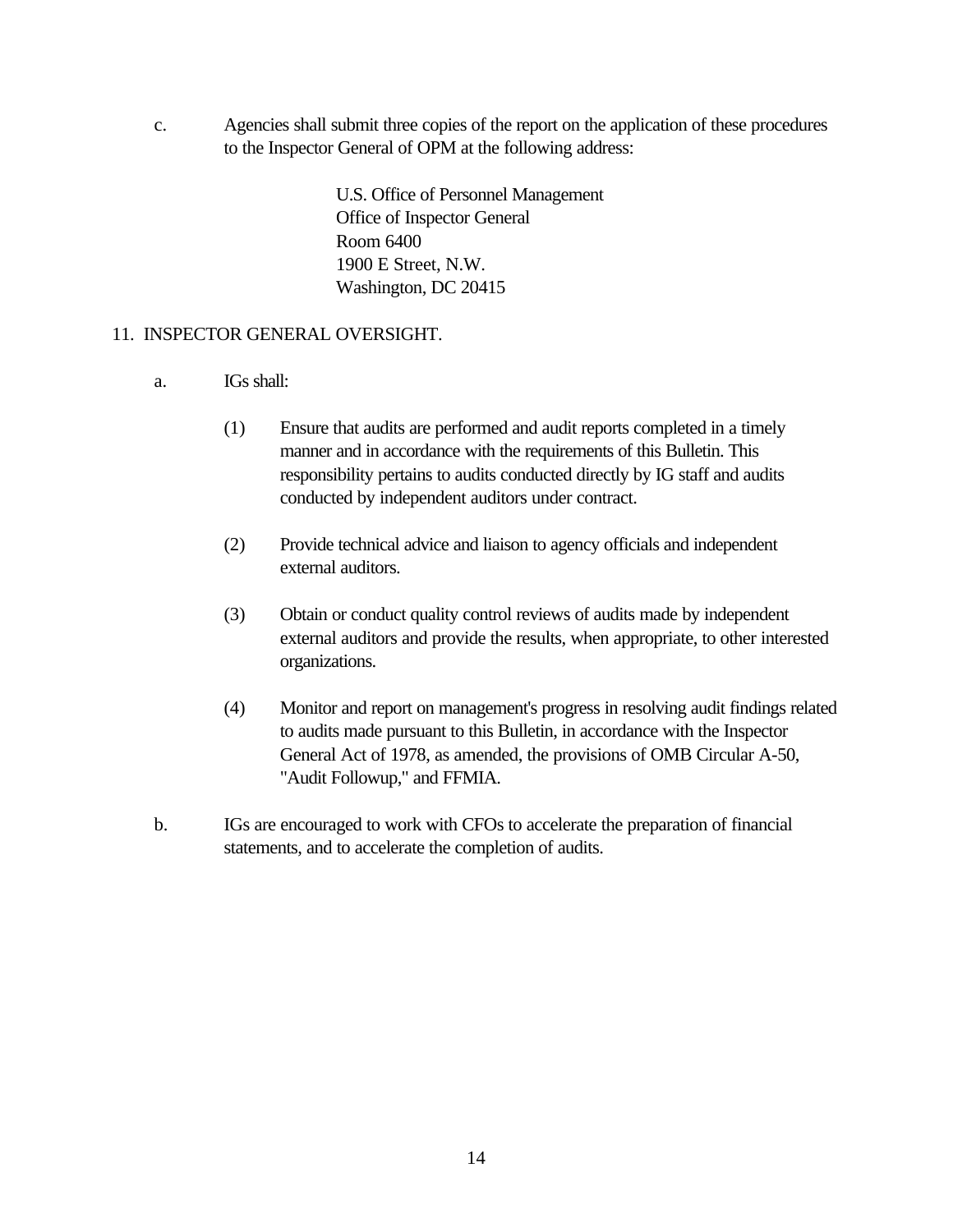c. Agencies shall submit three copies of the report on the application of these procedures to the Inspector General of OPM at the following address:

> U.S. Office of Personnel Management
> Office of Inspector General
> Room 6400
> 1900 E Street, N.W.
> Washington, DC 20415

## 11. INSPECTOR GENERAL OVERSIGHT.

a. IGs shall:

(1) Ensure that audits are performed and audit reports completed in a timely manner and in accordance with the requirements of this Bulletin. This responsibility pertains to audits conducted directly by IG staff and audits conducted by independent auditors under contract.

(2) Provide technical advice and liaison to agency officials and independent external auditors.

(3) Obtain or conduct quality control reviews of audits made by independent external auditors and provide the results, when appropriate, to other interested organizations.

(4) Monitor and report on management's progress in resolving audit findings related to audits made pursuant to this Bulletin, in accordance with the Inspector General Act of 1978, as amended, the provisions of OMB Circular A-50, "Audit Followup," and FFMIA.

b. IGs are encouraged to work with CFOs to accelerate the preparation of financial statements, and to accelerate the completion of audits.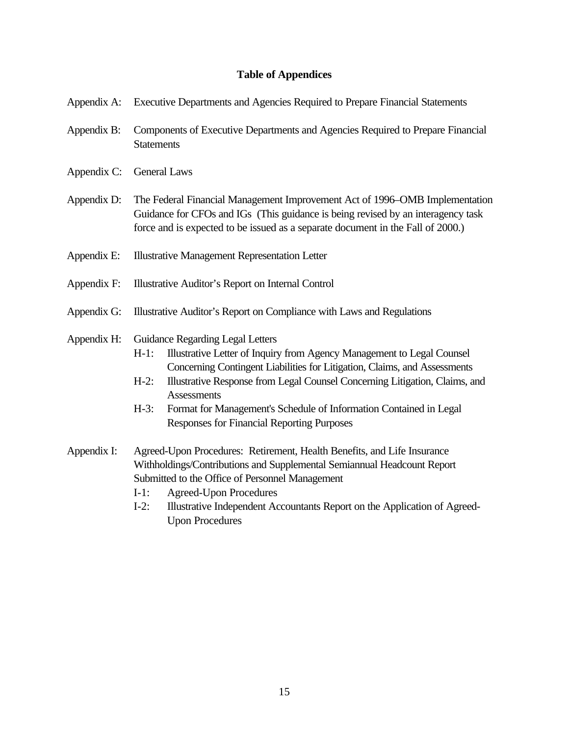# Table of Appendices

Appendix A: Executive Departments and Agencies Required to Prepare Financial Statements

Appendix B: Components of Executive Departments and Agencies Required to Prepare Financial Statements

Appendix C: General Laws

Appendix D: The Federal Financial Management Improvement Act of 1996–OMB Implementation Guidance for CFOs and IGs (This guidance is being revised by an interagency task force and is expected to be issued as a separate document in the Fall of 2000.)

Appendix E: Illustrative Management Representation Letter

Appendix F: Illustrative Auditor's Report on Internal Control

Appendix G: Illustrative Auditor's Report on Compliance with Laws and Regulations

Appendix H: Guidance Regarding Legal Letters

- H-1: Illustrative Letter of Inquiry from Agency Management to Legal Counsel Concerning Contingent Liabilities for Litigation, Claims, and Assessments
- H-2: Illustrative Response from Legal Counsel Concerning Litigation, Claims, and Assessments
- H-3: Format for Management's Schedule of Information Contained in Legal Responses for Financial Reporting Purposes

Appendix I: Agreed-Upon Procedures: Retirement, Health Benefits, and Life Insurance Withholdings/Contributions and Supplemental Semiannual Headcount Report Submitted to the Office of Personnel Management

- I-1: Agreed-Upon Procedures
- I-2: Illustrative Independent Accountants Report on the Application of Agreed-Upon Procedures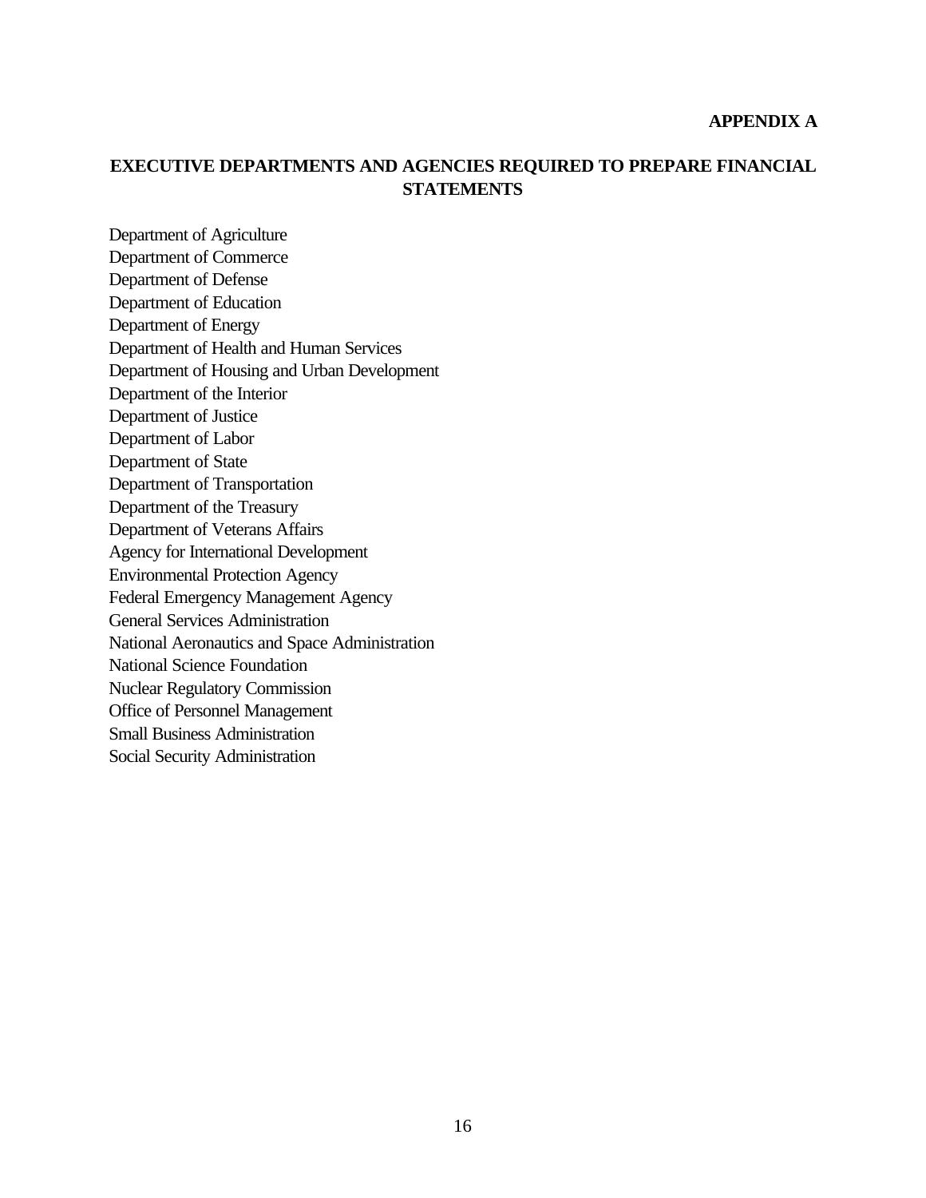**APPENDIX A**

## EXECUTIVE DEPARTMENTS AND AGENCIES REQUIRED TO PREPARE FINANCIAL STATEMENTS

Department of Agriculture
Department of Commerce
Department of Defense
Department of Education
Department of Energy
Department of Health and Human Services
Department of Housing and Urban Development
Department of the Interior
Department of Justice
Department of Labor
Department of State
Department of Transportation
Department of the Treasury
Department of Veterans Affairs
Agency for International Development
Environmental Protection Agency
Federal Emergency Management Agency
General Services Administration
National Aeronautics and Space Administration
National Science Foundation
Nuclear Regulatory Commission
Office of Personnel Management
Small Business Administration
Social Security Administration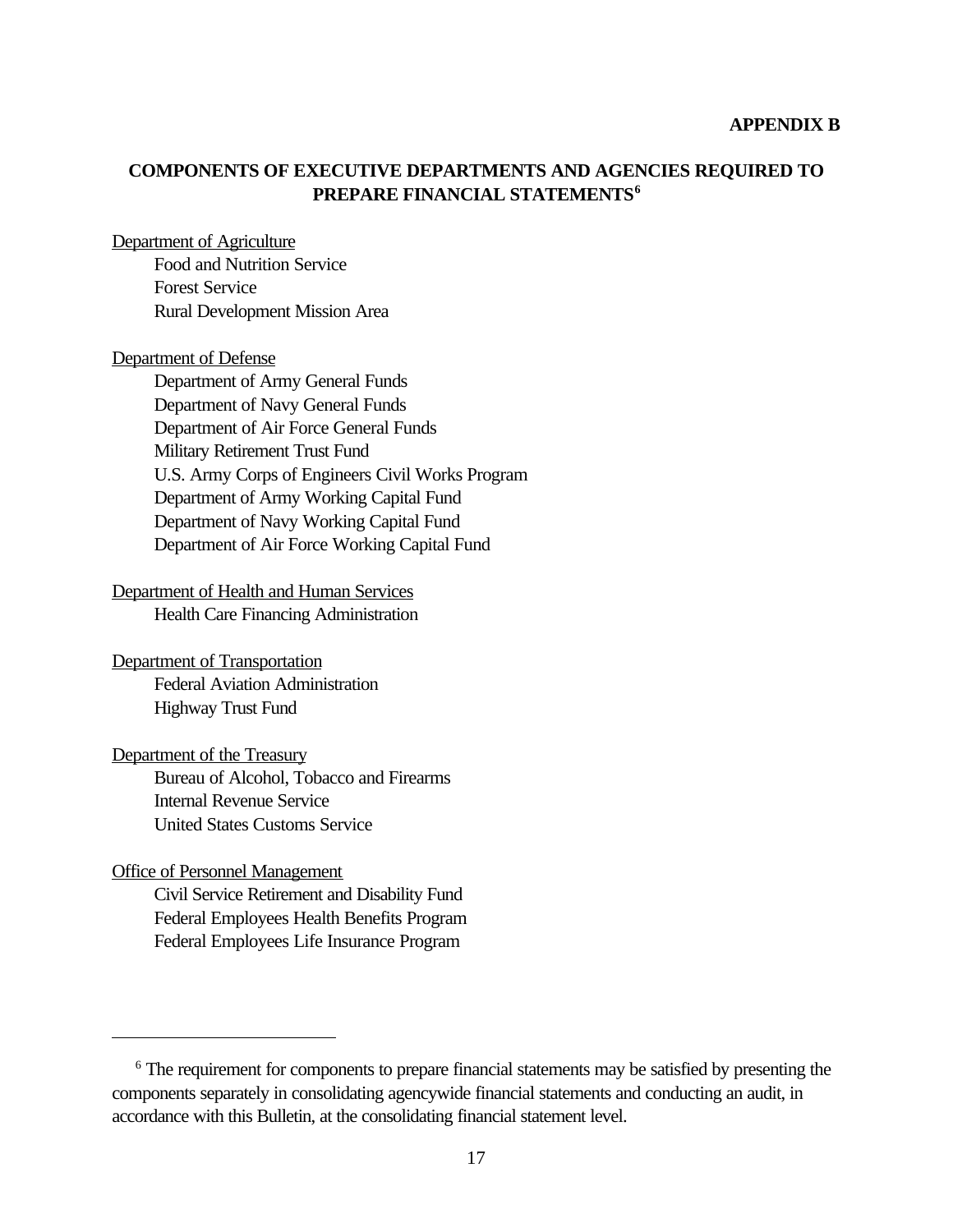**APPENDIX B**

## COMPONENTS OF EXECUTIVE DEPARTMENTS AND AGENCIES REQUIRED TO PREPARE FINANCIAL STATEMENTS[6]

Department of Agriculture

- Food and Nutrition Service
- Forest Service
- Rural Development Mission Area

Department of Defense

- Department of Army General Funds
- Department of Navy General Funds
- Department of Air Force General Funds
- Military Retirement Trust Fund
- U.S. Army Corps of Engineers Civil Works Program
- Department of Army Working Capital Fund
- Department of Navy Working Capital Fund
- Department of Air Force Working Capital Fund

Department of Health and Human Services

- Health Care Financing Administration

Department of Transportation

- Federal Aviation Administration
- Highway Trust Fund

Department of the Treasury

- Bureau of Alcohol, Tobacco and Firearms
- Internal Revenue Service
- United States Customs Service

Office of Personnel Management

- Civil Service Retirement and Disability Fund
- Federal Employees Health Benefits Program
- Federal Employees Life Insurance Program

---

[6] The requirement for components to prepare financial statements may be satisfied by presenting the components separately in consolidating agencywide financial statements and conducting an audit, in accordance with this Bulletin, at the consolidating financial statement level.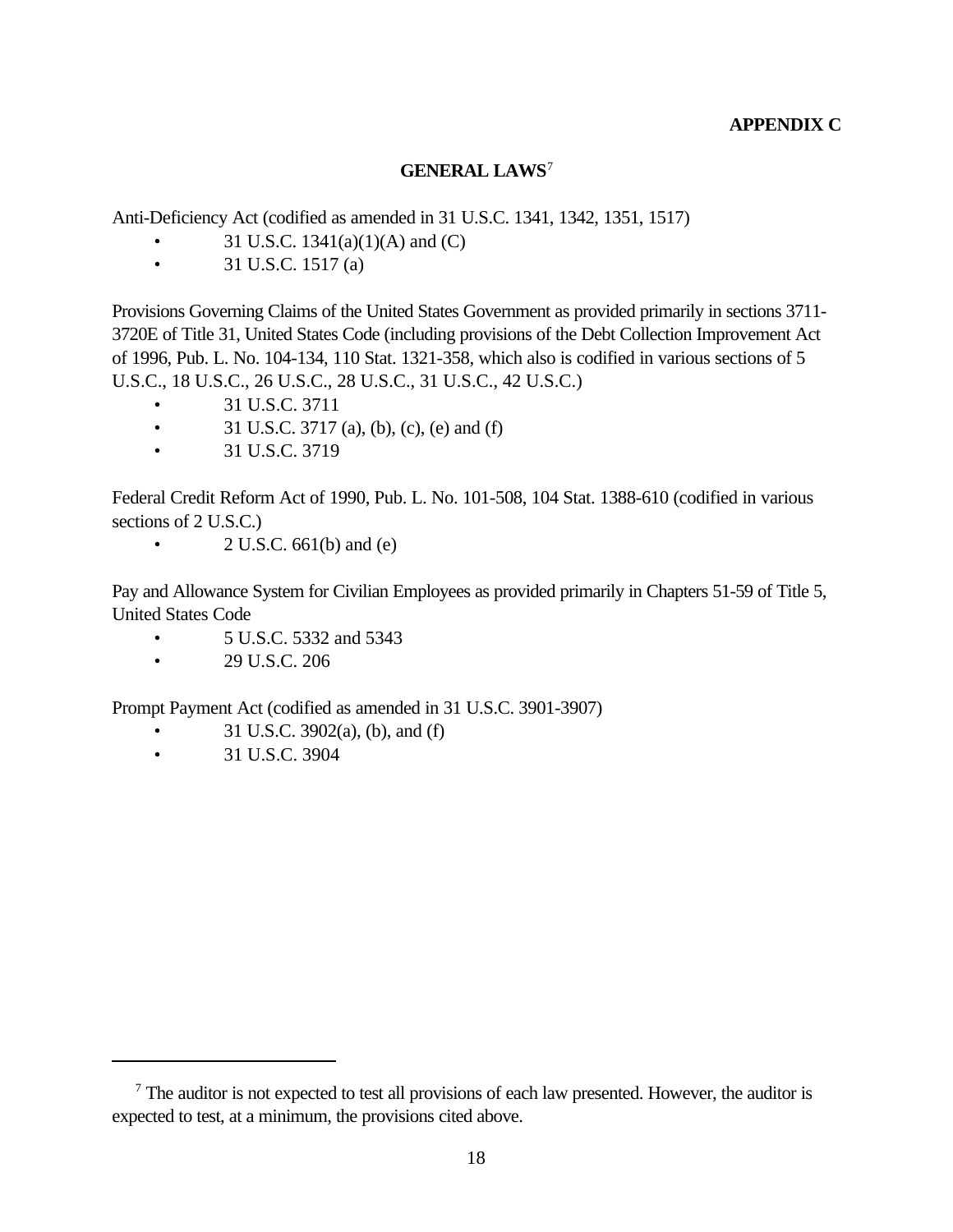**APPENDIX C**

## GENERAL LAWS[7]

Anti-Deficiency Act (codified as amended in 31 U.S.C. 1341, 1342, 1351, 1517)

- 31 U.S.C. 1341(a)(1)(A) and (C)
- 31 U.S.C. 1517 (a)

Provisions Governing Claims of the United States Government as provided primarily in sections 3711-3720E of Title 31, United States Code (including provisions of the Debt Collection Improvement Act of 1996, Pub. L. No. 104-134, 110 Stat. 1321-358, which also is codified in various sections of 5 U.S.C., 18 U.S.C., 26 U.S.C., 28 U.S.C., 31 U.S.C., 42 U.S.C.)

- 31 U.S.C. 3711
- 31 U.S.C. 3717 (a), (b), (c), (e) and (f)
- 31 U.S.C. 3719

Federal Credit Reform Act of 1990, Pub. L. No. 101-508, 104 Stat. 1388-610 (codified in various sections of 2 U.S.C.)

- 2 U.S.C. 661(b) and (e)

Pay and Allowance System for Civilian Employees as provided primarily in Chapters 51-59 of Title 5, United States Code

- 5 U.S.C. 5332 and 5343
- 29 U.S.C. 206

Prompt Payment Act (codified as amended in 31 U.S.C. 3901-3907)

- 31 U.S.C. 3902(a), (b), and (f)
- 31 U.S.C. 3904

---

[7] The auditor is not expected to test all provisions of each law presented. However, the auditor is expected to test, at a minimum, the provisions cited above.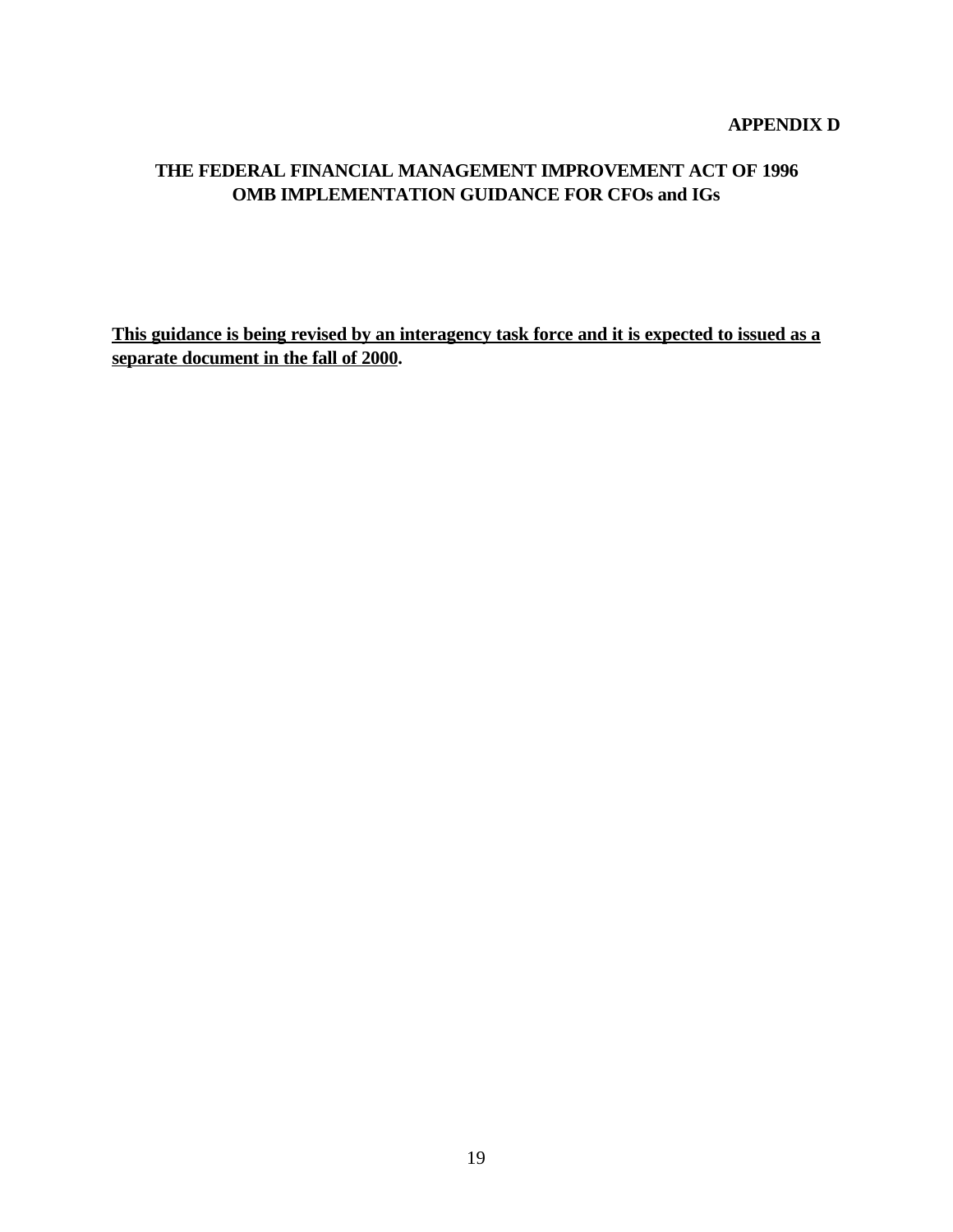**APPENDIX D**

# THE FEDERAL FINANCIAL MANAGEMENT IMPROVEMENT ACT OF 1996
## OMB IMPLEMENTATION GUIDANCE FOR CFOs and IGs

**This guidance is being revised by an interagency task force and it is expected to issued as a separate document in the fall of 2000.**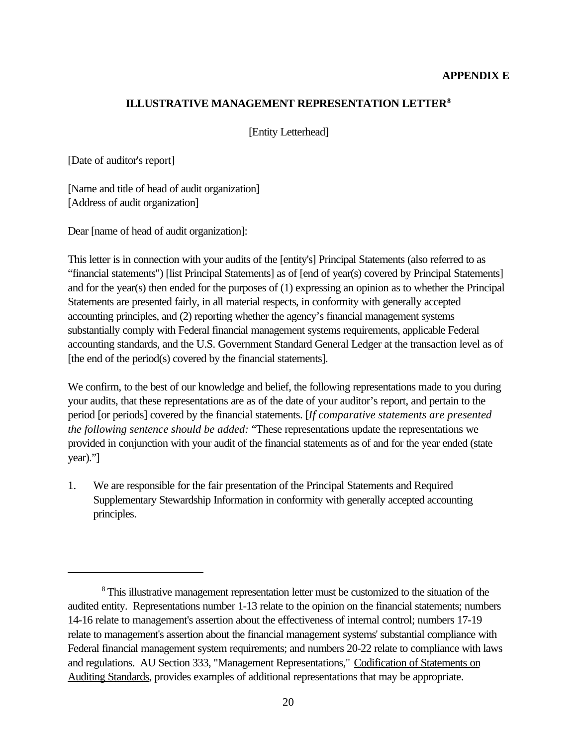**APPENDIX E**

## ILLUSTRATIVE MANAGEMENT REPRESENTATION LETTER[8]

[Entity Letterhead]

[Date of auditor's report]

[Name and title of head of audit organization]
[Address of audit organization]

Dear [name of head of audit organization]:

This letter is in connection with your audits of the [entity's] Principal Statements (also referred to as "financial statements") [list Principal Statements] as of [end of year(s) covered by Principal Statements] and for the year(s) then ended for the purposes of (1) expressing an opinion as to whether the Principal Statements are presented fairly, in all material respects, in conformity with generally accepted accounting principles, and (2) reporting whether the agency's financial management systems substantially comply with Federal financial management systems requirements, applicable Federal accounting standards, and the U.S. Government Standard General Ledger at the transaction level as of [the end of the period(s) covered by the financial statements].

We confirm, to the best of our knowledge and belief, the following representations made to you during your audits, that these representations are as of the date of your auditor's report, and pertain to the period [or periods] covered by the financial statements. [*If comparative statements are presented the following sentence should be added:* "These representations update the representations we provided in conjunction with your audit of the financial statements as of and for the year ended (state year)."]

1. We are responsible for the fair presentation of the Principal Statements and Required Supplementary Stewardship Information in conformity with generally accepted accounting principles.

---

[8] This illustrative management representation letter must be customized to the situation of the audited entity. Representations number 1-13 relate to the opinion on the financial statements; numbers 14-16 relate to management's assertion about the effectiveness of internal control; numbers 17-19 relate to management's assertion about the financial management systems' substantial compliance with Federal financial management system requirements; and numbers 20-22 relate to compliance with laws and regulations. AU Section 333, "Management Representations," Codification of Statements on Auditing Standards, provides examples of additional representations that may be appropriate.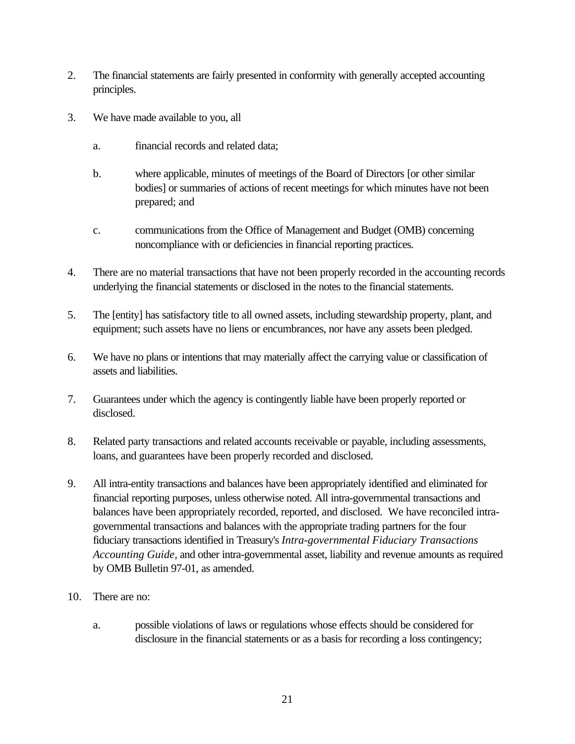2. The financial statements are fairly presented in conformity with generally accepted accounting principles.

3. We have made available to you, all

   a. financial records and related data;

   b. where applicable, minutes of meetings of the Board of Directors [or other similar bodies] or summaries of actions of recent meetings for which minutes have not been prepared; and

   c. communications from the Office of Management and Budget (OMB) concerning noncompliance with or deficiencies in financial reporting practices.

4. There are no material transactions that have not been properly recorded in the accounting records underlying the financial statements or disclosed in the notes to the financial statements.

5. The [entity] has satisfactory title to all owned assets, including stewardship property, plant, and equipment; such assets have no liens or encumbrances, nor have any assets been pledged.

6. We have no plans or intentions that may materially affect the carrying value or classification of assets and liabilities.

7. Guarantees under which the agency is contingently liable have been properly reported or disclosed.

8. Related party transactions and related accounts receivable or payable, including assessments, loans, and guarantees have been properly recorded and disclosed.

9. All intra-entity transactions and balances have been appropriately identified and eliminated for financial reporting purposes, unless otherwise noted. All intra-governmental transactions and balances have been appropriately recorded, reported, and disclosed. We have reconciled intra-governmental transactions and balances with the appropriate trading partners for the four fiduciary transactions identified in Treasury's *Intra-governmental Fiduciary Transactions Accounting Guide*, and other intra-governmental asset, liability and revenue amounts as required by OMB Bulletin 97-01, as amended.

10. There are no:

    a. possible violations of laws or regulations whose effects should be considered for disclosure in the financial statements or as a basis for recording a loss contingency;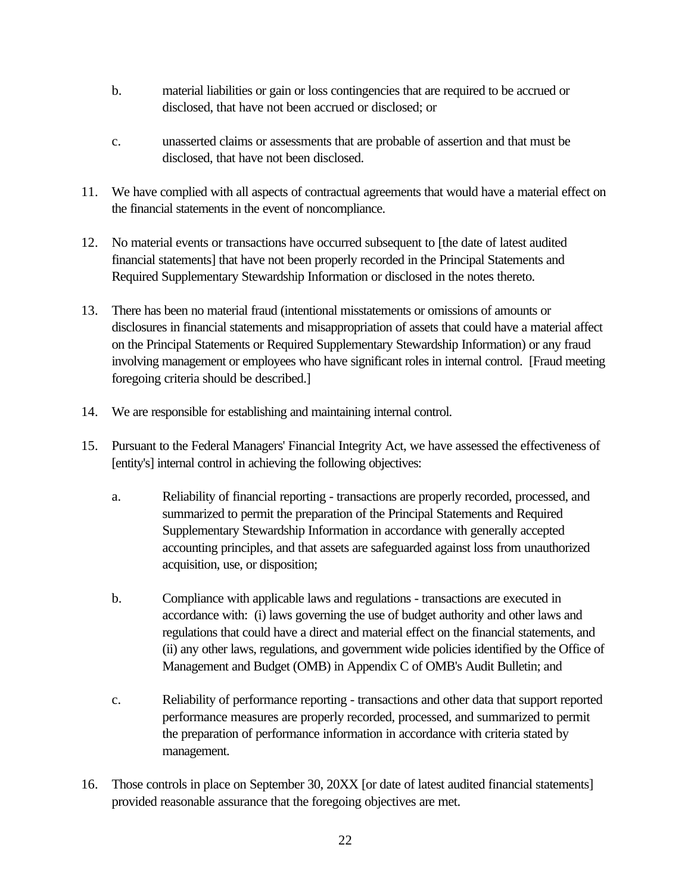b. material liabilities or gain or loss contingencies that are required to be accrued or disclosed, that have not been accrued or disclosed; or

   c. unasserted claims or assessments that are probable of assertion and that must be disclosed, that have not been disclosed.

11. We have complied with all aspects of contractual agreements that would have a material effect on the financial statements in the event of noncompliance.

12. No material events or transactions have occurred subsequent to [the date of latest audited financial statements] that have not been properly recorded in the Principal Statements and Required Supplementary Stewardship Information or disclosed in the notes thereto.

13. There has been no material fraud (intentional misstatements or omissions of amounts or disclosures in financial statements and misappropriation of assets that could have a material affect on the Principal Statements or Required Supplementary Stewardship Information) or any fraud involving management or employees who have significant roles in internal control. [Fraud meeting foregoing criteria should be described.]

14. We are responsible for establishing and maintaining internal control.

15. Pursuant to the Federal Managers' Financial Integrity Act, we have assessed the effectiveness of [entity's] internal control in achieving the following objectives:

   a. Reliability of financial reporting - transactions are properly recorded, processed, and summarized to permit the preparation of the Principal Statements and Required Supplementary Stewardship Information in accordance with generally accepted accounting principles, and that assets are safeguarded against loss from unauthorized acquisition, use, or disposition;

   b. Compliance with applicable laws and regulations - transactions are executed in accordance with: (i) laws governing the use of budget authority and other laws and regulations that could have a direct and material effect on the financial statements, and (ii) any other laws, regulations, and government wide policies identified by the Office of Management and Budget (OMB) in Appendix C of OMB's Audit Bulletin; and

   c. Reliability of performance reporting - transactions and other data that support reported performance measures are properly recorded, processed, and summarized to permit the preparation of performance information in accordance with criteria stated by management.

16. Those controls in place on September 30, 20XX [or date of latest audited financial statements] provided reasonable assurance that the foregoing objectives are met.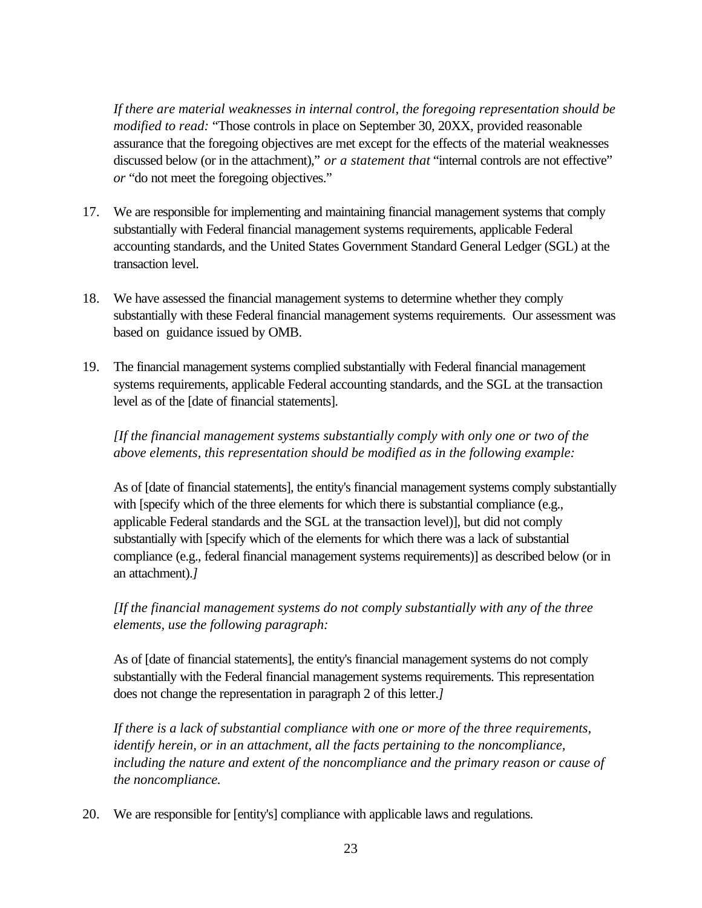*If there are material weaknesses in internal control, the foregoing representation should be modified to read:* "Those controls in place on September 30, 20XX, provided reasonable assurance that the foregoing objectives are met except for the effects of the material weaknesses discussed below (or in the attachment)," *or a statement that* "internal controls are not effective" *or* "do not meet the foregoing objectives."

17. We are responsible for implementing and maintaining financial management systems that comply substantially with Federal financial management systems requirements, applicable Federal accounting standards, and the United States Government Standard General Ledger (SGL) at the transaction level.

18. We have assessed the financial management systems to determine whether they comply substantially with these Federal financial management systems requirements. Our assessment was based on guidance issued by OMB.

19. The financial management systems complied substantially with Federal financial management systems requirements, applicable Federal accounting standards, and the SGL at the transaction level as of the [date of financial statements].

    *[If the financial management systems substantially comply with only one or two of the above elements, this representation should be modified as in the following example:*

    As of [date of financial statements], the entity's financial management systems comply substantially with [specify which of the three elements for which there is substantial compliance (e.g., applicable Federal standards and the SGL at the transaction level)], but did not comply substantially with [specify which of the elements for which there was a lack of substantial compliance (e.g., federal financial management systems requirements)] as described below (or in an attachment).*]*

    *[If the financial management systems do not comply substantially with any of the three elements, use the following paragraph:*

    As of [date of financial statements], the entity's financial management systems do not comply substantially with the Federal financial management systems requirements. This representation does not change the representation in paragraph 2 of this letter.*]*

    *If there is a lack of substantial compliance with one or more of the three requirements, identify herein, or in an attachment, all the facts pertaining to the noncompliance, including the nature and extent of the noncompliance and the primary reason or cause of the noncompliance.*

20. We are responsible for [entity's] compliance with applicable laws and regulations.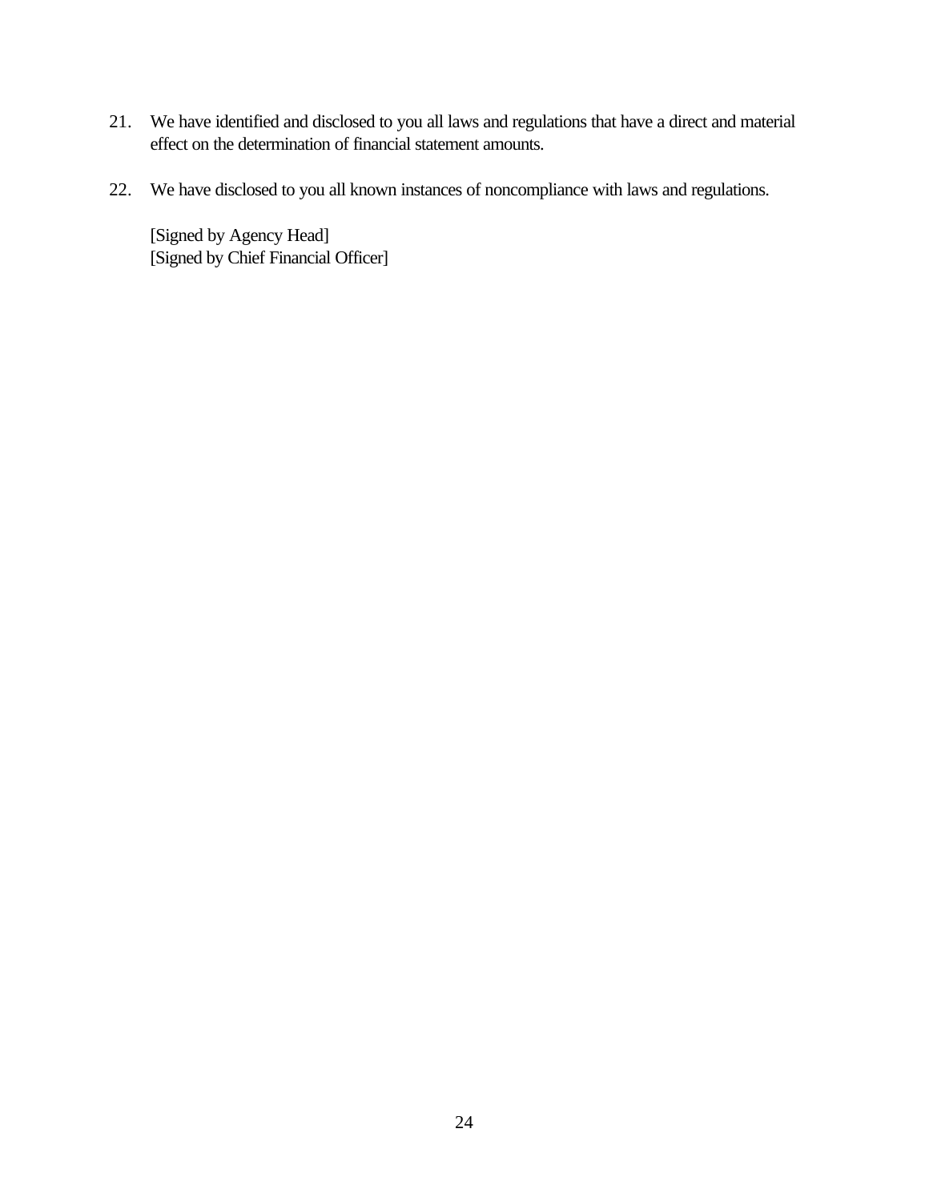21. We have identified and disclosed to you all laws and regulations that have a direct and material effect on the determination of financial statement amounts.

22. We have disclosed to you all known instances of noncompliance with laws and regulations.

    [Signed by Agency Head]
    [Signed by Chief Financial Officer]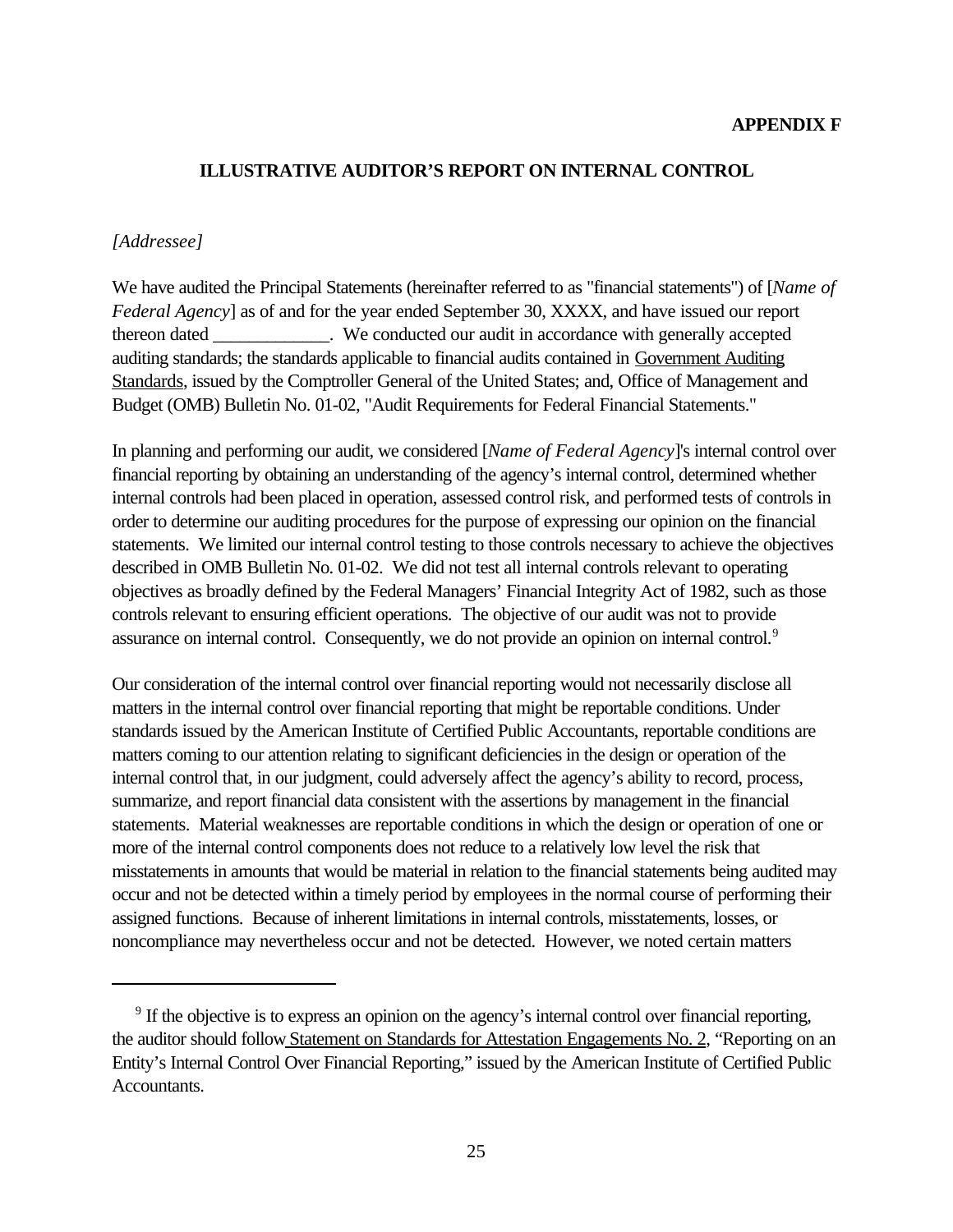**APPENDIX F**

## ILLUSTRATIVE AUDITOR'S REPORT ON INTERNAL CONTROL

*[Addressee]*

We have audited the Principal Statements (hereinafter referred to as "financial statements") of [*Name of Federal Agency*] as of and for the year ended September 30, XXXX, and have issued our report thereon dated _____________. We conducted our audit in accordance with generally accepted auditing standards; the standards applicable to financial audits contained in Government Auditing Standards, issued by the Comptroller General of the United States; and, Office of Management and Budget (OMB) Bulletin No. 01-02, "Audit Requirements for Federal Financial Statements."

In planning and performing our audit, we considered [*Name of Federal Agency*]'s internal control over financial reporting by obtaining an understanding of the agency's internal control, determined whether internal controls had been placed in operation, assessed control risk, and performed tests of controls in order to determine our auditing procedures for the purpose of expressing our opinion on the financial statements. We limited our internal control testing to those controls necessary to achieve the objectives described in OMB Bulletin No. 01-02. We did not test all internal controls relevant to operating objectives as broadly defined by the Federal Managers' Financial Integrity Act of 1982, such as those controls relevant to ensuring efficient operations. The objective of our audit was not to provide assurance on internal control. Consequently, we do not provide an opinion on internal control.[9]

Our consideration of the internal control over financial reporting would not necessarily disclose all matters in the internal control over financial reporting that might be reportable conditions. Under standards issued by the American Institute of Certified Public Accountants, reportable conditions are matters coming to our attention relating to significant deficiencies in the design or operation of the internal control that, in our judgment, could adversely affect the agency's ability to record, process, summarize, and report financial data consistent with the assertions by management in the financial statements. Material weaknesses are reportable conditions in which the design or operation of one or more of the internal control components does not reduce to a relatively low level the risk that misstatements in amounts that would be material in relation to the financial statements being audited may occur and not be detected within a timely period by employees in the normal course of performing their assigned functions. Because of inherent limitations in internal controls, misstatements, losses, or noncompliance may nevertheless occur and not be detected. However, we noted certain matters

---

[9] If the objective is to express an opinion on the agency's internal control over financial reporting, the auditor should follow Statement on Standards for Attestation Engagements No. 2, "Reporting on an Entity's Internal Control Over Financial Reporting," issued by the American Institute of Certified Public Accountants.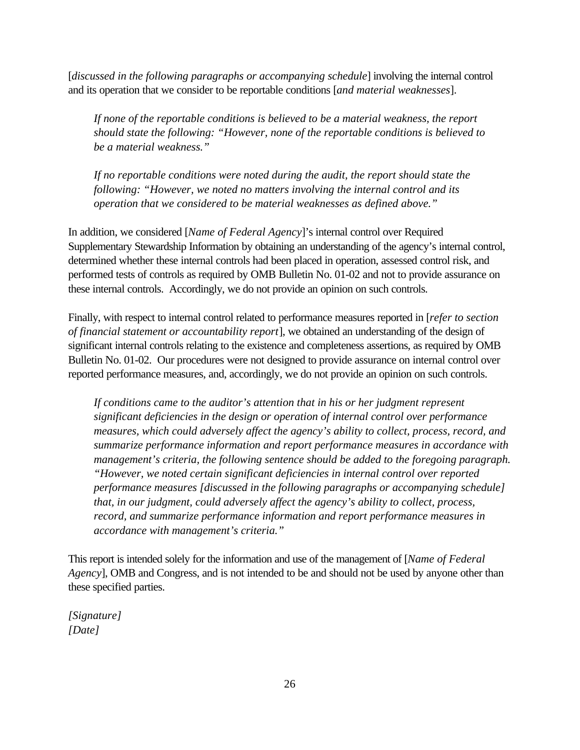[*discussed in the following paragraphs or accompanying schedule*] involving the internal control and its operation that we consider to be reportable conditions [*and material weaknesses*].

> *If none of the reportable conditions is believed to be a material weakness, the report should state the following: "However, none of the reportable conditions is believed to be a material weakness."*
>
> *If no reportable conditions were noted during the audit, the report should state the following: "However, we noted no matters involving the internal control and its operation that we considered to be material weaknesses as defined above."*

In addition, we considered [*Name of Federal Agency*]'s internal control over Required Supplementary Stewardship Information by obtaining an understanding of the agency's internal control, determined whether these internal controls had been placed in operation, assessed control risk, and performed tests of controls as required by OMB Bulletin No. 01-02 and not to provide assurance on these internal controls. Accordingly, we do not provide an opinion on such controls.

Finally, with respect to internal control related to performance measures reported in [*refer to section of financial statement or accountability report*], we obtained an understanding of the design of significant internal controls relating to the existence and completeness assertions, as required by OMB Bulletin No. 01-02. Our procedures were not designed to provide assurance on internal control over reported performance measures, and, accordingly, we do not provide an opinion on such controls.

> *If conditions came to the auditor's attention that in his or her judgment represent significant deficiencies in the design or operation of internal control over performance measures, which could adversely affect the agency's ability to collect, process, record, and summarize performance information and report performance measures in accordance with management's criteria, the following sentence should be added to the foregoing paragraph. "However, we noted certain significant deficiencies in internal control over reported performance measures [discussed in the following paragraphs or accompanying schedule] that, in our judgment, could adversely affect the agency's ability to collect, process, record, and summarize performance information and report performance measures in accordance with management's criteria."*

This report is intended solely for the information and use of the management of [*Name of Federal Agency*], OMB and Congress, and is not intended to be and should not be used by anyone other than these specified parties.

*[Signature]*
*[Date]*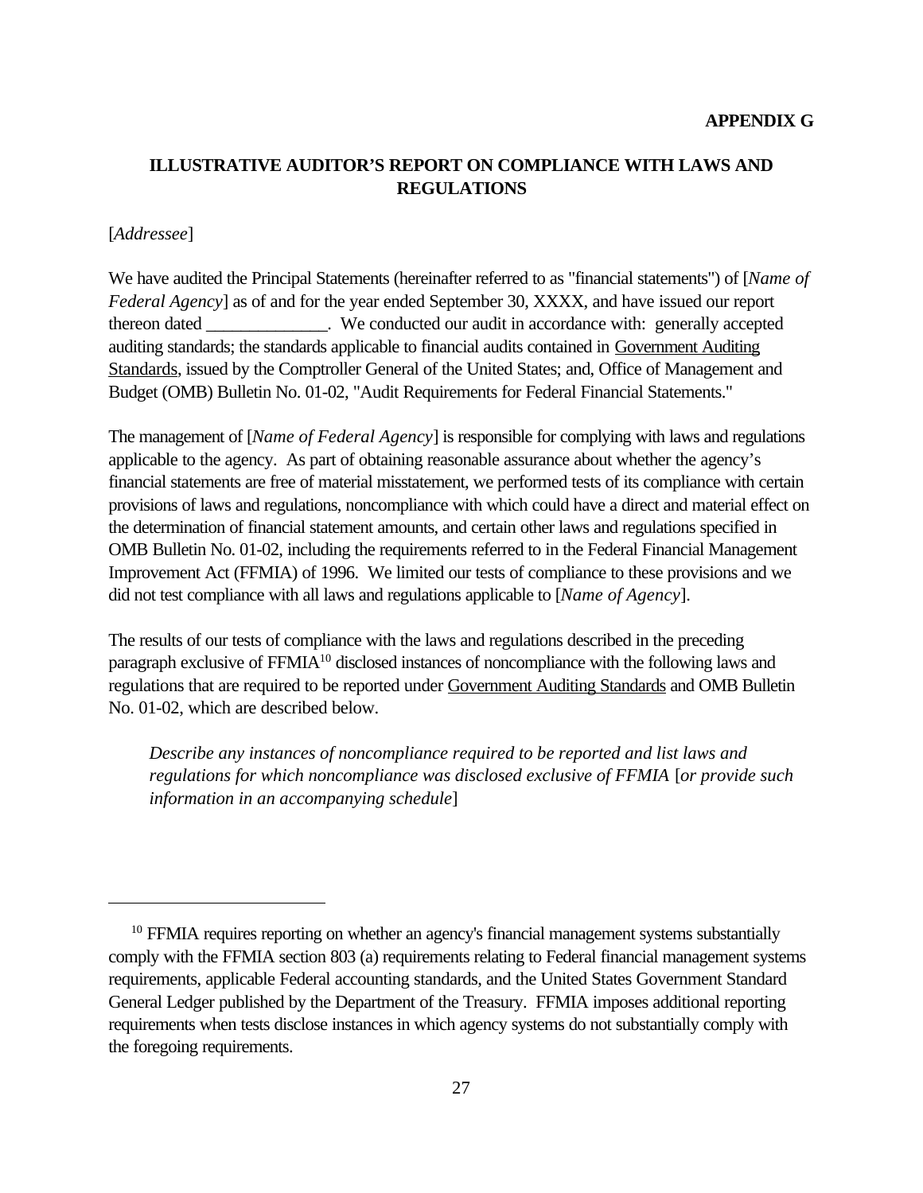**APPENDIX G**

## ILLUSTRATIVE AUDITOR'S REPORT ON COMPLIANCE WITH LAWS AND REGULATIONS

[*Addressee*]

We have audited the Principal Statements (hereinafter referred to as "financial statements") of [*Name of Federal Agency*] as of and for the year ended September 30, XXXX, and have issued our report thereon dated ______________. We conducted our audit in accordance with: generally accepted auditing standards; the standards applicable to financial audits contained in Government Auditing Standards, issued by the Comptroller General of the United States; and, Office of Management and Budget (OMB) Bulletin No. 01-02, "Audit Requirements for Federal Financial Statements."

The management of [*Name of Federal Agency*] is responsible for complying with laws and regulations applicable to the agency. As part of obtaining reasonable assurance about whether the agency's financial statements are free of material misstatement, we performed tests of its compliance with certain provisions of laws and regulations, noncompliance with which could have a direct and material effect on the determination of financial statement amounts, and certain other laws and regulations specified in OMB Bulletin No. 01-02, including the requirements referred to in the Federal Financial Management Improvement Act (FFMIA) of 1996. We limited our tests of compliance to these provisions and we did not test compliance with all laws and regulations applicable to [*Name of Agency*].

The results of our tests of compliance with the laws and regulations described in the preceding paragraph exclusive of FFMIA[10] disclosed instances of noncompliance with the following laws and regulations that are required to be reported under Government Auditing Standards and OMB Bulletin No. 01-02, which are described below.

> *Describe any instances of noncompliance required to be reported and list laws and regulations for which noncompliance was disclosed exclusive of FFMIA* [*or provide such information in an accompanying schedule*]

---

[10] FFMIA requires reporting on whether an agency's financial management systems substantially comply with the FFMIA section 803 (a) requirements relating to Federal financial management systems requirements, applicable Federal accounting standards, and the United States Government Standard General Ledger published by the Department of the Treasury. FFMIA imposes additional reporting requirements when tests disclose instances in which agency systems do not substantially comply with the foregoing requirements.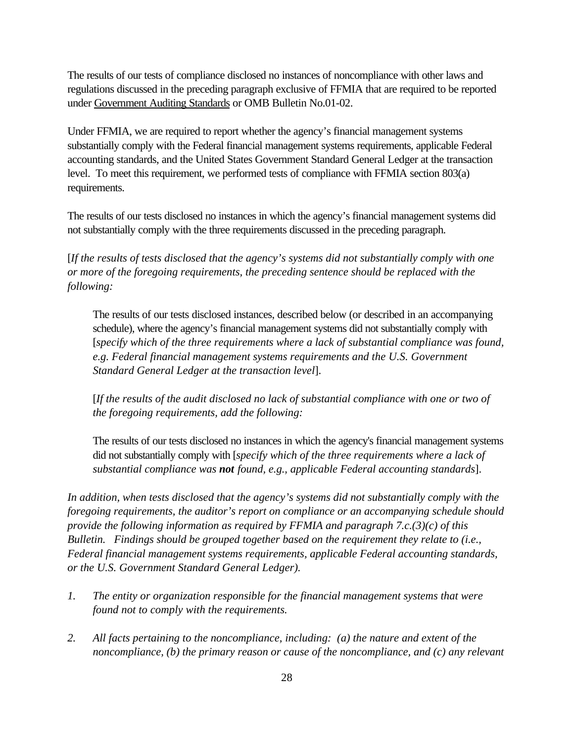The results of our tests of compliance disclosed no instances of noncompliance with other laws and regulations discussed in the preceding paragraph exclusive of FFMIA that are required to be reported under Government Auditing Standards or OMB Bulletin No.01-02.

Under FFMIA, we are required to report whether the agency's financial management systems substantially comply with the Federal financial management systems requirements, applicable Federal accounting standards, and the United States Government Standard General Ledger at the transaction level. To meet this requirement, we performed tests of compliance with FFMIA section 803(a) requirements.

The results of our tests disclosed no instances in which the agency's financial management systems did not substantially comply with the three requirements discussed in the preceding paragraph.

[*If the results of tests disclosed that the agency's systems did not substantially comply with one or more of the foregoing requirements, the preceding sentence should be replaced with the following:*

> The results of our tests disclosed instances, described below (or described in an accompanying schedule), where the agency's financial management systems did not substantially comply with [*specify which of the three requirements where a lack of substantial compliance was found, e.g. Federal financial management systems requirements and the U.S. Government Standard General Ledger at the transaction level*].
>
> [*If the results of the audit disclosed no lack of substantial compliance with one or two of the foregoing requirements, add the following:*
>
> The results of our tests disclosed no instances in which the agency's financial management systems did not substantially comply with [*specify which of the three requirements where a lack of substantial compliance was* ***not*** *found, e.g., applicable Federal accounting standards*].

*In addition, when tests disclosed that the agency's systems did not substantially comply with the foregoing requirements, the auditor's report on compliance or an accompanying schedule should provide the following information as required by FFMIA and paragraph 7.c.(3)(c) of this Bulletin. Findings should be grouped together based on the requirement they relate to (i.e., Federal financial management systems requirements, applicable Federal accounting standards, or the U.S. Government Standard General Ledger).*

1. *The entity or organization responsible for the financial management systems that were found not to comply with the requirements.*

2. *All facts pertaining to the noncompliance, including: (a) the nature and extent of the noncompliance, (b) the primary reason or cause of the noncompliance, and (c) any relevant*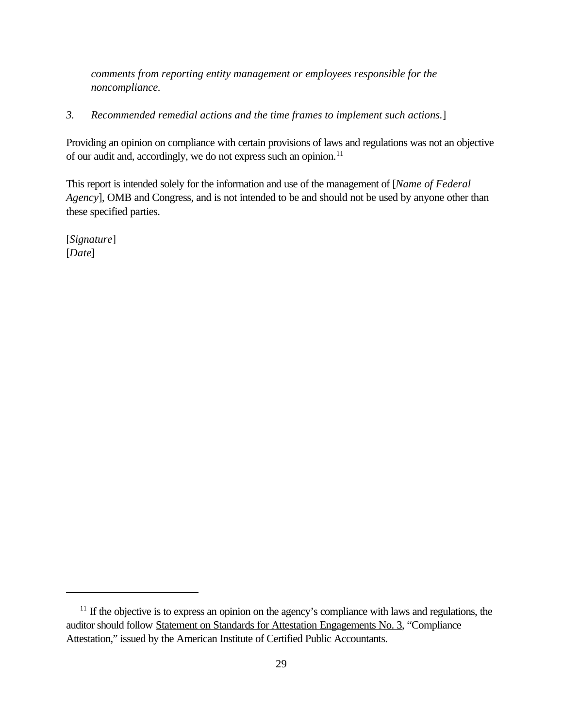*comments from reporting entity management or employees responsible for the noncompliance.*

*3. Recommended remedial actions and the time frames to implement such actions.*]

Providing an opinion on compliance with certain provisions of laws and regulations was not an objective of our audit and, accordingly, we do not express such an opinion.[11]

This report is intended solely for the information and use of the management of [*Name of Federal Agency*], OMB and Congress, and is not intended to be and should not be used by anyone other than these specified parties.

[*Signature*]
[*Date*]

---

[11] If the objective is to express an opinion on the agency's compliance with laws and regulations, the auditor should follow Statement on Standards for Attestation Engagements No. 3, "Compliance Attestation," issued by the American Institute of Certified Public Accountants.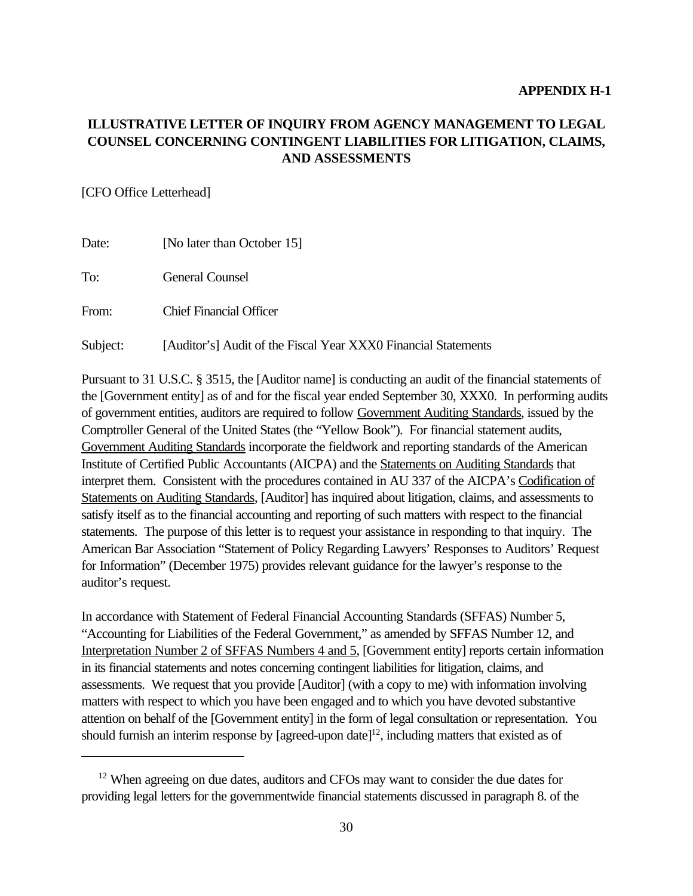**APPENDIX H-1**

# ILLUSTRATIVE LETTER OF INQUIRY FROM AGENCY MANAGEMENT TO LEGAL COUNSEL CONCERNING CONTINGENT LIABILITIES FOR LITIGATION, CLAIMS, AND ASSESSMENTS

[CFO Office Letterhead]

Date: [No later than October 15]

To: General Counsel

From: Chief Financial Officer

Subject: [Auditor's] Audit of the Fiscal Year XXX0 Financial Statements

Pursuant to 31 U.S.C. § 3515, the [Auditor name] is conducting an audit of the financial statements of the [Government entity] as of and for the fiscal year ended September 30, XXX0. In performing audits of government entities, auditors are required to follow Government Auditing Standards, issued by the Comptroller General of the United States (the "Yellow Book"). For financial statement audits, Government Auditing Standards incorporate the fieldwork and reporting standards of the American Institute of Certified Public Accountants (AICPA) and the Statements on Auditing Standards that interpret them. Consistent with the procedures contained in AU 337 of the AICPA's Codification of Statements on Auditing Standards, [Auditor] has inquired about litigation, claims, and assessments to satisfy itself as to the financial accounting and reporting of such matters with respect to the financial statements. The purpose of this letter is to request your assistance in responding to that inquiry. The American Bar Association "Statement of Policy Regarding Lawyers' Responses to Auditors' Request for Information" (December 1975) provides relevant guidance for the lawyer's response to the auditor's request.

In accordance with Statement of Federal Financial Accounting Standards (SFFAS) Number 5, "Accounting for Liabilities of the Federal Government," as amended by SFFAS Number 12, and Interpretation Number 2 of SFFAS Numbers 4 and 5, [Government entity] reports certain information in its financial statements and notes concerning contingent liabilities for litigation, claims, and assessments. We request that you provide [Auditor] (with a copy to me) with information involving matters with respect to which you have been engaged and to which you have devoted substantive attention on behalf of the [Government entity] in the form of legal consultation or representation. You should furnish an interim response by [agreed-upon date][12], including matters that existed as of

[12] When agreeing on due dates, auditors and CFOs may want to consider the due dates for providing legal letters for the governmentwide financial statements discussed in paragraph 8. of the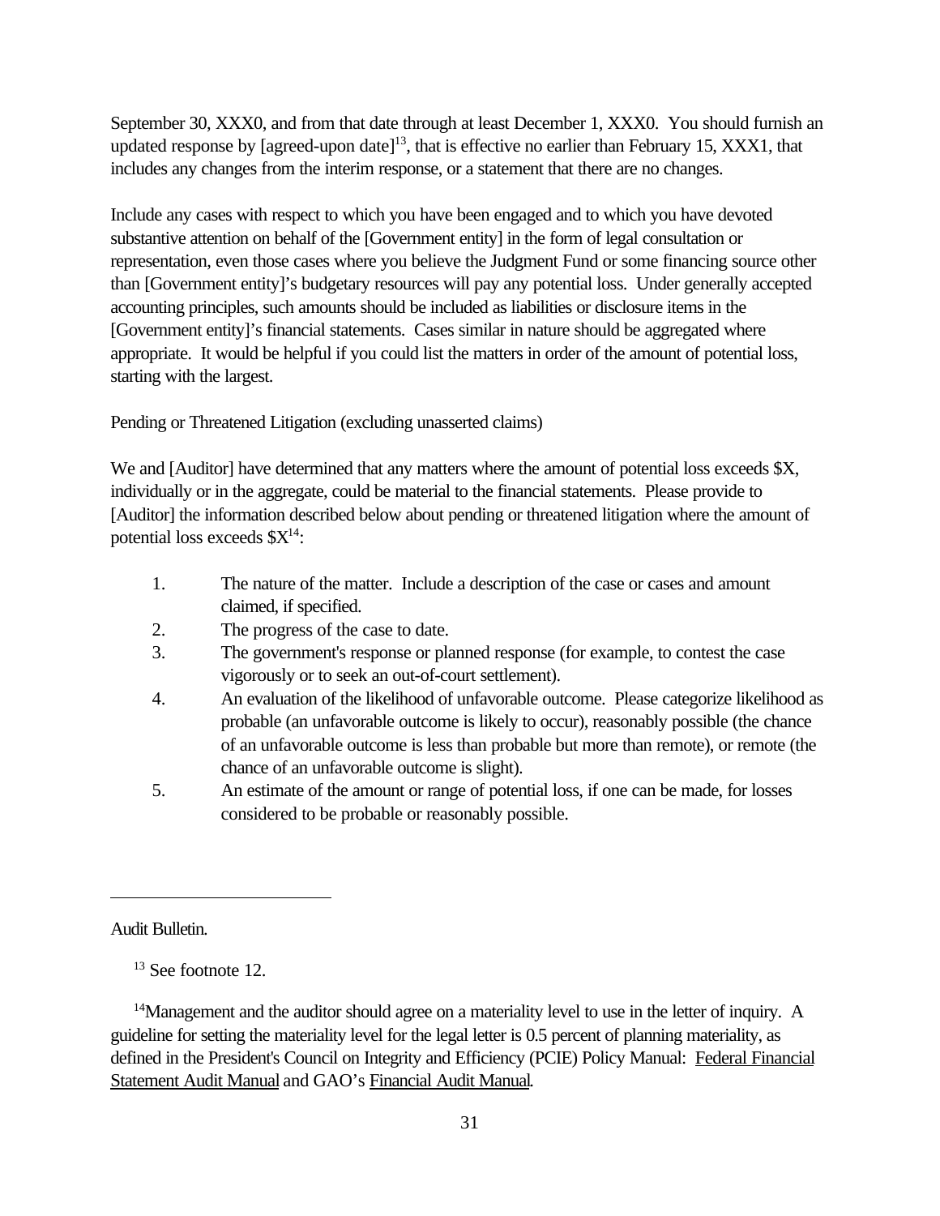September 30, XXX0, and from that date through at least December 1, XXX0. You should furnish an updated response by [agreed-upon date][13], that is effective no earlier than February 15, XXX1, that includes any changes from the interim response, or a statement that there are no changes.

Include any cases with respect to which you have been engaged and to which you have devoted substantive attention on behalf of the [Government entity] in the form of legal consultation or representation, even those cases where you believe the Judgment Fund or some financing source other than [Government entity]'s budgetary resources will pay any potential loss. Under generally accepted accounting principles, such amounts should be included as liabilities or disclosure items in the [Government entity]'s financial statements. Cases similar in nature should be aggregated where appropriate. It would be helpful if you could list the matters in order of the amount of potential loss, starting with the largest.

Pending or Threatened Litigation (excluding unasserted claims)

We and [Auditor] have determined that any matters where the amount of potential loss exceeds $X, individually or in the aggregate, could be material to the financial statements. Please provide to [Auditor] the information described below about pending or threatened litigation where the amount of potential loss exceeds $X[14]:

1. The nature of the matter. Include a description of the case or cases and amount claimed, if specified.
2. The progress of the case to date.
3. The government's response or planned response (for example, to contest the case vigorously or to seek an out-of-court settlement).
4. An evaluation of the likelihood of unfavorable outcome. Please categorize likelihood as probable (an unfavorable outcome is likely to occur), reasonably possible (the chance of an unfavorable outcome is less than probable but more than remote), or remote (the chance of an unfavorable outcome is slight).
5. An estimate of the amount or range of potential loss, if one can be made, for losses considered to be probable or reasonably possible.

---

Audit Bulletin.

[13] See footnote 12.

[14] Management and the auditor should agree on a materiality level to use in the letter of inquiry. A guideline for setting the materiality level for the legal letter is 0.5 percent of planning materiality, as defined in the President's Council on Integrity and Efficiency (PCIE) Policy Manual: Federal Financial Statement Audit Manual and GAO's Financial Audit Manual.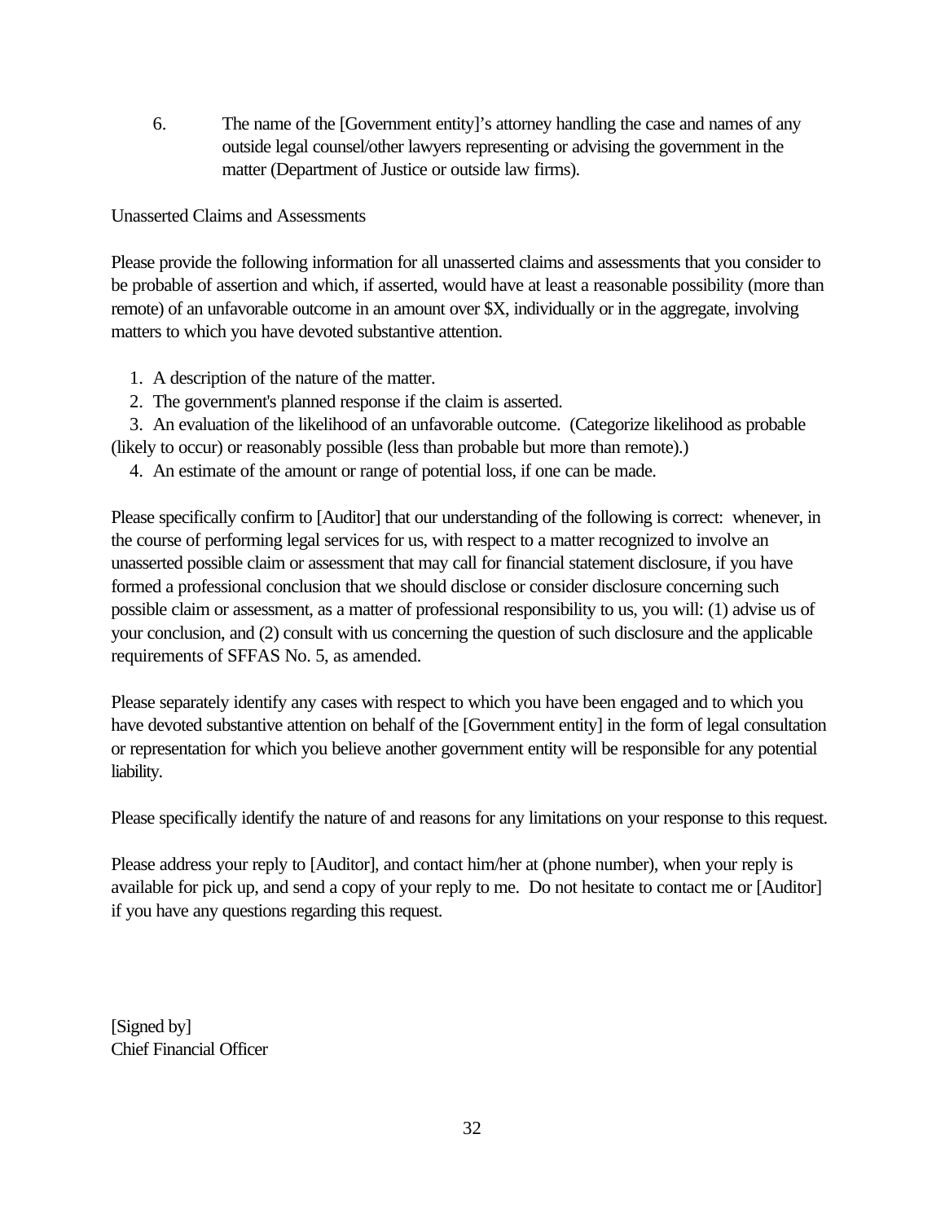6. The name of the [Government entity]'s attorney handling the case and names of any outside legal counsel/other lawyers representing or advising the government in the matter (Department of Justice or outside law firms).

Unasserted Claims and Assessments

Please provide the following information for all unasserted claims and assessments that you consider to be probable of assertion and which, if asserted, would have at least a reasonable possibility (more than remote) of an unfavorable outcome in an amount over $X, individually or in the aggregate, involving matters to which you have devoted substantive attention.

1. A description of the nature of the matter.
2. The government's planned response if the claim is asserted.
3. An evaluation of the likelihood of an unfavorable outcome. (Categorize likelihood as probable (likely to occur) or reasonably possible (less than probable but more than remote).)
4. An estimate of the amount or range of potential loss, if one can be made.

Please specifically confirm to [Auditor] that our understanding of the following is correct: whenever, in the course of performing legal services for us, with respect to a matter recognized to involve an unasserted possible claim or assessment that may call for financial statement disclosure, if you have formed a professional conclusion that we should disclose or consider disclosure concerning such possible claim or assessment, as a matter of professional responsibility to us, you will: (1) advise us of your conclusion, and (2) consult with us concerning the question of such disclosure and the applicable requirements of SFFAS No. 5, as amended.

Please separately identify any cases with respect to which you have been engaged and to which you have devoted substantive attention on behalf of the [Government entity] in the form of legal consultation or representation for which you believe another government entity will be responsible for any potential liability.

Please specifically identify the nature of and reasons for any limitations on your response to this request.

Please address your reply to [Auditor], and contact him/her at (phone number), when your reply is available for pick up, and send a copy of your reply to me. Do not hesitate to contact me or [Auditor] if you have any questions regarding this request.

[Signed by]
Chief Financial Officer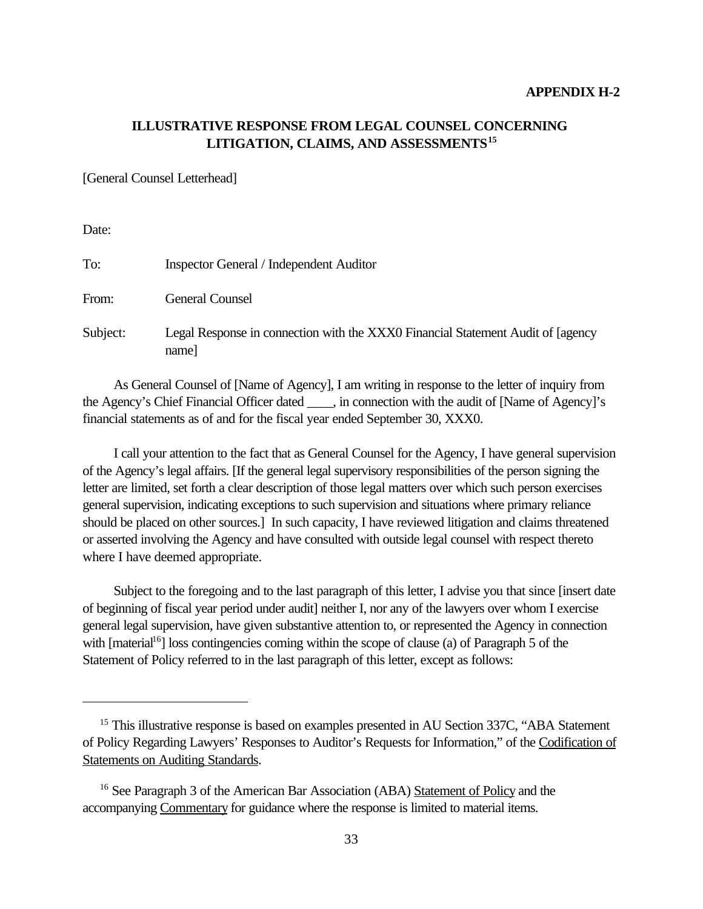**APPENDIX H-2**

## ILLUSTRATIVE RESPONSE FROM LEGAL COUNSEL CONCERNING LITIGATION, CLAIMS, AND ASSESSMENTS[15]

[General Counsel Letterhead]

Date:

To: Inspector General / Independent Auditor

From: General Counsel

Subject: Legal Response in connection with the XXX0 Financial Statement Audit of [agency name]

As General Counsel of [Name of Agency], I am writing in response to the letter of inquiry from the Agency's Chief Financial Officer dated ____, in connection with the audit of [Name of Agency]'s financial statements as of and for the fiscal year ended September 30, XXX0.

I call your attention to the fact that as General Counsel for the Agency, I have general supervision of the Agency's legal affairs. [If the general legal supervisory responsibilities of the person signing the letter are limited, set forth a clear description of those legal matters over which such person exercises general supervision, indicating exceptions to such supervision and situations where primary reliance should be placed on other sources.] In such capacity, I have reviewed litigation and claims threatened or asserted involving the Agency and have consulted with outside legal counsel with respect thereto where I have deemed appropriate.

Subject to the foregoing and to the last paragraph of this letter, I advise you that since [insert date of beginning of fiscal year period under audit] neither I, nor any of the lawyers over whom I exercise general legal supervision, have given substantive attention to, or represented the Agency in connection with [material[16]] loss contingencies coming within the scope of clause (a) of Paragraph 5 of the Statement of Policy referred to in the last paragraph of this letter, except as follows:

---

[15] This illustrative response is based on examples presented in AU Section 337C, "ABA Statement of Policy Regarding Lawyers' Responses to Auditor's Requests for Information," of the Codification of Statements on Auditing Standards.

[16] See Paragraph 3 of the American Bar Association (ABA) Statement of Policy and the accompanying Commentary for guidance where the response is limited to material items.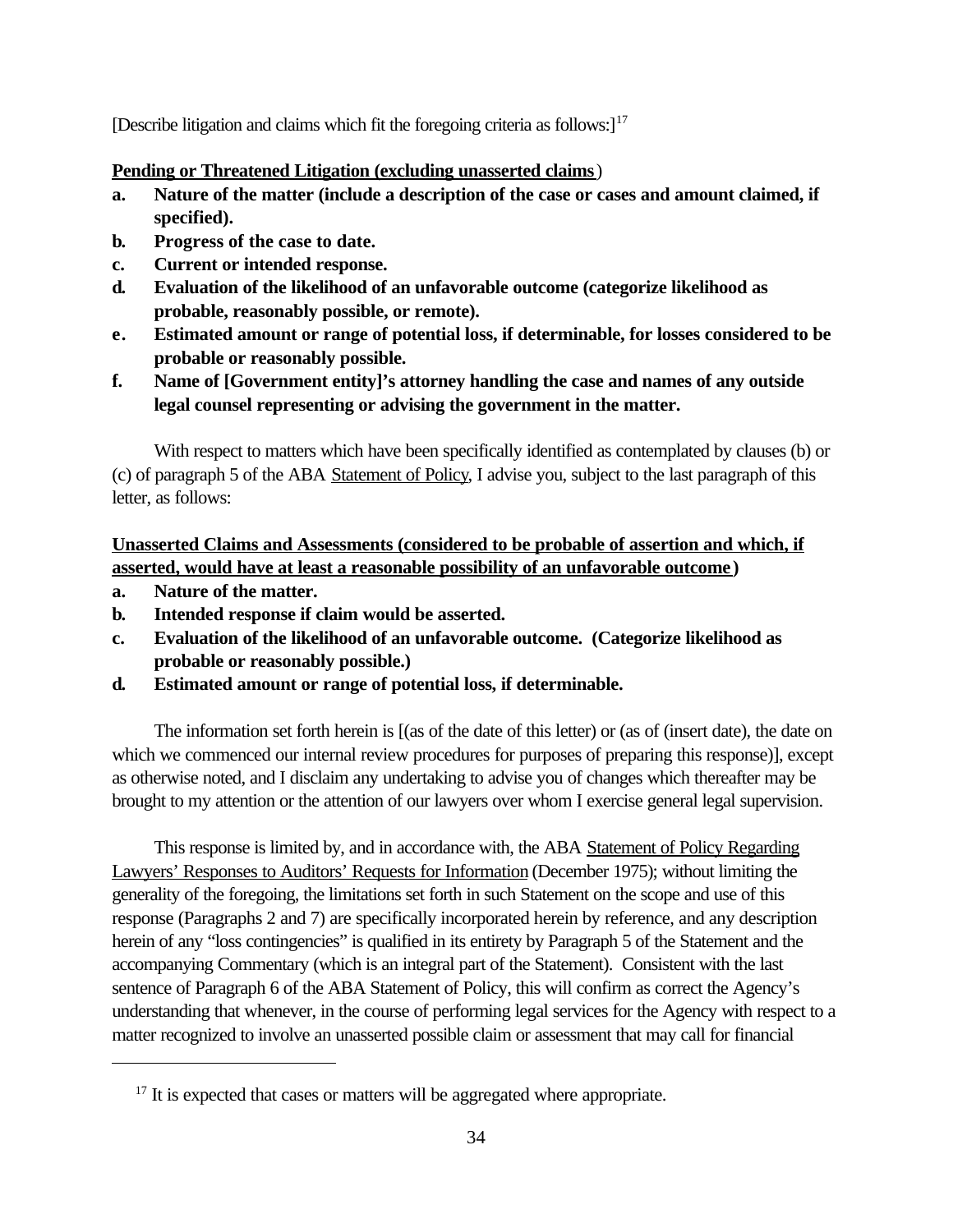[Describe litigation and claims which fit the foregoing criteria as follows:][17]

**Pending or Threatened Litigation (excluding unasserted claims)**

- **a. Nature of the matter (include a description of the case or cases and amount claimed, if specified).**
- **b. Progress of the case to date.**
- **c. Current or intended response.**
- **d. Evaluation of the likelihood of an unfavorable outcome (categorize likelihood as probable, reasonably possible, or remote).**
- **e. Estimated amount or range of potential loss, if determinable, for losses considered to be probable or reasonably possible.**
- **f. Name of [Government entity]'s attorney handling the case and names of any outside legal counsel representing or advising the government in the matter.**

With respect to matters which have been specifically identified as contemplated by clauses (b) or (c) of paragraph 5 of the ABA Statement of Policy, I advise you, subject to the last paragraph of this letter, as follows:

**Unasserted Claims and Assessments (considered to be probable of assertion and which, if asserted, would have at least a reasonable possibility of an unfavorable outcome)**

- **a. Nature of the matter.**
- **b. Intended response if claim would be asserted.**
- **c. Evaluation of the likelihood of an unfavorable outcome. (Categorize likelihood as probable or reasonably possible.)**
- **d. Estimated amount or range of potential loss, if determinable.**

The information set forth herein is [(as of the date of this letter) or (as of (insert date), the date on which we commenced our internal review procedures for purposes of preparing this response)], except as otherwise noted, and I disclaim any undertaking to advise you of changes which thereafter may be brought to my attention or the attention of our lawyers over whom I exercise general legal supervision.

This response is limited by, and in accordance with, the ABA Statement of Policy Regarding Lawyers' Responses to Auditors' Requests for Information (December 1975); without limiting the generality of the foregoing, the limitations set forth in such Statement on the scope and use of this response (Paragraphs 2 and 7) are specifically incorporated herein by reference, and any description herein of any "loss contingencies" is qualified in its entirety by Paragraph 5 of the Statement and the accompanying Commentary (which is an integral part of the Statement). Consistent with the last sentence of Paragraph 6 of the ABA Statement of Policy, this will confirm as correct the Agency's understanding that whenever, in the course of performing legal services for the Agency with respect to a matter recognized to involve an unasserted possible claim or assessment that may call for financial

[17] It is expected that cases or matters will be aggregated where appropriate.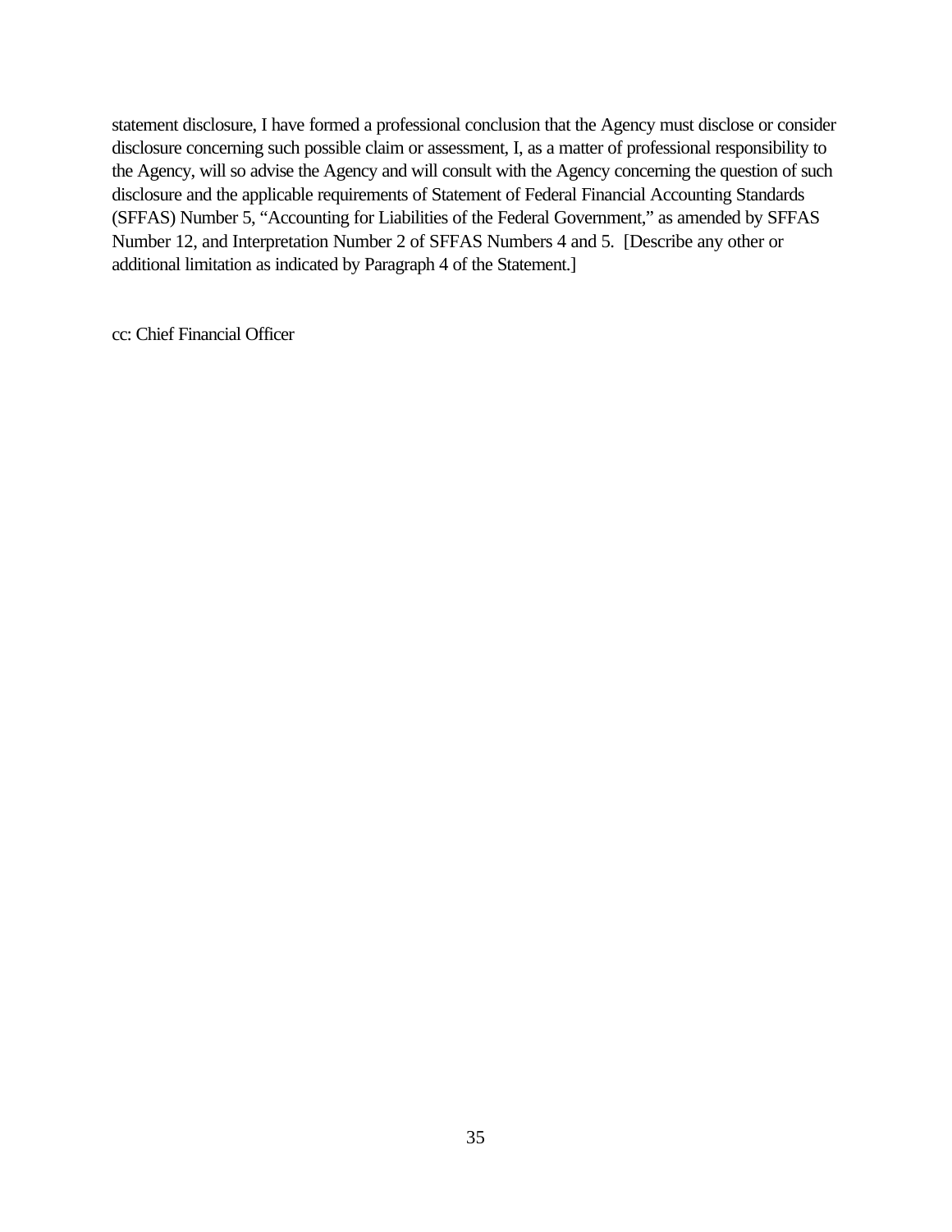statement disclosure, I have formed a professional conclusion that the Agency must disclose or consider disclosure concerning such possible claim or assessment, I, as a matter of professional responsibility to the Agency, will so advise the Agency and will consult with the Agency concerning the question of such disclosure and the applicable requirements of Statement of Federal Financial Accounting Standards (SFFAS) Number 5, "Accounting for Liabilities of the Federal Government," as amended by SFFAS Number 12, and Interpretation Number 2 of SFFAS Numbers 4 and 5. [Describe any other or additional limitation as indicated by Paragraph 4 of the Statement.]

cc: Chief Financial Officer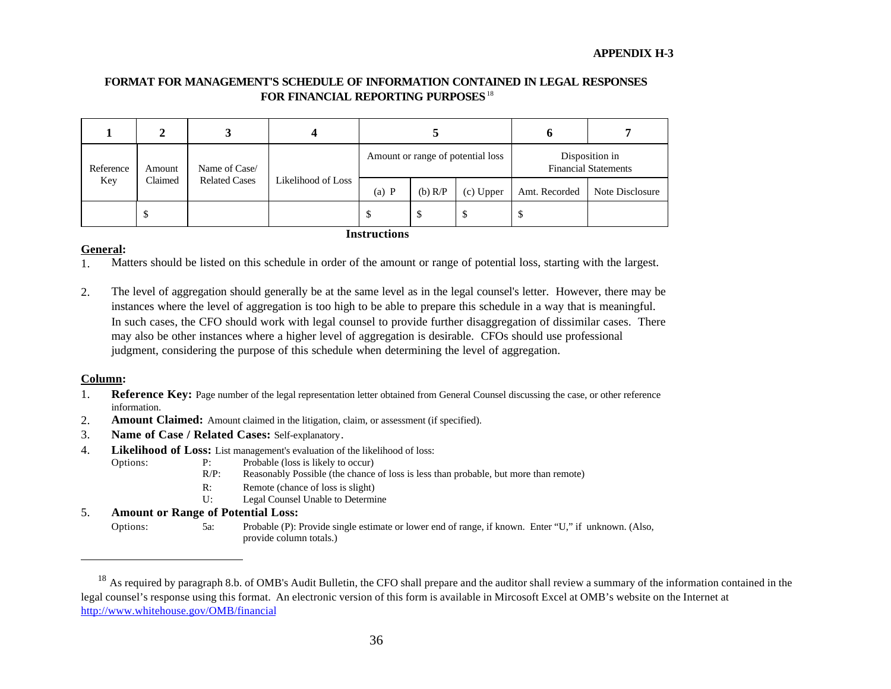**APPENDIX H-3**

## FORMAT FOR MANAGEMENT'S SCHEDULE OF INFORMATION CONTAINED IN LEGAL RESPONSES FOR FINANCIAL REPORTING PURPOSES[18]

| 1 | 2 | 3 | 4 | 5 | | | 6 | 7 |
|---|---|---|---|---|---|---|---|---|
| Reference Key | Amount Claimed | Name of Case/ Related Cases | Likelihood of Loss | Amount or range of potential loss | | | Disposition in Financial Statements | |
| | | | | (a) P | (b) R/P | (c) Upper | Amt. Recorded | Note Disclosure |
| | $ | | | $ | $ | $ | $ | |

**Instructions**

**General:**

1. Matters should be listed on this schedule in order of the amount or range of potential loss, starting with the largest.

2. The level of aggregation should generally be at the same level as in the legal counsel's letter. However, there may be instances where the level of aggregation is too high to be able to prepare this schedule in a way that is meaningful. In such cases, the CFO should work with legal counsel to provide further disaggregation of dissimilar cases. There may also be other instances where a higher level of aggregation is desirable. CFOs should use professional judgment, considering the purpose of this schedule when determining the level of aggregation.

**Column:**

1. **Reference Key:** Page number of the legal representation letter obtained from General Counsel discussing the case, or other reference information.
2. **Amount Claimed:** Amount claimed in the litigation, claim, or assessment (if specified).
3. **Name of Case / Related Cases:** Self-explanatory.
4. **Likelihood of Loss:** List management's evaluation of the likelihood of loss:
   Options:
   - P: Probable (loss is likely to occur)
   - R/P: Reasonably Possible (the chance of loss is less than probable, but more than remote)
   - R: Remote (chance of loss is slight)
   - U: Legal Counsel Unable to Determine
5. **Amount or Range of Potential Loss:**
   Options:
   - 5a: Probable (P): Provide single estimate or lower end of range, if known. Enter "U," if unknown. (Also, provide column totals.)

---

[18] As required by paragraph 8.b. of OMB's Audit Bulletin, the CFO shall prepare and the auditor shall review a summary of the information contained in the legal counsel's response using this format. An electronic version of this form is available in Mircosoft Excel at OMB's website on the Internet at http://www.whitehouse.gov/OMB/financial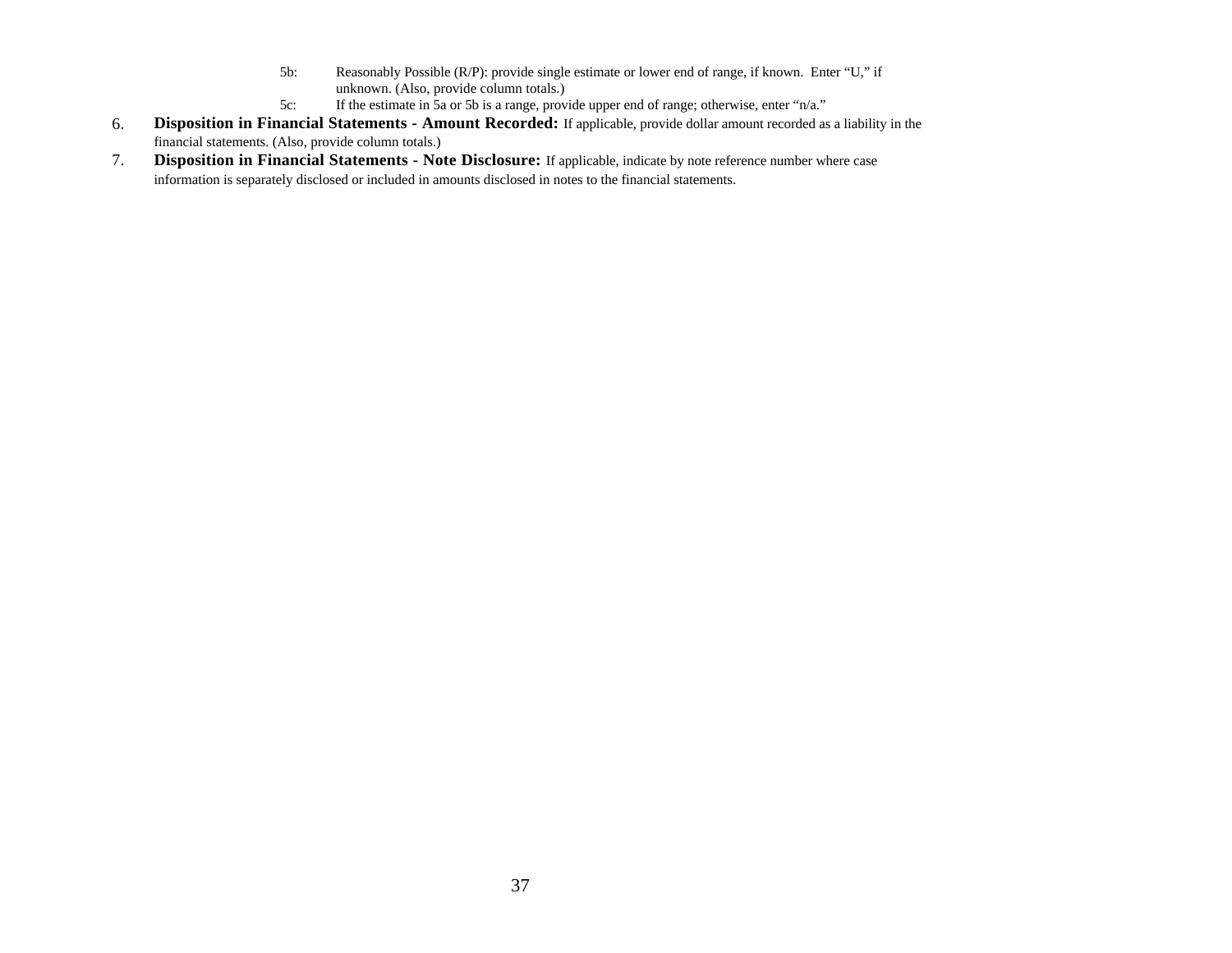5b: Reasonably Possible (R/P): provide single estimate or lower end of range, if known. Enter “U,” if unknown. (Also, provide column totals.)

5c: If the estimate in 5a or 5b is a range, provide upper end of range; otherwise, enter “n/a.”

6. **Disposition in Financial Statements - Amount Recorded:** If applicable, provide dollar amount recorded as a liability in the financial statements. (Also, provide column totals.)

7. **Disposition in Financial Statements - Note Disclosure:** If applicable, indicate by note reference number where case information is separately disclosed or included in amounts disclosed in notes to the financial statements.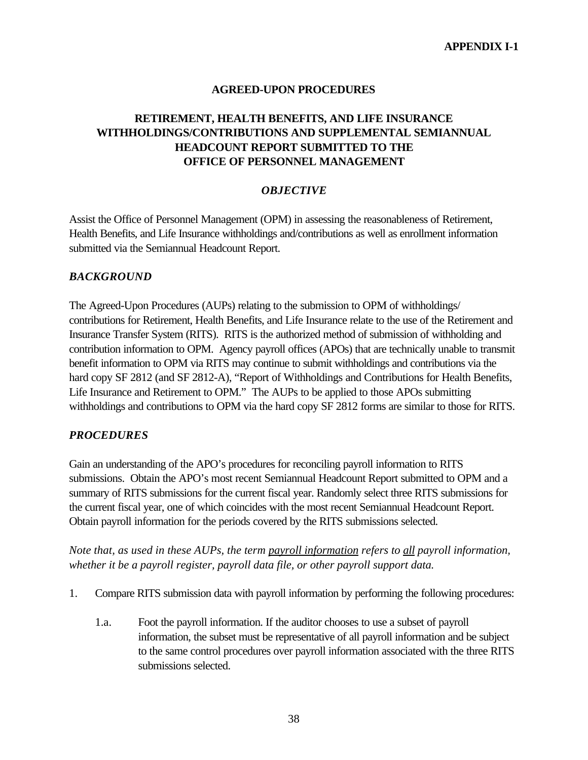**APPENDIX I-1**

## AGREED-UPON PROCEDURES

## RETIREMENT, HEALTH BENEFITS, AND LIFE INSURANCE WITHHOLDINGS/CONTRIBUTIONS AND SUPPLEMENTAL SEMIANNUAL HEADCOUNT REPORT SUBMITTED TO THE OFFICE OF PERSONNEL MANAGEMENT

### *OBJECTIVE*

Assist the Office of Personnel Management (OPM) in assessing the reasonableness of Retirement, Health Benefits, and Life Insurance withholdings and/contributions as well as enrollment information submitted via the Semiannual Headcount Report.

### *BACKGROUND*

The Agreed-Upon Procedures (AUPs) relating to the submission to OPM of withholdings/ contributions for Retirement, Health Benefits, and Life Insurance relate to the use of the Retirement and Insurance Transfer System (RITS). RITS is the authorized method of submission of withholding and contribution information to OPM. Agency payroll offices (APOs) that are technically unable to transmit benefit information to OPM via RITS may continue to submit withholdings and contributions via the hard copy SF 2812 (and SF 2812-A), "Report of Withholdings and Contributions for Health Benefits, Life Insurance and Retirement to OPM." The AUPs to be applied to those APOs submitting withholdings and contributions to OPM via the hard copy SF 2812 forms are similar to those for RITS.

### *PROCEDURES*

Gain an understanding of the APO's procedures for reconciling payroll information to RITS submissions. Obtain the APO's most recent Semiannual Headcount Report submitted to OPM and a summary of RITS submissions for the current fiscal year. Randomly select three RITS submissions for the current fiscal year, one of which coincides with the most recent Semiannual Headcount Report. Obtain payroll information for the periods covered by the RITS submissions selected.

*Note that, as used in these AUPs, the term <u>payroll information</u> refers to <u>all</u> payroll information, whether it be a payroll register, payroll data file, or other payroll support data.*

1. Compare RITS submission data with payroll information by performing the following procedures:

   1.a. Foot the payroll information. If the auditor chooses to use a subset of payroll information, the subset must be representative of all payroll information and be subject to the same control procedures over payroll information associated with the three RITS submissions selected.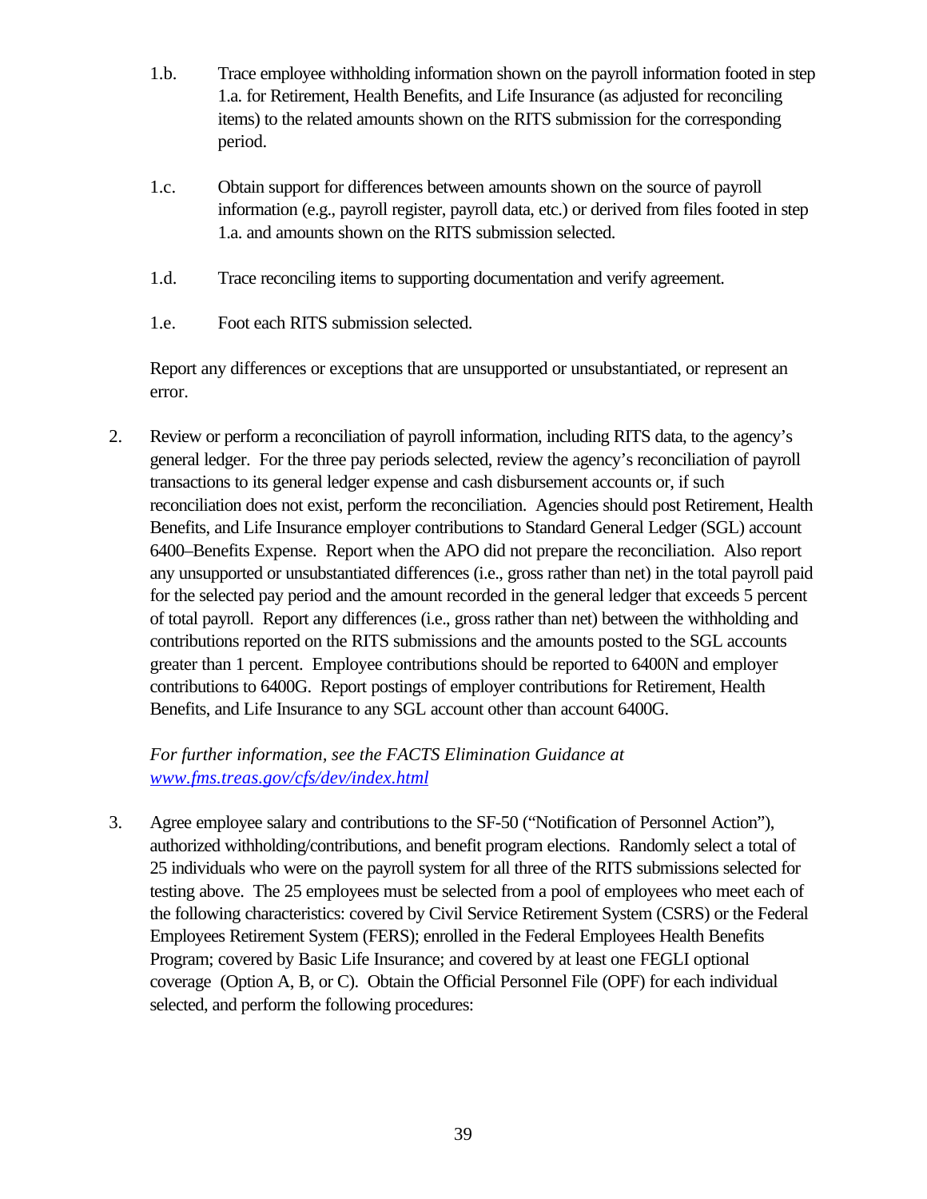1.b. Trace employee withholding information shown on the payroll information footed in step 1.a. for Retirement, Health Benefits, and Life Insurance (as adjusted for reconciling items) to the related amounts shown on the RITS submission for the corresponding period.

1.c. Obtain support for differences between amounts shown on the source of payroll information (e.g., payroll register, payroll data, etc.) or derived from files footed in step 1.a. and amounts shown on the RITS submission selected.

1.d. Trace reconciling items to supporting documentation and verify agreement.

1.e. Foot each RITS submission selected.

Report any differences or exceptions that are unsupported or unsubstantiated, or represent an error.

2. Review or perform a reconciliation of payroll information, including RITS data, to the agency's general ledger. For the three pay periods selected, review the agency's reconciliation of payroll transactions to its general ledger expense and cash disbursement accounts or, if such reconciliation does not exist, perform the reconciliation. Agencies should post Retirement, Health Benefits, and Life Insurance employer contributions to Standard General Ledger (SGL) account 6400–Benefits Expense. Report when the APO did not prepare the reconciliation. Also report any unsupported or unsubstantiated differences (i.e., gross rather than net) in the total payroll paid for the selected pay period and the amount recorded in the general ledger that exceeds 5 percent of total payroll. Report any differences (i.e., gross rather than net) between the withholding and contributions reported on the RITS submissions and the amounts posted to the SGL accounts greater than 1 percent. Employee contributions should be reported to 6400N and employer contributions to 6400G. Report postings of employer contributions for Retirement, Health Benefits, and Life Insurance to any SGL account other than account 6400G.

   *For further information, see the FACTS Elimination Guidance at [www.fms.treas.gov/cfs/dev/index.html](www.fms.treas.gov/cfs/dev/index.html)*

3. Agree employee salary and contributions to the SF-50 ("Notification of Personnel Action"), authorized withholding/contributions, and benefit program elections. Randomly select a total of 25 individuals who were on the payroll system for all three of the RITS submissions selected for testing above. The 25 employees must be selected from a pool of employees who meet each of the following characteristics: covered by Civil Service Retirement System (CSRS) or the Federal Employees Retirement System (FERS); enrolled in the Federal Employees Health Benefits Program; covered by Basic Life Insurance; and covered by at least one FEGLI optional coverage (Option A, B, or C). Obtain the Official Personnel File (OPF) for each individual selected, and perform the following procedures: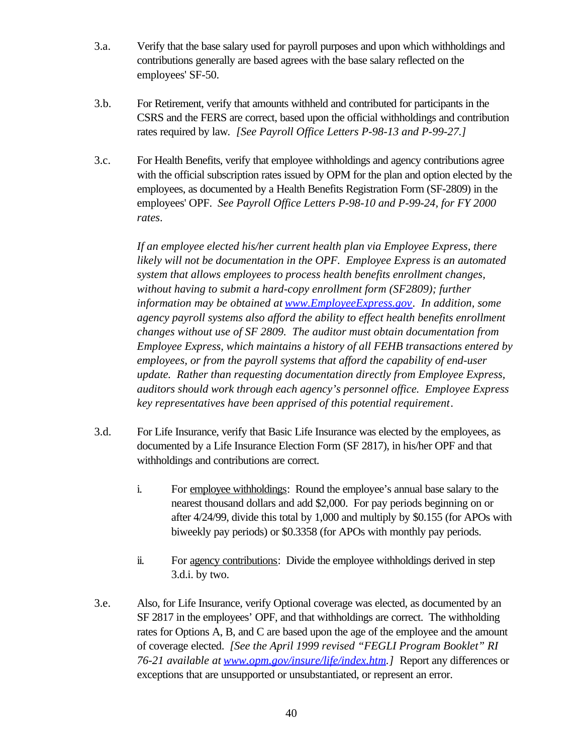3.a. Verify that the base salary used for payroll purposes and upon which withholdings and contributions generally are based agrees with the base salary reflected on the employees' SF-50.

3.b. For Retirement, verify that amounts withheld and contributed for participants in the CSRS and the FERS are correct, based upon the official withholdings and contribution rates required by law. *[See Payroll Office Letters P-98-13 and P-99-27.]*

3.c. For Health Benefits, verify that employee withholdings and agency contributions agree with the official subscription rates issued by OPM for the plan and option elected by the employees, as documented by a Health Benefits Registration Form (SF-2809) in the employees' OPF. *See Payroll Office Letters P-98-10 and P-99-24, for FY 2000 rates.*

*If an employee elected his/her current health plan via Employee Express, there likely will not be documentation in the OPF. Employee Express is an automated system that allows employees to process health benefits enrollment changes, without having to submit a hard-copy enrollment form (SF2809); further information may be obtained at [www.EmployeeExpress.gov](http://www.EmployeeExpress.gov). In addition, some agency payroll systems also afford the ability to effect health benefits enrollment changes without use of SF 2809. The auditor must obtain documentation from Employee Express, which maintains a history of all FEHB transactions entered by employees, or from the payroll systems that afford the capability of end-user update. Rather than requesting documentation directly from Employee Express, auditors should work through each agency's personnel office. Employee Express key representatives have been apprised of this potential requirement.*

3.d. For Life Insurance, verify that Basic Life Insurance was elected by the employees, as documented by a Life Insurance Election Form (SF 2817), in his/her OPF and that withholdings and contributions are correct.

  i. For <u>employee withholdings</u>: Round the employee's annual base salary to the nearest thousand dollars and add $2,000. For pay periods beginning on or after 4/24/99, divide this total by 1,000 and multiply by $0.155 (for APOs with biweekly pay periods) or $0.3358 (for APOs with monthly pay periods.

  ii. For <u>agency contributions</u>: Divide the employee withholdings derived in step 3.d.i. by two.

3.e. Also, for Life Insurance, verify Optional coverage was elected, as documented by an SF 2817 in the employees' OPF, and that withholdings are correct. The withholding rates for Options A, B, and C are based upon the age of the employee and the amount of coverage elected. *[See the April 1999 revised "FEGLI Program Booklet" RI 76-21 available at [www.opm.gov/insure/life/index.htm](http://www.opm.gov/insure/life/index.htm).]* Report any differences or exceptions that are unsupported or unsubstantiated, or represent an error.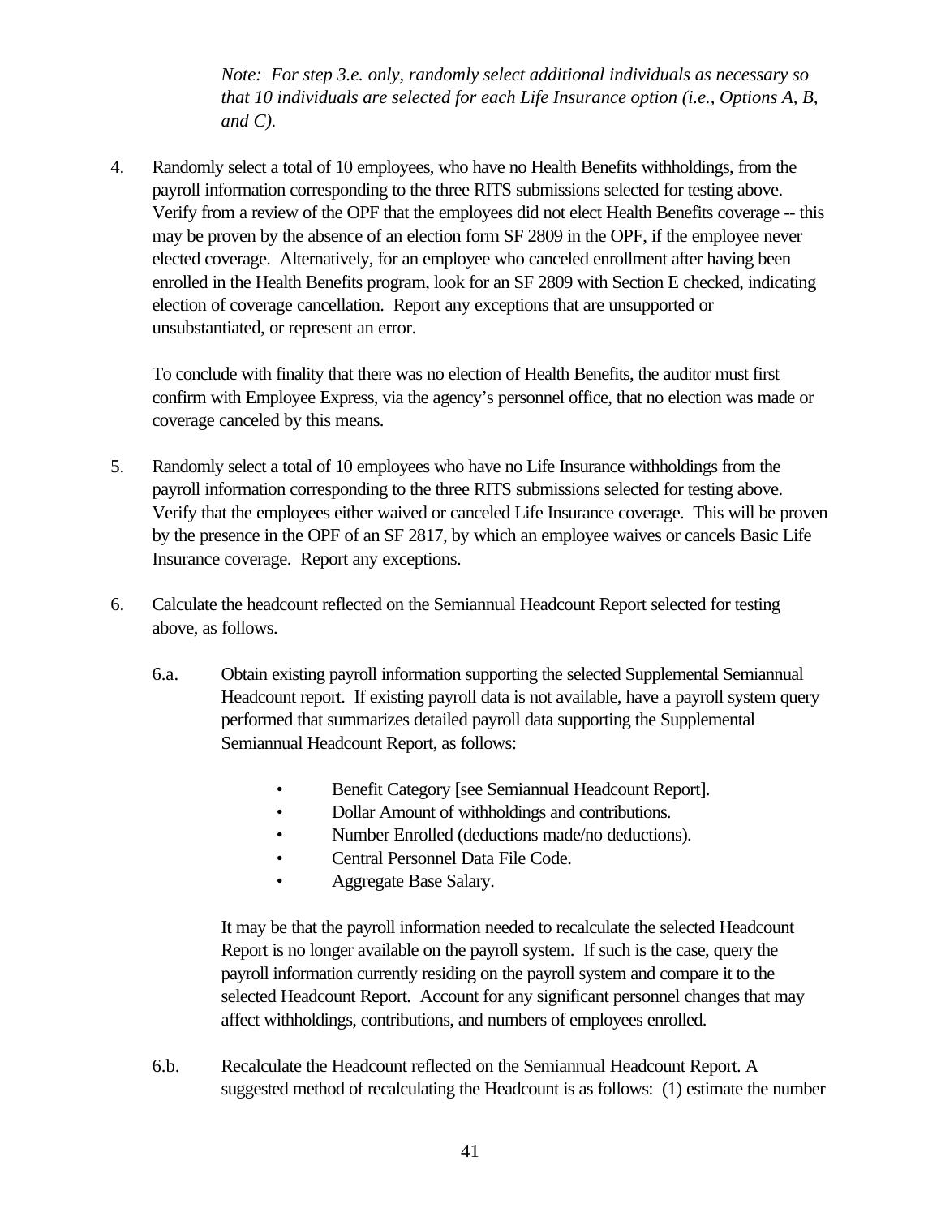*Note: For step 3.e. only, randomly select additional individuals as necessary so that 10 individuals are selected for each Life Insurance option (i.e., Options A, B, and C).*

4. Randomly select a total of 10 employees, who have no Health Benefits withholdings, from the payroll information corresponding to the three RITS submissions selected for testing above. Verify from a review of the OPF that the employees did not elect Health Benefits coverage -- this may be proven by the absence of an election form SF 2809 in the OPF, if the employee never elected coverage. Alternatively, for an employee who canceled enrollment after having been enrolled in the Health Benefits program, look for an SF 2809 with Section E checked, indicating election of coverage cancellation. Report any exceptions that are unsupported or unsubstantiated, or represent an error.

   To conclude with finality that there was no election of Health Benefits, the auditor must first confirm with Employee Express, via the agency's personnel office, that no election was made or coverage canceled by this means.

5. Randomly select a total of 10 employees who have no Life Insurance withholdings from the payroll information corresponding to the three RITS submissions selected for testing above. Verify that the employees either waived or canceled Life Insurance coverage. This will be proven by the presence in the OPF of an SF 2817, by which an employee waives or cancels Basic Life Insurance coverage. Report any exceptions.

6. Calculate the headcount reflected on the Semiannual Headcount Report selected for testing above, as follows.

   6.a. Obtain existing payroll information supporting the selected Supplemental Semiannual Headcount report. If existing payroll data is not available, have a payroll system query performed that summarizes detailed payroll data supporting the Supplemental Semiannual Headcount Report, as follows:

   - Benefit Category [see Semiannual Headcount Report].
   - Dollar Amount of withholdings and contributions.
   - Number Enrolled (deductions made/no deductions).
   - Central Personnel Data File Code.
   - Aggregate Base Salary.

   It may be that the payroll information needed to recalculate the selected Headcount Report is no longer available on the payroll system. If such is the case, query the payroll information currently residing on the payroll system and compare it to the selected Headcount Report. Account for any significant personnel changes that may affect withholdings, contributions, and numbers of employees enrolled.

   6.b. Recalculate the Headcount reflected on the Semiannual Headcount Report. A suggested method of recalculating the Headcount is as follows: (1) estimate the number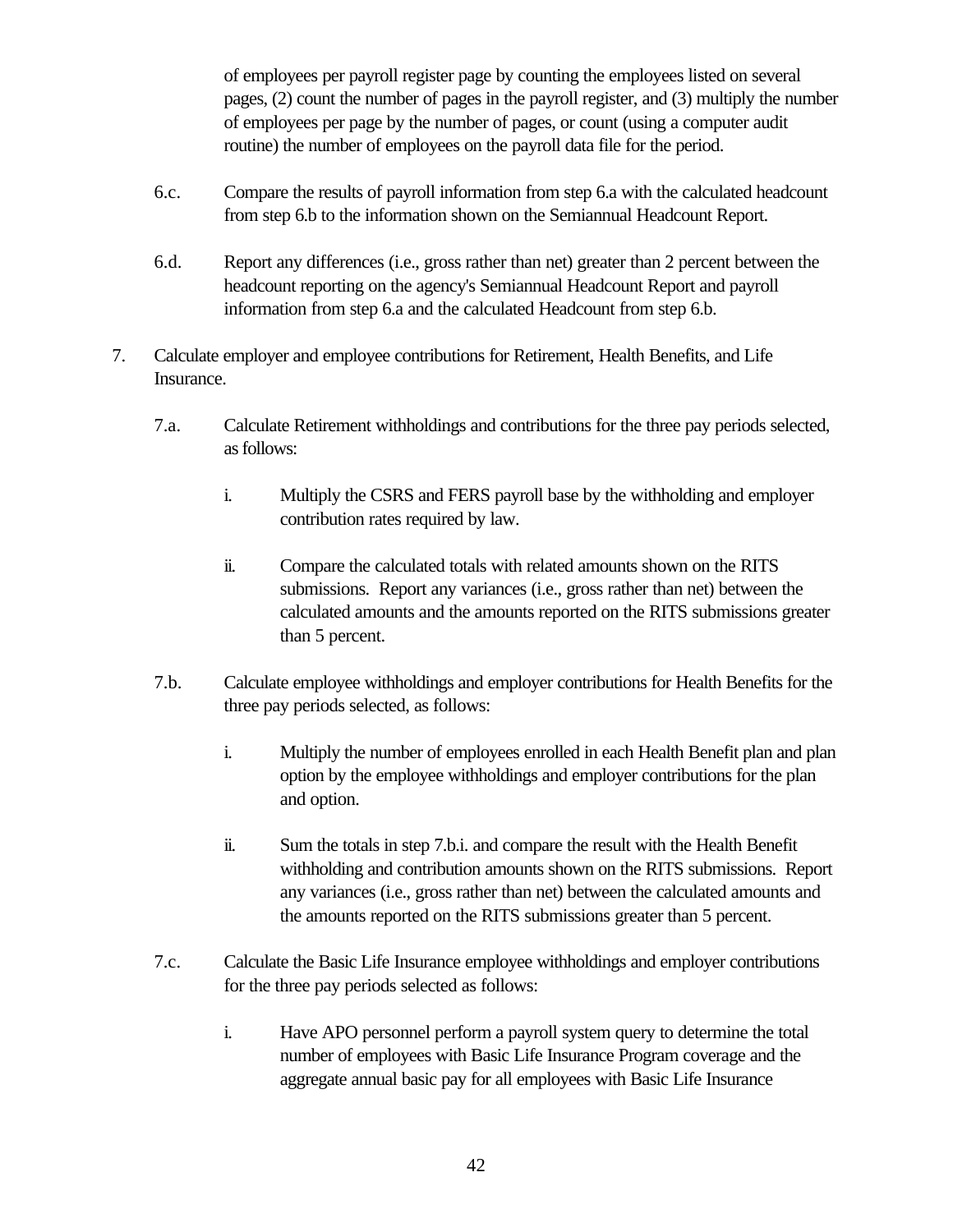of employees per payroll register page by counting the employees listed on several pages, (2) count the number of pages in the payroll register, and (3) multiply the number of employees per page by the number of pages, or count (using a computer audit routine) the number of employees on the payroll data file for the period.

6.c. Compare the results of payroll information from step 6.a with the calculated headcount from step 6.b to the information shown on the Semiannual Headcount Report.

6.d. Report any differences (i.e., gross rather than net) greater than 2 percent between the headcount reporting on the agency's Semiannual Headcount Report and payroll information from step 6.a and the calculated Headcount from step 6.b.

7. Calculate employer and employee contributions for Retirement, Health Benefits, and Life Insurance.

7.a. Calculate Retirement withholdings and contributions for the three pay periods selected, as follows:

i. Multiply the CSRS and FERS payroll base by the withholding and employer contribution rates required by law.

ii. Compare the calculated totals with related amounts shown on the RITS submissions. Report any variances (i.e., gross rather than net) between the calculated amounts and the amounts reported on the RITS submissions greater than 5 percent.

7.b. Calculate employee withholdings and employer contributions for Health Benefits for the three pay periods selected, as follows:

i. Multiply the number of employees enrolled in each Health Benefit plan and plan option by the employee withholdings and employer contributions for the plan and option.

ii. Sum the totals in step 7.b.i. and compare the result with the Health Benefit withholding and contribution amounts shown on the RITS submissions. Report any variances (i.e., gross rather than net) between the calculated amounts and the amounts reported on the RITS submissions greater than 5 percent.

7.c. Calculate the Basic Life Insurance employee withholdings and employer contributions for the three pay periods selected as follows:

i. Have APO personnel perform a payroll system query to determine the total number of employees with Basic Life Insurance Program coverage and the aggregate annual basic pay for all employees with Basic Life Insurance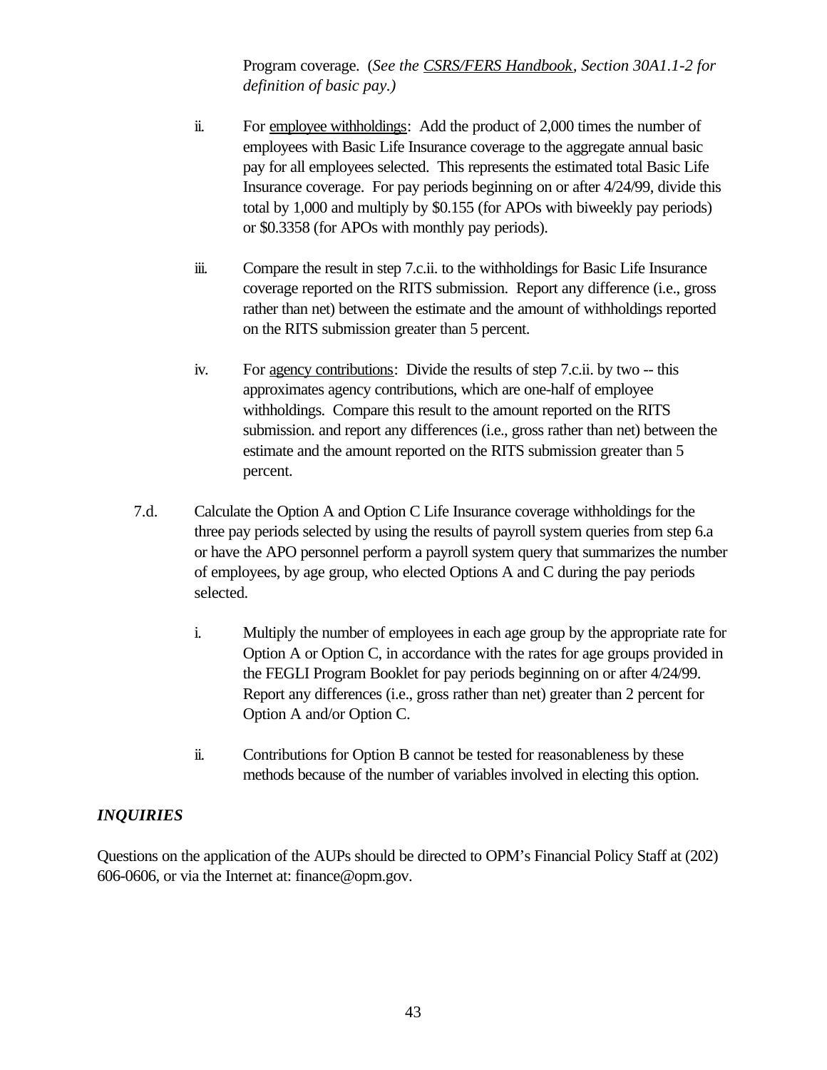Program coverage. (*See the* *CSRS/FERS Handbook*, *Section 30A1.1-2 for definition of basic pay.)*

ii. For employee withholdings: Add the product of 2,000 times the number of employees with Basic Life Insurance coverage to the aggregate annual basic pay for all employees selected. This represents the estimated total Basic Life Insurance coverage. For pay periods beginning on or after 4/24/99, divide this total by 1,000 and multiply by $0.155 (for APOs with biweekly pay periods) or $0.3358 (for APOs with monthly pay periods).

iii. Compare the result in step 7.c.ii. to the withholdings for Basic Life Insurance coverage reported on the RITS submission. Report any difference (i.e., gross rather than net) between the estimate and the amount of withholdings reported on the RITS submission greater than 5 percent.

iv. For agency contributions: Divide the results of step 7.c.ii. by two -- this approximates agency contributions, which are one-half of employee withholdings. Compare this result to the amount reported on the RITS submission. and report any differences (i.e., gross rather than net) between the estimate and the amount reported on the RITS submission greater than 5 percent.

7.d. Calculate the Option A and Option C Life Insurance coverage withholdings for the three pay periods selected by using the results of payroll system queries from step 6.a or have the APO personnel perform a payroll system query that summarizes the number of employees, by age group, who elected Options A and C during the pay periods selected.

i. Multiply the number of employees in each age group by the appropriate rate for Option A or Option C, in accordance with the rates for age groups provided in the FEGLI Program Booklet for pay periods beginning on or after 4/24/99. Report any differences (i.e., gross rather than net) greater than 2 percent for Option A and/or Option C.

ii. Contributions for Option B cannot be tested for reasonableness by these methods because of the number of variables involved in electing this option.

### *INQUIRIES*

Questions on the application of the AUPs should be directed to OPM's Financial Policy Staff at (202) 606-0606, or via the Internet at: finance@opm.gov.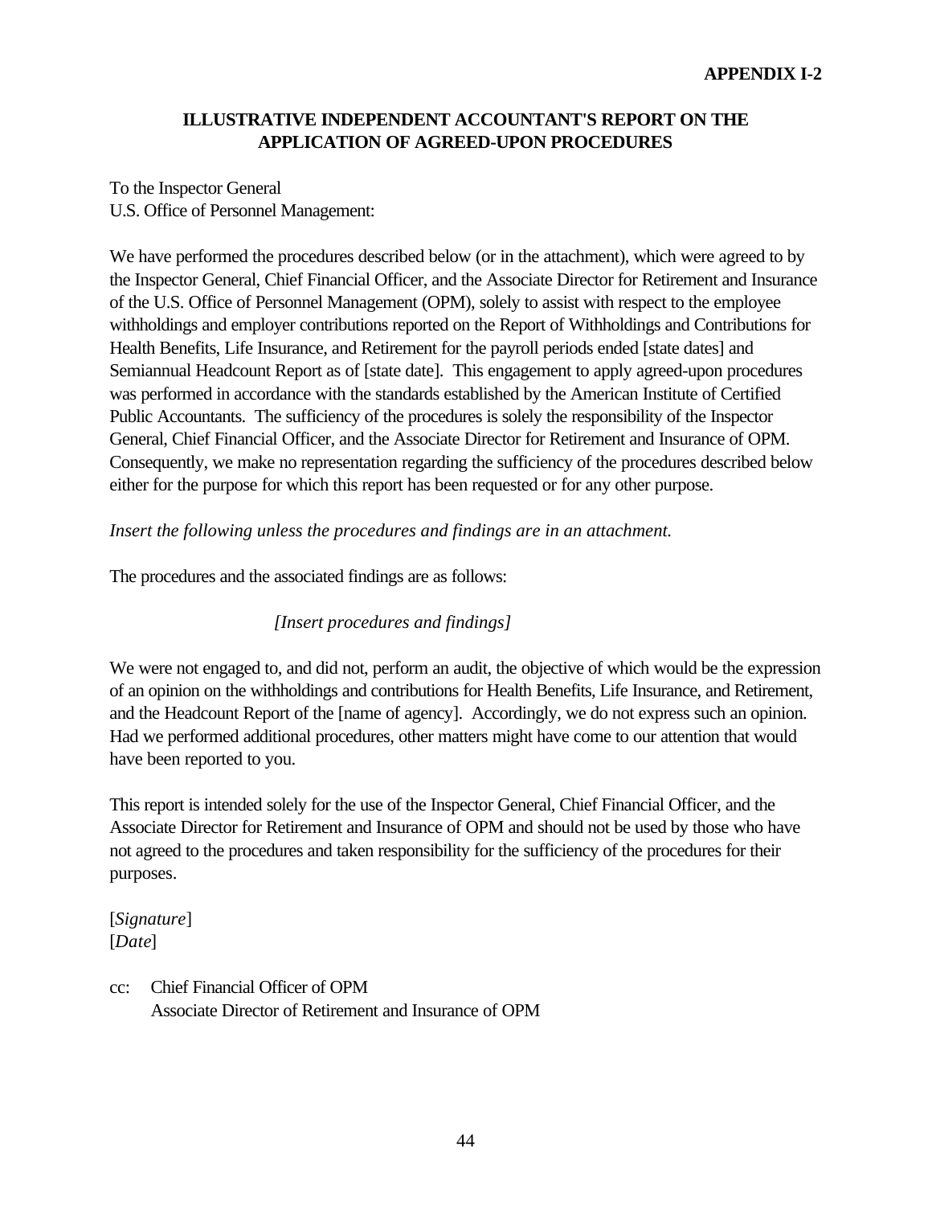**APPENDIX I-2**

## ILLUSTRATIVE INDEPENDENT ACCOUNTANT'S REPORT ON THE APPLICATION OF AGREED-UPON PROCEDURES

To the Inspector General
U.S. Office of Personnel Management:

We have performed the procedures described below (or in the attachment), which were agreed to by the Inspector General, Chief Financial Officer, and the Associate Director for Retirement and Insurance of the U.S. Office of Personnel Management (OPM), solely to assist with respect to the employee withholdings and employer contributions reported on the Report of Withholdings and Contributions for Health Benefits, Life Insurance, and Retirement for the payroll periods ended [state dates] and Semiannual Headcount Report as of [state date]. This engagement to apply agreed-upon procedures was performed in accordance with the standards established by the American Institute of Certified Public Accountants. The sufficiency of the procedures is solely the responsibility of the Inspector General, Chief Financial Officer, and the Associate Director for Retirement and Insurance of OPM. Consequently, we make no representation regarding the sufficiency of the procedures described below either for the purpose for which this report has been requested or for any other purpose.

*Insert the following unless the procedures and findings are in an attachment.*

The procedures and the associated findings are as follows:

*[Insert procedures and findings]*

We were not engaged to, and did not, perform an audit, the objective of which would be the expression of an opinion on the withholdings and contributions for Health Benefits, Life Insurance, and Retirement, and the Headcount Report of the [name of agency]. Accordingly, we do not express such an opinion. Had we performed additional procedures, other matters might have come to our attention that would have been reported to you.

This report is intended solely for the use of the Inspector General, Chief Financial Officer, and the Associate Director for Retirement and Insurance of OPM and should not be used by those who have not agreed to the procedures and taken responsibility for the sufficiency of the procedures for their purposes.

[*Signature*]
[*Date*]

cc: Chief Financial Officer of OPM
Associate Director of Retirement and Insurance of OPM